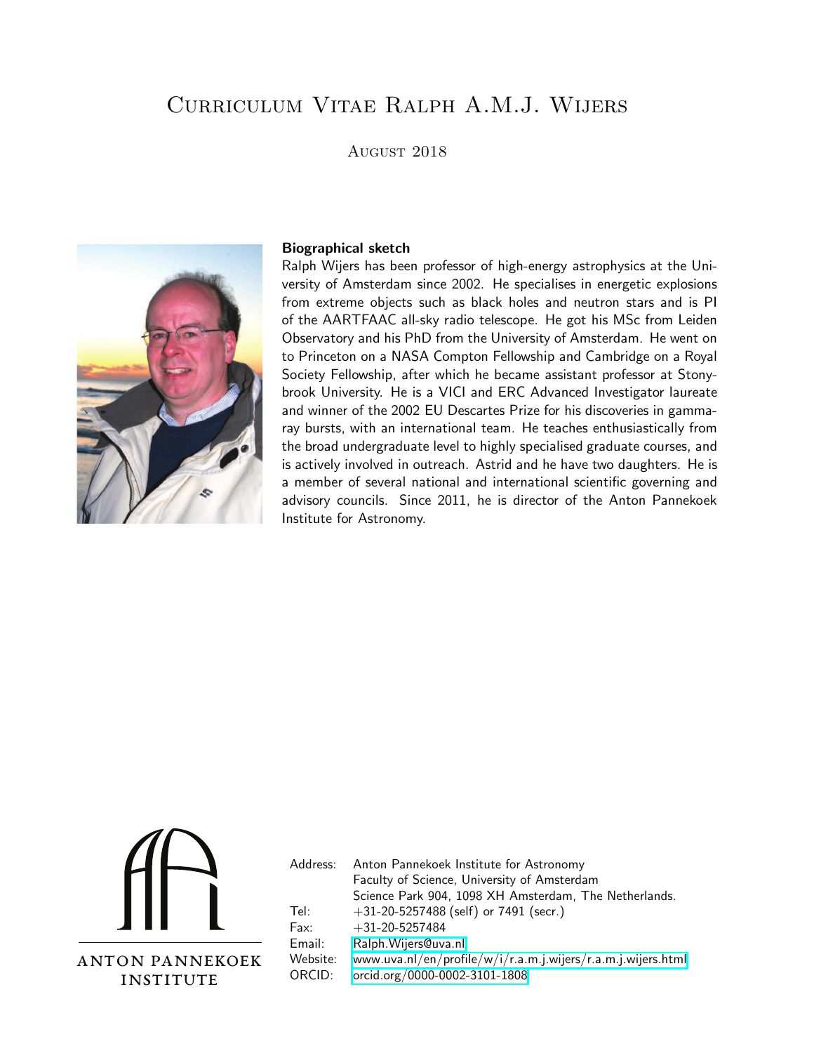# Curriculum Vitae Ralph A.M.J. Wijers

August 2018

**Biographical sketch**

Ralph Wijers has been professor of high-energy astrophysics at the University of Amsterdam since 2002. He specialises in energetic explosions from extreme objects such as black holes and neutron stars and is PI of the AARTFAAC all-sky radio telescope. He got his MSc from Leiden Observatory and his PhD from the University of Amsterdam. He went on to Princeton on a NASA Compton Fellowship and Cambridge on a Royal Society Fellowship, after which he became assistant professor at Stonybrook University. He is a VICI and ERC Advanced Investigator laureate and winner of the 2002 EU Descartes Prize for his discoveries in gamma-ray bursts, with an international team. He teaches enthusiastically from the broad undergraduate level to highly specialised graduate courses, and is actively involved in outreach. Astrid and he have two daughters. He is a member of several national and international scientific governing and advisory councils. Since 2011, he is director of the Anton Pannekoek Institute for Astronomy.

ANTON PANNEKOEK INSTITUTE

| | |
|---|---|
| Address: | Anton Pannekoek Institute for Astronomy<br>Faculty of Science, University of Amsterdam<br>Science Park 904, 1098 XH Amsterdam, The Netherlands. |
| Tel: | +31-20-5257488 (self) or 7491 (secr.) |
| Fax: | +31-20-5257484 |
| Email: | Ralph.Wijers@uva.nl |
| Website: | www.uva.nl/en/profile/w/i/r.a.m.j.wijers/r.a.m.j.wijers.html |
| ORCID: | orcid.org/0000-0002-3101-1808 |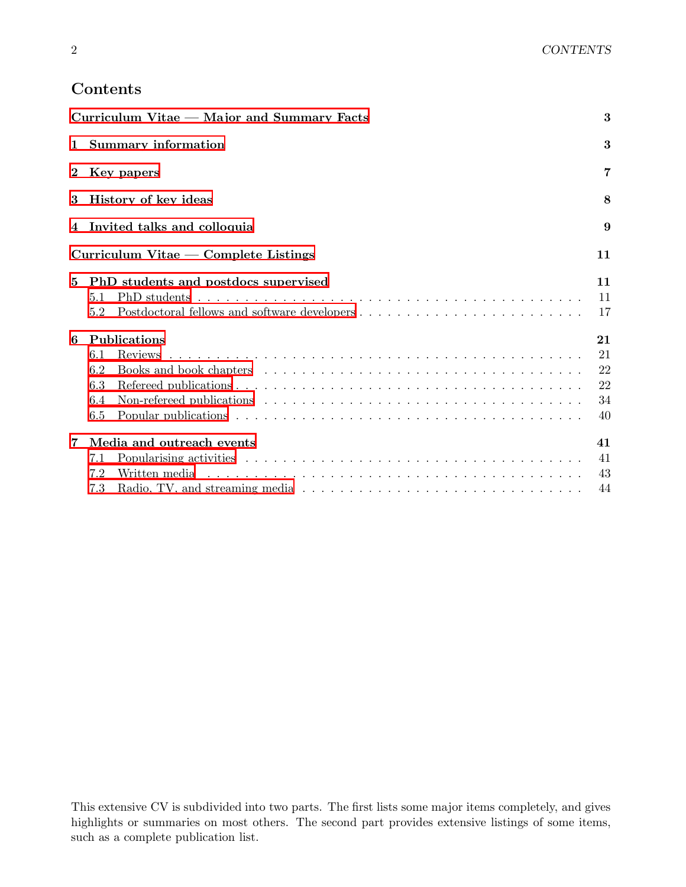# Contents

**Curriculum Vitae — Major and Summary Facts** **3**

**1 Summary information** **3**

**2 Key papers** **7**

**3 History of key ideas** **8**

**4 Invited talks and colloquia** **9**

**Curriculum Vitae — Complete Listings** **11**

**5 PhD students and postdocs supervised** **11**

- 5.1 PhD students . . . . . . . . . . 11
- 5.2 Postdoctoral fellows and software developers . . . . . . . . . . 17

**6 Publications** **21**

- 6.1 Reviews . . . . . . . . . . 21
- 6.2 Books and book chapters . . . . . . . . . . 22
- 6.3 Refereed publications . . . . . . . . . . 22
- 6.4 Non-refereed publications . . . . . . . . . . 34
- 6.5 Popular publications . . . . . . . . . . 40

**7 Media and outreach events** **41**

- 7.1 Popularising activities . . . . . . . . . . 41
- 7.2 Written media . . . . . . . . . . 43
- 7.3 Radio, TV, and streaming media . . . . . . . . . . 44

This extensive CV is subdivided into two parts. The first lists some major items completely, and gives highlights or summaries on most others. The second part provides extensive listings of some items, such as a complete publication list.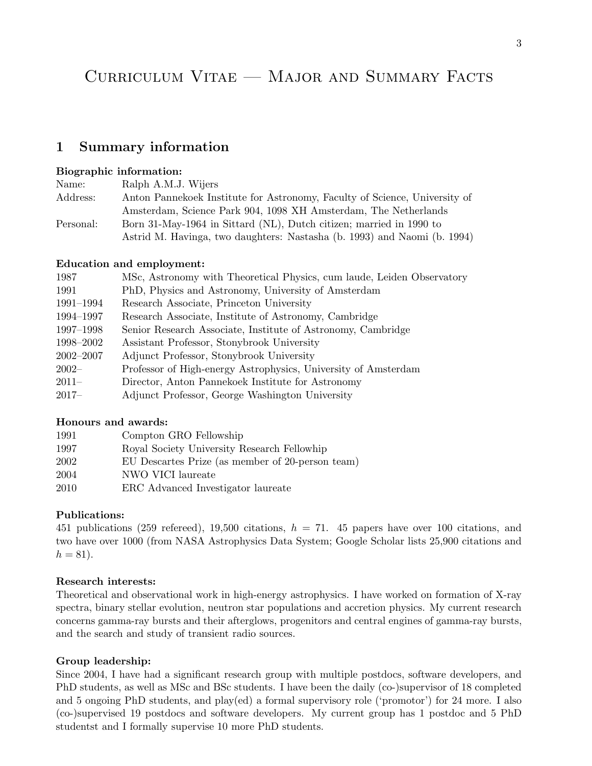# Curriculum Vitae — Major and Summary Facts

## 1 Summary information

**Biographic information:**

| | |
|---|---|
| Name: | Ralph A.M.J. Wijers |
| Address: | Anton Pannekoek Institute for Astronomy, Faculty of Science, University of Amsterdam, Science Park 904, 1098 XH Amsterdam, The Netherlands |
| Personal: | Born 31-May-1964 in Sittard (NL), Dutch citizen; married in 1990 to Astrid M. Havinga, two daughters: Nastasha (b. 1993) and Naomi (b. 1994) |

**Education and employment:**

| | |
|---|---|
| 1987 | MSc, Astronomy with Theoretical Physics, cum laude, Leiden Observatory |
| 1991 | PhD, Physics and Astronomy, University of Amsterdam |
| 1991–1994 | Research Associate, Princeton University |
| 1994–1997 | Research Associate, Institute of Astronomy, Cambridge |
| 1997–1998 | Senior Research Associate, Institute of Astronomy, Cambridge |
| 1998–2002 | Assistant Professor, Stonybrook University |
| 2002–2007 | Adjunct Professor, Stonybrook University |
| 2002– | Professor of High-energy Astrophysics, University of Amsterdam |
| 2011– | Director, Anton Pannekoek Institute for Astronomy |
| 2017– | Adjunct Professor, George Washington University |

**Honours and awards:**

| | |
|---|---|
| 1991 | Compton GRO Fellowship |
| 1997 | Royal Society University Research Fellowhip |
| 2002 | EU Descartes Prize (as member of 20-person team) |
| 2004 | NWO VICI laureate |
| 2010 | ERC Advanced Investigator laureate |

**Publications:**

451 publications (259 refereed), 19,500 citations, $h = 71$. 45 papers have over 100 citations, and two have over 1000 (from NASA Astrophysics Data System; Google Scholar lists 25,900 citations and $h = 81$).

**Research interests:**

Theoretical and observational work in high-energy astrophysics. I have worked on formation of X-ray spectra, binary stellar evolution, neutron star populations and accretion physics. My current research concerns gamma-ray bursts and their afterglows, progenitors and central engines of gamma-ray bursts, and the search and study of transient radio sources.

**Group leadership:**

Since 2004, I have had a significant research group with multiple postdocs, software developers, and PhD students, as well as MSc and BSc students. I have been the daily (co-)supervisor of 18 completed and 5 ongoing PhD students, and play(ed) a formal supervisory role ('promotor') for 24 more. I also (co-)supervised 19 postdocs and software developers. My current group has 1 postdoc and 5 PhD studentst and I formally supervise 10 more PhD students.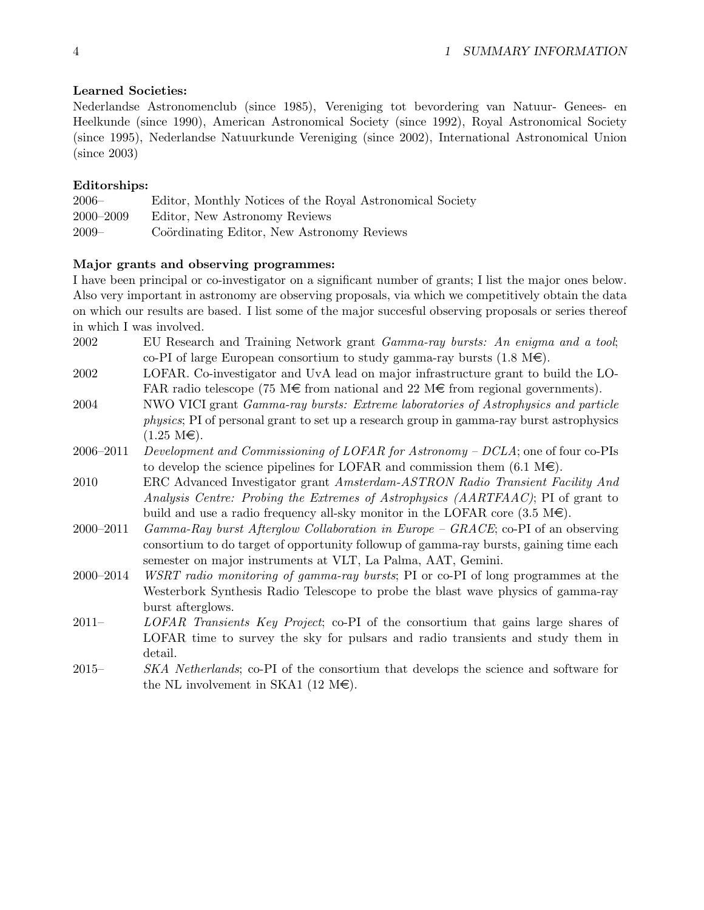**Learned Societies:**

Nederlandse Astronomenclub (since 1985), Vereniging tot bevordering van Natuur- Genees- en Heelkunde (since 1990), American Astronomical Society (since 1992), Royal Astronomical Society (since 1995), Nederlandse Natuurkunde Vereniging (since 2002), International Astronomical Union (since 2003)

**Editorships:**

| | |
|---|---|
| 2006– | Editor, Monthly Notices of the Royal Astronomical Society |
| 2000–2009 | Editor, New Astronomy Reviews |
| 2009– | Coördinating Editor, New Astronomy Reviews |

**Major grants and observing programmes:**

I have been principal or co-investigator on a significant number of grants; I list the major ones below. Also very important in astronomy are observing proposals, via which we competitively obtain the data on which our results are based. I list some of the major succesful observing proposals or series thereof in which I was involved.

| | |
|---|---|
| 2002 | EU Research and Training Network grant *Gamma-ray bursts: An enigma and a tool*; co-PI of large European consortium to study gamma-ray bursts (1.8 M€). |
| 2002 | LOFAR. Co-investigator and UvA lead on major infrastructure grant to build the LOFAR radio telescope (75 M€ from national and 22 M€ from regional governments). |
| 2004 | NWO VICI grant *Gamma-ray bursts: Extreme laboratories of Astrophysics and particle physics*; PI of personal grant to set up a research group in gamma-ray burst astrophysics (1.25 M€). |
| 2006–2011 | *Development and Commissioning of LOFAR for Astronomy – DCLA*; one of four co-PIs to develop the science pipelines for LOFAR and commission them (6.1 M€). |
| 2010 | ERC Advanced Investigator grant *Amsterdam-ASTRON Radio Transient Facility And Analysis Centre: Probing the Extremes of Astrophysics (AARTFAAC)*; PI of grant to build and use a radio frequency all-sky monitor in the LOFAR core (3.5 M€). |
| 2000–2011 | *Gamma-Ray burst Afterglow Collaboration in Europe – GRACE*; co-PI of an observing consortium to do target of opportunity followup of gamma-ray bursts, gaining time each semester on major instruments at VLT, La Palma, AAT, Gemini. |
| 2000–2014 | *WSRT radio monitoring of gamma-ray bursts*; PI or co-PI of long programmes at the Westerbork Synthesis Radio Telescope to probe the blast wave physics of gamma-ray burst afterglows. |
| 2011– | *LOFAR Transients Key Project*; co-PI of the consortium that gains large shares of LOFAR time to survey the sky for pulsars and radio transients and study them in detail. |
| 2015– | *SKA Netherlands*; co-PI of the consortium that develops the science and software for the NL involvement in SKA1 (12 M€). |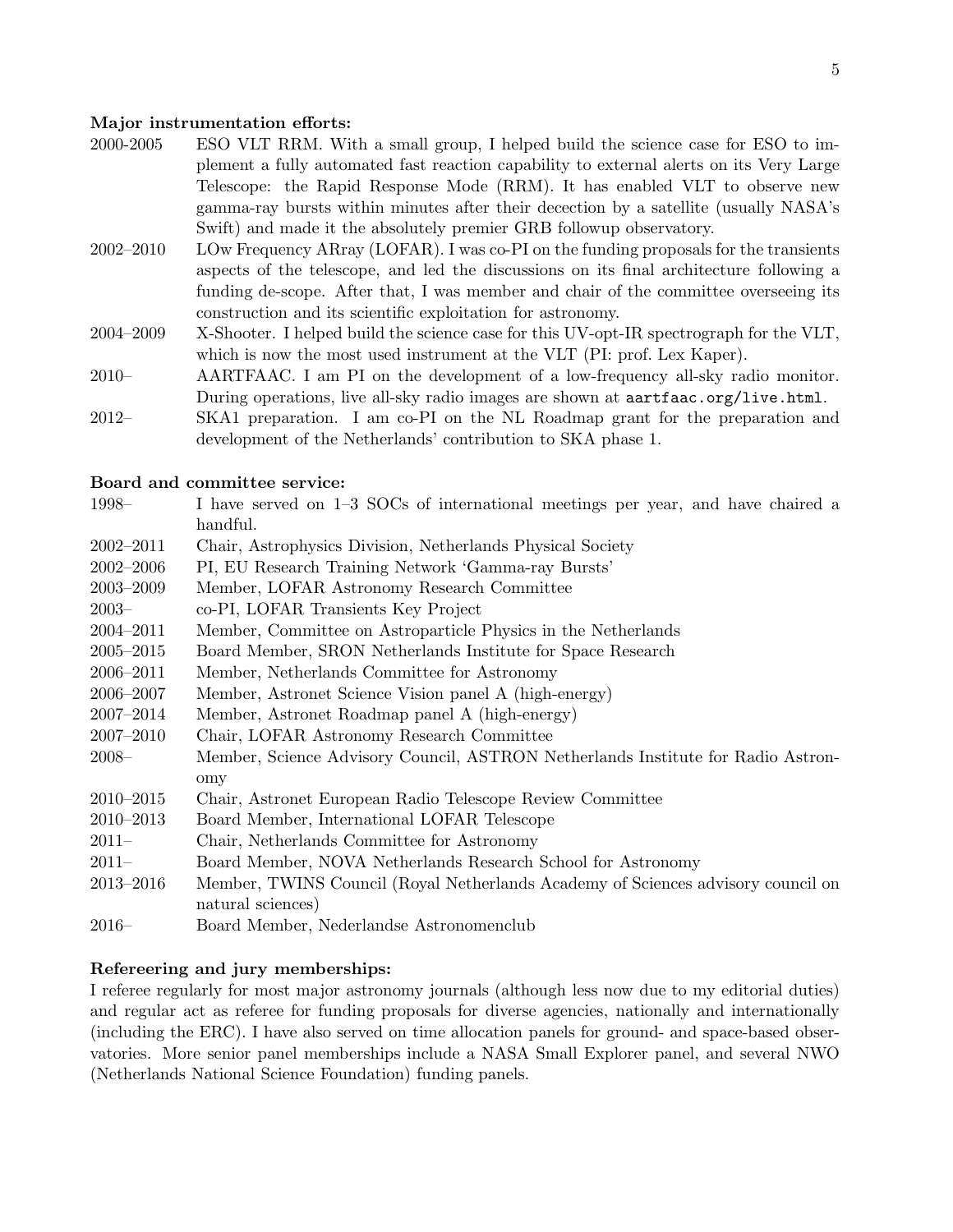**Major instrumentation efforts:**

| | |
|---|---|
| 2000-2005 | ESO VLT RRM. With a small group, I helped build the science case for ESO to implement a fully automated fast reaction capability to external alerts on its Very Large Telescope: the Rapid Response Mode (RRM). It has enabled VLT to observe new gamma-ray bursts within minutes after their dececction by a satellite (usually NASA's Swift) and made it the absolutely premier GRB followup observatory. |
| 2002–2010 | LOw Frequency ARray (LOFAR). I was co-PI on the funding proposals for the transients aspects of the telescope, and led the discussions on its final architecture following a funding de-scope. After that, I was member and chair of the committee overseeing its construction and its scientific exploitation for astronomy. |
| 2004–2009 | X-Shooter. I helped build the science case for this UV-opt-IR spectrograph for the VLT, which is now the most used instrument at the VLT (PI: prof. Lex Kaper). |
| 2010– | AARTFAAC. I am PI on the development of a low-frequency all-sky radio monitor. During operations, live all-sky radio images are shown at `aartfaac.org/live.html`. |
| 2012– | SKA1 preparation. I am co-PI on the NL Roadmap grant for the preparation and development of the Netherlands' contribution to SKA phase 1. |

**Board and committee service:**

| | |
|---|---|
| 1998– | I have served on 1–3 SOCs of international meetings per year, and have chaired a handful. |
| 2002–2011 | Chair, Astrophysics Division, Netherlands Physical Society |
| 2002–2006 | PI, EU Research Training Network 'Gamma-ray Bursts' |
| 2003–2009 | Member, LOFAR Astronomy Research Committee |
| 2003– | co-PI, LOFAR Transients Key Project |
| 2004–2011 | Member, Committee on Astroparticle Physics in the Netherlands |
| 2005–2015 | Board Member, SRON Netherlands Institute for Space Research |
| 2006–2011 | Member, Netherlands Committee for Astronomy |
| 2006–2007 | Member, Astronet Science Vision panel A (high-energy) |
| 2007–2014 | Member, Astronet Roadmap panel A (high-energy) |
| 2007–2010 | Chair, LOFAR Astronomy Research Committee |
| 2008– | Member, Science Advisory Council, ASTRON Netherlands Institute for Radio Astronomy |
| 2010–2015 | Chair, Astronet European Radio Telescope Review Committee |
| 2010–2013 | Board Member, International LOFAR Telescope |
| 2011– | Chair, Netherlands Committee for Astronomy |
| 2011– | Board Member, NOVA Netherlands Research School for Astronomy |
| 2013–2016 | Member, TWINS Council (Royal Netherlands Academy of Sciences advisory council on natural sciences) |
| 2016– | Board Member, Nederlandse Astronomenclub |

**Refereeing and jury memberships:**

I referee regularly for most major astronomy journals (although less now due to my editorial duties) and regular act as referee for funding proposals for diverse agencies, nationally and internationally (including the ERC). I have also served on time allocation panels for ground- and space-based observatories. More senior panel memberships include a NASA Small Explorer panel, and several NWO (Netherlands National Science Foundation) funding panels.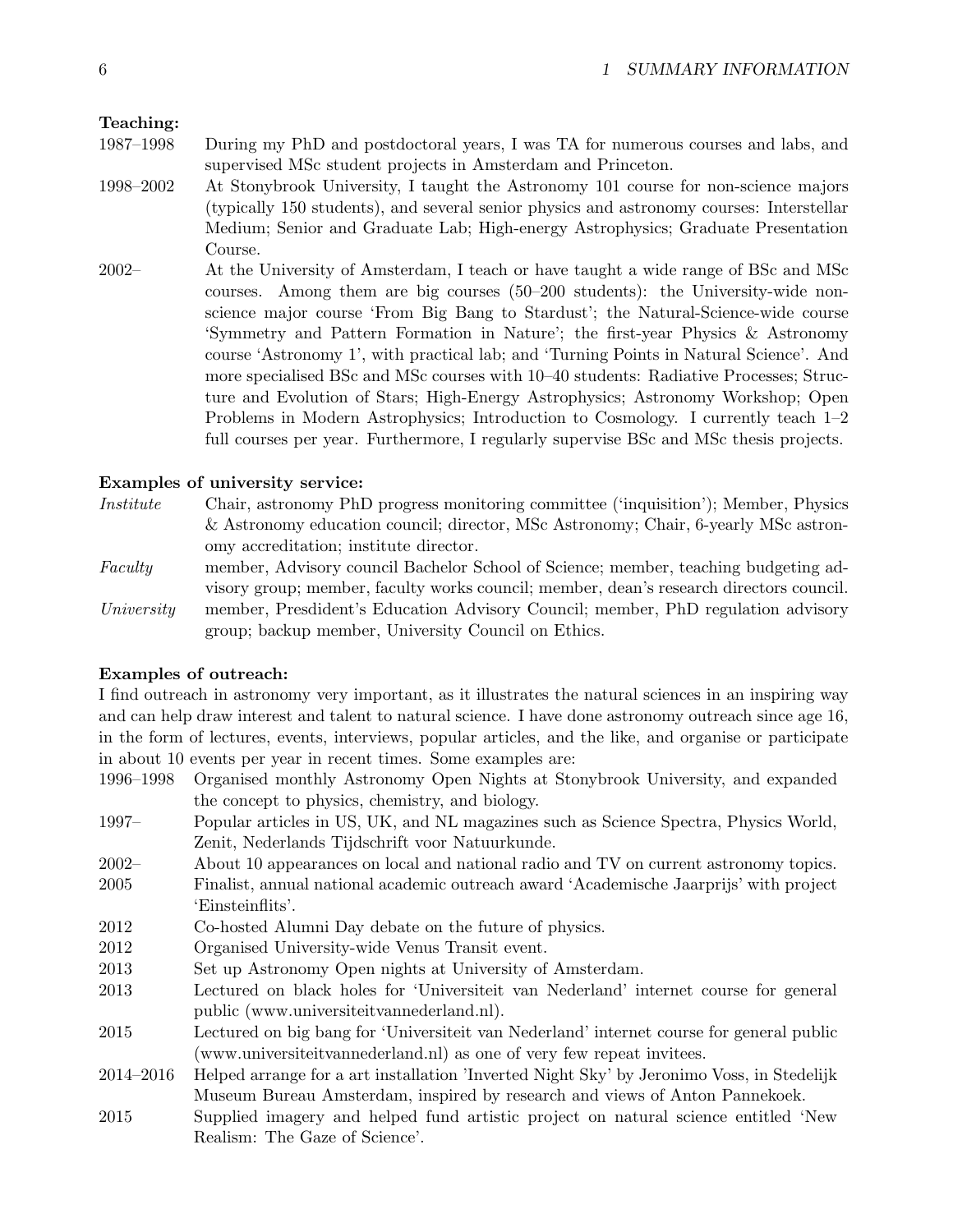**Teaching:**

1987–1998 During my PhD and postdoctoral years, I was TA for numerous courses and labs, and supervised MSc student projects in Amsterdam and Princeton.

1998–2002 At Stonybrook University, I taught the Astronomy 101 course for non-science majors (typically 150 students), and several senior physics and astronomy courses: Interstellar Medium; Senior and Graduate Lab; High-energy Astrophysics; Graduate Presentation Course.

2002– At the University of Amsterdam, I teach or have taught a wide range of BSc and MSc courses. Among them are big courses (50–200 students): the University-wide non-science major course 'From Big Bang to Stardust'; the Natural-Science-wide course 'Symmetry and Pattern Formation in Nature'; the first-year Physics & Astronomy course 'Astronomy 1', with practical lab; and 'Turning Points in Natural Science'. And more specialised BSc and MSc courses with 10–40 students: Radiative Processes; Structure and Evolution of Stars; High-Energy Astrophysics; Astronomy Workshop; Open Problems in Modern Astrophysics; Introduction to Cosmology. I currently teach 1–2 full courses per year. Furthermore, I regularly supervise BSc and MSc thesis projects.

**Examples of university service:**

*Institute* Chair, astronomy PhD progress monitoring committee ('inquisition'); Member, Physics & Astronomy education council; director, MSc Astronomy; Chair, 6-yearly MSc astronomy accreditation; institute director.

*Faculty* member, Advisory council Bachelor School of Science; member, teaching budgeting advisory group; member, faculty works council; member, dean's research directors council.

*University* member, Presdident's Education Advisory Council; member, PhD regulation advisory group; backup member, University Council on Ethics.

**Examples of outreach:**

I find outreach in astronomy very important, as it illustrates the natural sciences in an inspiring way and can help draw interest and talent to natural science. I have done astronomy outreach since age 16, in the form of lectures, events, interviews, popular articles, and the like, and organise or participate in about 10 events per year in recent times. Some examples are:

1996–1998 Organised monthly Astronomy Open Nights at Stonybrook University, and expanded the concept to physics, chemistry, and biology.

1997– Popular articles in US, UK, and NL magazines such as Science Spectra, Physics World, Zenit, Nederlands Tijdschrift voor Natuurkunde.

2002– About 10 appearances on local and national radio and TV on current astronomy topics.

2005 Finalist, annual national academic outreach award 'Academische Jaarprijs' with project 'Einsteinflits'.

2012 Co-hosted Alumni Day debate on the future of physics.

2012 Organised University-wide Venus Transit event.

2013 Set up Astronomy Open nights at University of Amsterdam.

2013 Lectured on black holes for 'Universiteit van Nederland' internet course for general public (www.universiteitvannederland.nl).

2015 Lectured on big bang for 'Universiteit van Nederland' internet course for general public (www.universiteitvannederland.nl) as one of very few repeat invitees.

2014–2016 Helped arrange for a art installation 'Inverted Night Sky' by Jeronimo Voss, in Stedelijk Museum Bureau Amsterdam, inspired by research and views of Anton Pannekoek.

2015 Supplied imagery and helped fund artistic project on natural science entitled 'New Realism: The Gaze of Science'.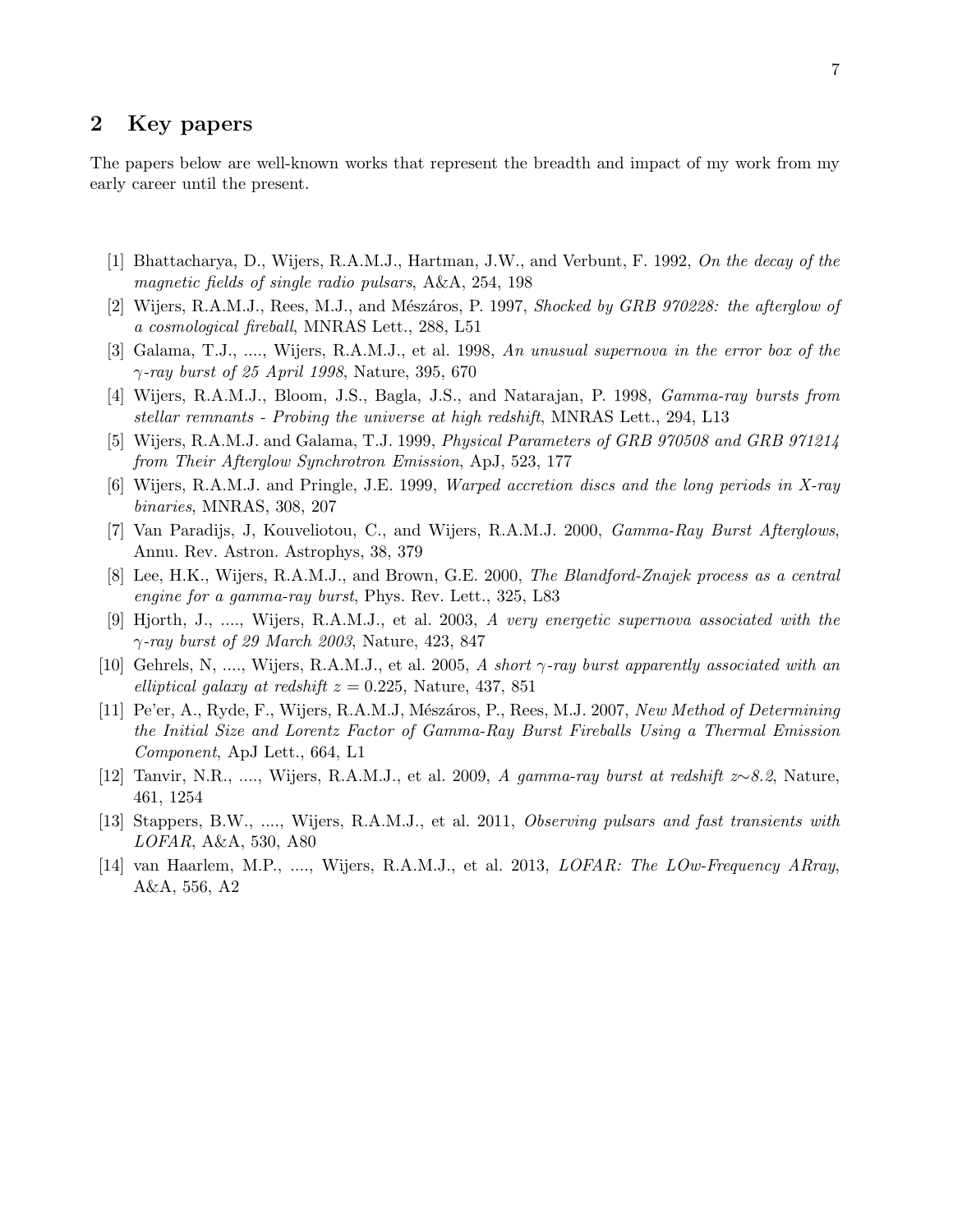## 2 Key papers

The papers below are well-known works that represent the breadth and impact of my work from my early career until the present.

[1] Bhattacharya, D., Wijers, R.A.M.J., Hartman, J.W., and Verbunt, F. 1992, *On the decay of the magnetic fields of single radio pulsars*, A&A, 254, 198

[2] Wijers, R.A.M.J., Rees, M.J., and Mészáros, P. 1997, *Shocked by GRB 970228: the afterglow of a cosmological fireball*, MNRAS Lett., 288, L51

[3] Galama, T.J., ...., Wijers, R.A.M.J., et al. 1998, *An unusual supernova in the error box of the $\gamma$-ray burst of 25 April 1998*, Nature, 395, 670

[4] Wijers, R.A.M.J., Bloom, J.S., Bagla, J.S., and Natarajan, P. 1998, *Gamma-ray bursts from stellar remnants - Probing the universe at high redshift*, MNRAS Lett., 294, L13

[5] Wijers, R.A.M.J. and Galama, T.J. 1999, *Physical Parameters of GRB 970508 and GRB 971214 from Their Afterglow Synchrotron Emission*, ApJ, 523, 177

[6] Wijers, R.A.M.J. and Pringle, J.E. 1999, *Warped accretion discs and the long periods in X-ray binaries*, MNRAS, 308, 207

[7] Van Paradijs, J, Kouveliotou, C., and Wijers, R.A.M.J. 2000, *Gamma-Ray Burst Afterglows*, Annu. Rev. Astron. Astrophys, 38, 379

[8] Lee, H.K., Wijers, R.A.M.J., and Brown, G.E. 2000, *The Blandford-Znajek process as a central engine for a gamma-ray burst*, Phys. Rev. Lett., 325, L83

[9] Hjorth, J., ...., Wijers, R.A.M.J., et al. 2003, *A very energetic supernova associated with the $\gamma$-ray burst of 29 March 2003*, Nature, 423, 847

[10] Gehrels, N, ...., Wijers, R.A.M.J., et al. 2005, *A short $\gamma$-ray burst apparently associated with an elliptical galaxy at redshift $z = 0.225$*, Nature, 437, 851

[11] Pe'er, A., Ryde, F., Wijers, R.A.M.J, Mészáros, P., Rees, M.J. 2007, *New Method of Determining the Initial Size and Lorentz Factor of Gamma-Ray Burst Fireballs Using a Thermal Emission Component*, ApJ Lett., 664, L1

[12] Tanvir, N.R., ...., Wijers, R.A.M.J., et al. 2009, *A gamma-ray burst at redshift $z{\sim}8.2$*, Nature, 461, 1254

[13] Stappers, B.W., ...., Wijers, R.A.M.J., et al. 2011, *Observing pulsars and fast transients with LOFAR*, A&A, 530, A80

[14] van Haarlem, M.P., ...., Wijers, R.A.M.J., et al. 2013, *LOFAR: The LOw-Frequency ARray*, A&A, 556, A2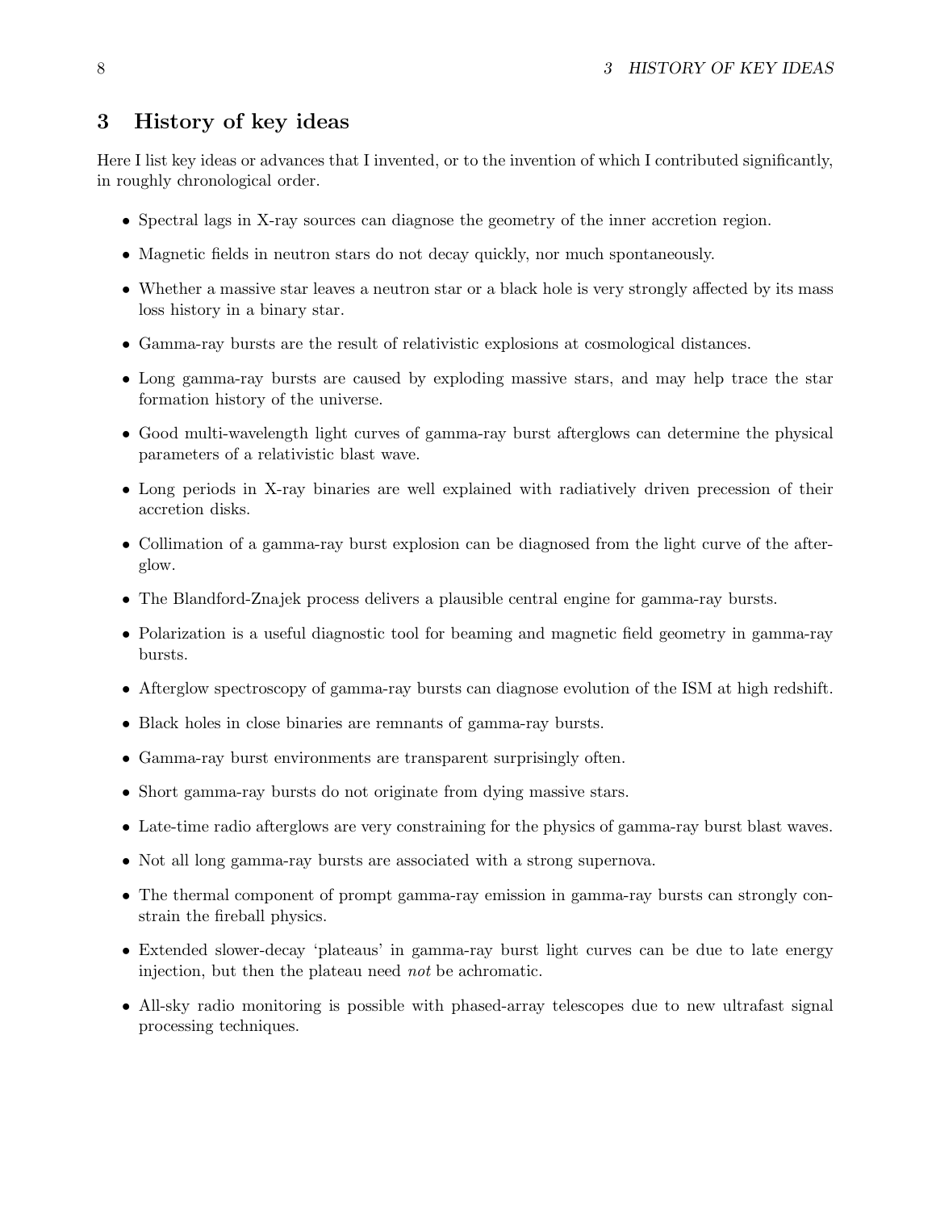# 3 History of key ideas

Here I list key ideas or advances that I invented, or to the invention of which I contributed significantly, in roughly chronological order.

- Spectral lags in X-ray sources can diagnose the geometry of the inner accretion region.
- Magnetic fields in neutron stars do not decay quickly, nor much spontaneously.
- Whether a massive star leaves a neutron star or a black hole is very strongly affected by its mass loss history in a binary star.
- Gamma-ray bursts are the result of relativistic explosions at cosmological distances.
- Long gamma-ray bursts are caused by exploding massive stars, and may help trace the star formation history of the universe.
- Good multi-wavelength light curves of gamma-ray burst afterglows can determine the physical parameters of a relativistic blast wave.
- Long periods in X-ray binaries are well explained with radiatively driven precession of their accretion disks.
- Collimation of a gamma-ray burst explosion can be diagnosed from the light curve of the afterglow.
- The Blandford-Znajek process delivers a plausible central engine for gamma-ray bursts.
- Polarization is a useful diagnostic tool for beaming and magnetic field geometry in gamma-ray bursts.
- Afterglow spectroscopy of gamma-ray bursts can diagnose evolution of the ISM at high redshift.
- Black holes in close binaries are remnants of gamma-ray bursts.
- Gamma-ray burst environments are transparent surprisingly often.
- Short gamma-ray bursts do not originate from dying massive stars.
- Late-time radio afterglows are very constraining for the physics of gamma-ray burst blast waves.
- Not all long gamma-ray bursts are associated with a strong supernova.
- The thermal component of prompt gamma-ray emission in gamma-ray bursts can strongly constrain the fireball physics.
- Extended slower-decay 'plateaus' in gamma-ray burst light curves can be due to late energy injection, but then the plateau need *not* be achromatic.
- All-sky radio monitoring is possible with phased-array telescopes due to new ultrafast signal processing techniques.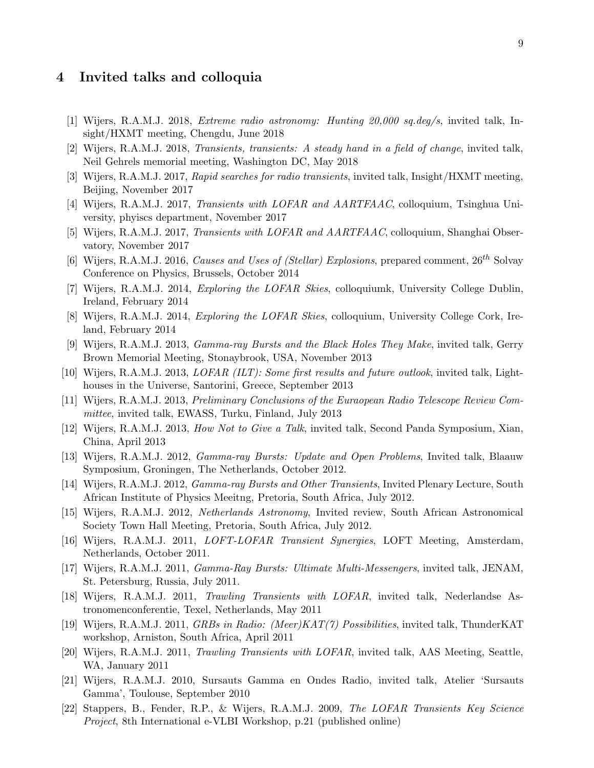## 4 Invited talks and colloquia

[1] Wijers, R.A.M.J. 2018, *Extreme radio astronomy: Hunting 20,000 sq.deg/s*, invited talk, Insight/HXMT meeting, Chengdu, June 2018

[2] Wijers, R.A.M.J. 2018, *Transients, transients: A steady hand in a field of change*, invited talk, Neil Gehrels memorial meeting, Washington DC, May 2018

[3] Wijers, R.A.M.J. 2017, *Rapid searches for radio transients*, invited talk, Insight/HXMT meeting, Beijing, November 2017

[4] Wijers, R.A.M.J. 2017, *Transients with LOFAR and AARTFAAC*, colloquium, Tsinghua University, phyiscs department, November 2017

[5] Wijers, R.A.M.J. 2017, *Transients with LOFAR and AARTFAAC*, colloquium, Shanghai Observatory, November 2017

[6] Wijers, R.A.M.J. 2016, *Causes and Uses of (Stellar) Explosions*, prepared comment, $26^{th}$ Solvay Conference on Physics, Brussels, October 2014

[7] Wijers, R.A.M.J. 2014, *Exploring the LOFAR Skies*, colloquiumk, University College Dublin, Ireland, February 2014

[8] Wijers, R.A.M.J. 2014, *Exploring the LOFAR Skies*, colloquium, University College Cork, Ireland, February 2014

[9] Wijers, R.A.M.J. 2013, *Gamma-ray Bursts and the Black Holes They Make*, invited talk, Gerry Brown Memorial Meeting, Stonaybrook, USA, November 2013

[10] Wijers, R.A.M.J. 2013, *LOFAR (ILT): Some first results and future outlook*, invited talk, Lighthouses in the Universe, Santorini, Greece, September 2013

[11] Wijers, R.A.M.J. 2013, *Preliminary Conclusions of the Euraopean Radio Telescope Review Committee*, invited talk, EWASS, Turku, Finland, July 2013

[12] Wijers, R.A.M.J. 2013, *How Not to Give a Talk*, invited talk, Second Panda Symposium, Xian, China, April 2013

[13] Wijers, R.A.M.J. 2012, *Gamma-ray Bursts: Update and Open Problems*, Invited talk, Blaauw Symposium, Groningen, The Netherlands, October 2012.

[14] Wijers, R.A.M.J. 2012, *Gamma-ray Bursts and Other Transients*, Invited Plenary Lecture, South African Institute of Physics Meeitng, Pretoria, South Africa, July 2012.

[15] Wijers, R.A.M.J. 2012, *Netherlands Astronomy*, Invited review, South African Astronomical Society Town Hall Meeting, Pretoria, South Africa, July 2012.

[16] Wijers, R.A.M.J. 2011, *LOFT-LOFAR Transient Synergies*, LOFT Meeting, Amsterdam, Netherlands, October 2011.

[17] Wijers, R.A.M.J. 2011, *Gamma-Ray Bursts: Ultimate Multi-Messengers*, invited talk, JENAM, St. Petersburg, Russia, July 2011.

[18] Wijers, R.A.M.J. 2011, *Trawling Transients with LOFAR*, invited talk, Nederlandse Astronomenconferentie, Texel, Netherlands, May 2011

[19] Wijers, R.A.M.J. 2011, *GRBs in Radio: (Meer)KAT(7) Possibilities*, invited talk, ThunderKAT workshop, Arniston, South Africa, April 2011

[20] Wijers, R.A.M.J. 2011, *Trawling Transients with LOFAR*, invited talk, AAS Meeting, Seattle, WA, January 2011

[21] Wijers, R.A.M.J. 2010, Sursauts Gamma en Ondes Radio, invited talk, Atelier 'Sursauts Gamma', Toulouse, September 2010

[22] Stappers, B., Fender, R.P., & Wijers, R.A.M.J. 2009, *The LOFAR Transients Key Science Project*, 8th International e-VLBI Workshop, p.21 (published online)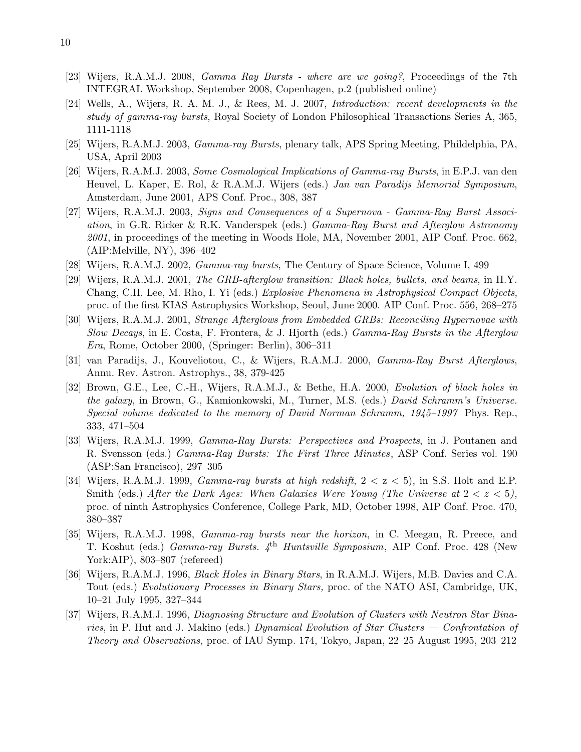[23] Wijers, R.A.M.J. 2008, *Gamma Ray Bursts - where are we going?*, Proceedings of the 7th INTEGRAL Workshop, September 2008, Copenhagen, p.2 (published online)

[24] Wells, A., Wijers, R. A. M. J., & Rees, M. J. 2007, *Introduction: recent developments in the study of gamma-ray bursts*, Royal Society of London Philosophical Transactions Series A, 365, 1111-1118

[25] Wijers, R.A.M.J. 2003, *Gamma-ray Bursts*, plenary talk, APS Spring Meeting, Phildelphia, PA, USA, April 2003

[26] Wijers, R.A.M.J. 2003, *Some Cosmological Implications of Gamma-ray Bursts*, in E.P.J. van den Heuvel, L. Kaper, E. Rol, & R.A.M.J. Wijers (eds.) *Jan van Paradijs Memorial Symposium*, Amsterdam, June 2001, APS Conf. Proc., 308, 387

[27] Wijers, R.A.M.J. 2003, *Signs and Consequences of a Supernova - Gamma-Ray Burst Association*, in G.R. Ricker & R.K. Vanderspek (eds.) *Gamma-Ray Burst and Afterglow Astronomy 2001*, in proceedings of the meeting in Woods Hole, MA, November 2001, AIP Conf. Proc. 662, (AIP:Melville, NY), 396–402

[28] Wijers, R.A.M.J. 2002, *Gamma-ray bursts*, The Century of Space Science, Volume I, 499

[29] Wijers, R.A.M.J. 2001, *The GRB-afterglow transition: Black holes, bullets, and beams*, in H.Y. Chang, C.H. Lee, M. Rho, I. Yi (eds.) *Explosive Phenomena in Astrophysical Compact Objects*, proc. of the first KIAS Astrophysics Workshop, Seoul, June 2000. AIP Conf. Proc. 556, 268–275

[30] Wijers, R.A.M.J. 2001, *Strange Afterglows from Embedded GRBs: Reconciling Hypernovae with Slow Decays*, in E. Costa, F. Frontera, & J. Hjorth (eds.) *Gamma-Ray Bursts in the Afterglow Era*, Rome, October 2000, (Springer: Berlin), 306–311

[31] van Paradijs, J., Kouveliotou, C., & Wijers, R.A.M.J. 2000, *Gamma-Ray Burst Afterglows*, Annu. Rev. Astron. Astrophys., 38, 379-425

[32] Brown, G.E., Lee, C.-H., Wijers, R.A.M.J., & Bethe, H.A. 2000, *Evolution of black holes in the galaxy*, in Brown, G., Kamionkowski, M., Turner, M.S. (eds.) *David Schramm's Universe. Special volume dedicated to the memory of David Norman Schramm, 1945–1997* Phys. Rep., 333, 471–504

[33] Wijers, R.A.M.J. 1999, *Gamma-Ray Bursts: Perspectives and Prospects*, in J. Poutanen and R. Svensson (eds.) *Gamma-Ray Bursts: The First Three Minutes*, ASP Conf. Series vol. 190 (ASP:San Francisco), 297–305

[34] Wijers, R.A.M.J. 1999, *Gamma-ray bursts at high redshift*, $2 < z < 5$), in S.S. Holt and E.P. Smith (eds.) *After the Dark Ages: When Galaxies Were Young (The Universe at $2 < z < 5$)*, proc. of ninth Astrophysics Conference, College Park, MD, October 1998, AIP Conf. Proc. 470, 380–387

[35] Wijers, R.A.M.J. 1998, *Gamma-ray bursts near the horizon*, in C. Meegan, R. Preece, and T. Koshut (eds.) *Gamma-ray Bursts. 4th Huntsville Symposium*, AIP Conf. Proc. 428 (New York:AIP), 803–807 (refereed)

[36] Wijers, R.A.M.J. 1996, *Black Holes in Binary Stars*, in R.A.M.J. Wijers, M.B. Davies and C.A. Tout (eds.) *Evolutionary Processes in Binary Stars,* proc. of the NATO ASI, Cambridge, UK, 10–21 July 1995, 327–344

[37] Wijers, R.A.M.J. 1996, *Diagnosing Structure and Evolution of Clusters with Neutron Star Binaries*, in P. Hut and J. Makino (eds.) *Dynamical Evolution of Star Clusters — Confrontation of Theory and Observations,* proc. of IAU Symp. 174, Tokyo, Japan, 22–25 August 1995, 203–212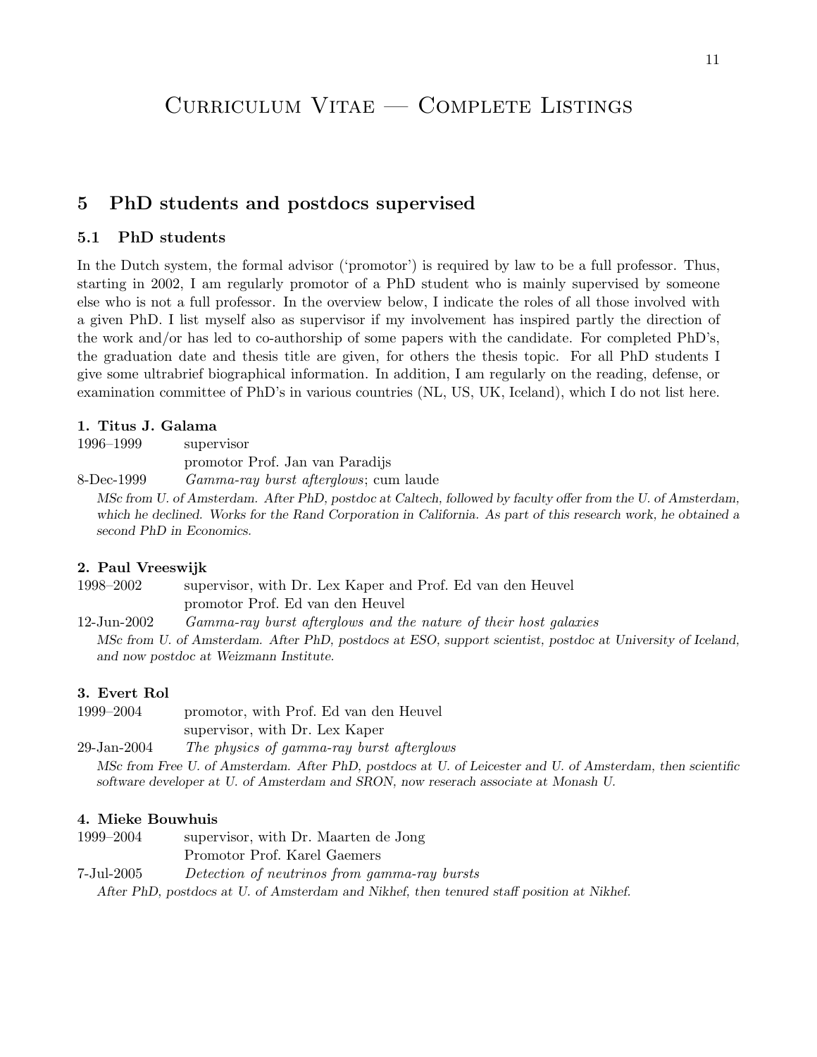# Curriculum Vitae — Complete Listings

## 5 PhD students and postdocs supervised

### 5.1 PhD students

In the Dutch system, the formal advisor ('promotor') is required by law to be a full professor. Thus, starting in 2002, I am regularly promotor of a PhD student who is mainly supervised by someone else who is not a full professor. In the overview below, I indicate the roles of all those involved with a given PhD. I list myself also as supervisor if my involvement has inspired partly the direction of the work and/or has led to co-authorship of some papers with the candidate. For completed PhD's, the graduation date and thesis title are given, for others the thesis topic. For all PhD students I give some ultrabrief biographical information. In addition, I am regularly on the reading, defense, or examination committee of PhD's in various countries (NL, US, UK, Iceland), which I do not list here.

**1. Titus J. Galama**

1996–1999 supervisor
promotor Prof. Jan van Paradijs

8-Dec-1999 *Gamma-ray burst afterglows*; cum laude

*MSc from U. of Amsterdam. After PhD, postdoc at Caltech, followed by faculty offer from the U. of Amsterdam, which he declined. Works for the Rand Corporation in California. As part of this research work, he obtained a second PhD in Economics.*

**2. Paul Vreeswijk**

1998–2002 supervisor, with Dr. Lex Kaper and Prof. Ed van den Heuvel
promotor Prof. Ed van den Heuvel

12-Jun-2002 *Gamma-ray burst afterglows and the nature of their host galaxies*

*MSc from U. of Amsterdam. After PhD, postdocs at ESO, support scientist, postdoc at University of Iceland, and now postdoc at Weizmann Institute.*

**3. Evert Rol**

1999–2004 promotor, with Prof. Ed van den Heuvel
supervisor, with Dr. Lex Kaper

29-Jan-2004 *The physics of gamma-ray burst afterglows*

*MSc from Free U. of Amsterdam. After PhD, postdocs at U. of Leicester and U. of Amsterdam, then scientific software developer at U. of Amsterdam and SRON, now reserach associate at Monash U.*

**4. Mieke Bouwhuis**

1999–2004 supervisor, with Dr. Maarten de Jong
Promotor Prof. Karel Gaemers

7-Jul-2005 *Detection of neutrinos from gamma-ray bursts*

*After PhD, postdocs at U. of Amsterdam and Nikhef, then tenured staff position at Nikhef.*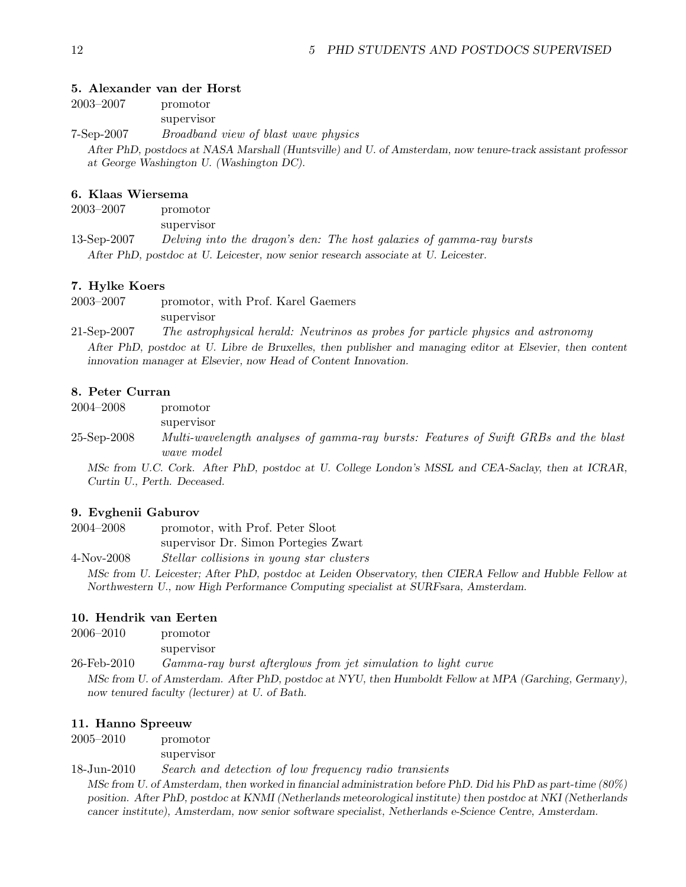**5. Alexander van der Horst**

2003–2007 promotor
supervisor

7-Sep-2007 *Broadband view of blast wave physics*

*After PhD, postdocs at NASA Marshall (Huntsville) and U. of Amsterdam, now tenure-track assistant professor at George Washington U. (Washington DC).*

**6. Klaas Wiersema**

2003–2007 promotor
supervisor

13-Sep-2007 *Delving into the dragon's den: The host galaxies of gamma-ray bursts*

*After PhD, postdoc at U. Leicester, now senior research associate at U. Leicester.*

**7. Hylke Koers**

2003–2007 promotor, with Prof. Karel Gaemers
supervisor

21-Sep-2007 *The astrophysical herald: Neutrinos as probes for particle physics and astronomy*

*After PhD, postdoc at U. Libre de Bruxelles, then publisher and managing editor at Elsevier, then content innovation manager at Elsevier, now Head of Content Innovation.*

**8. Peter Curran**

2004–2008 promotor
supervisor

25-Sep-2008 *Multi-wavelength analyses of gamma-ray bursts: Features of Swift GRBs and the blast wave model*

*MSc from U.C. Cork. After PhD, postdoc at U. College London's MSSL and CEA-Saclay, then at ICRAR, Curtin U., Perth. Deceased.*

**9. Evghenii Gaburov**

2004–2008 promotor, with Prof. Peter Sloot
supervisor Dr. Simon Portegies Zwart

4-Nov-2008 *Stellar collisions in young star clusters*

*MSc from U. Leicester; After PhD, postdoc at Leiden Observatory, then CIERA Fellow and Hubble Fellow at Northwestern U., now High Performance Computing specialist at SURFsara, Amsterdam.*

**10. Hendrik van Eerten**

2006–2010 promotor
supervisor

26-Feb-2010 *Gamma-ray burst afterglows from jet simulation to light curve*

*MSc from U. of Amsterdam. After PhD, postdoc at NYU, then Humboldt Fellow at MPA (Garching, Germany), now tenured faculty (lecturer) at U. of Bath.*

**11. Hanno Spreeuw**

2005–2010 promotor
supervisor

18-Jun-2010 *Search and detection of low frequency radio transients*

*MSc from U. of Amsterdam, then worked in financial administration before PhD. Did his PhD as part-time (80%) position. After PhD, postdoc at KNMI (Netherlands meteorological institute) then postdoc at NKI (Netherlands cancer institute), Amsterdam, now senior software specialist, Netherlands e-Science Centre, Amsterdam.*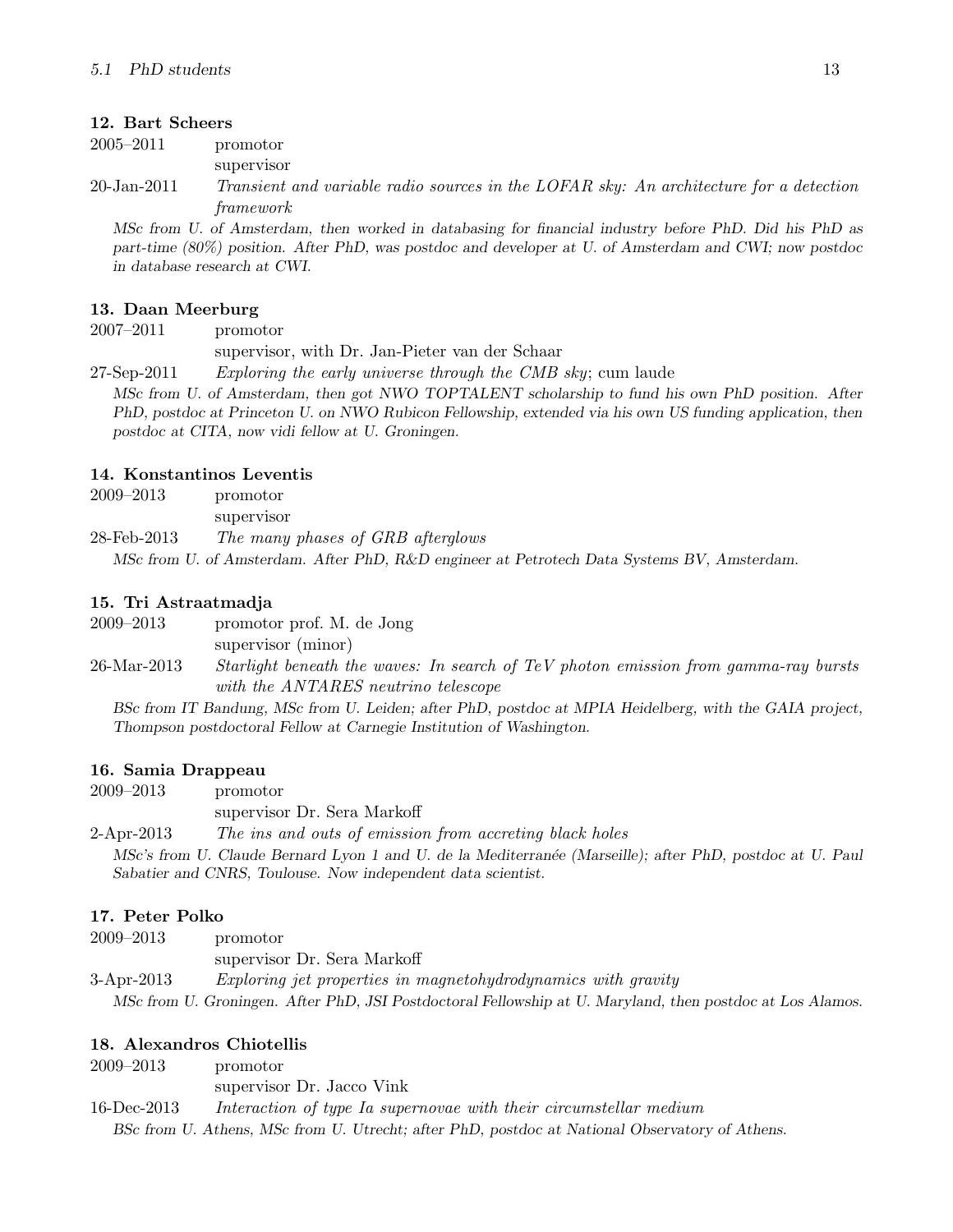### 12. Bart Scheers

2005–2011 promotor
supervisor

20-Jan-2011 *Transient and variable radio sources in the LOFAR sky: An architecture for a detection framework*

*MSc from U. of Amsterdam, then worked in databasing for financial industry before PhD. Did his PhD as part-time (80%) position. After PhD, was postdoc and developer at U. of Amsterdam and CWI; now postdoc in database research at CWI.*

### 13. Daan Meerburg

2007–2011 promotor
supervisor, with Dr. Jan-Pieter van der Schaar

27-Sep-2011 *Exploring the early universe through the CMB sky*; cum laude

*MSc from U. of Amsterdam, then got NWO TOPTALENT scholarship to fund his own PhD position. After PhD, postdoc at Princeton U. on NWO Rubicon Fellowship, extended via his own US funding application, then postdoc at CITA, now vidi fellow at U. Groningen.*

### 14. Konstantinos Leventis

2009–2013 promotor
supervisor

28-Feb-2013 *The many phases of GRB afterglows*

*MSc from U. of Amsterdam. After PhD, R&D engineer at Petrotech Data Systems BV, Amsterdam.*

### 15. Tri Astraatmadja

2009–2013 promotor prof. M. de Jong
supervisor (minor)

26-Mar-2013 *Starlight beneath the waves: In search of TeV photon emission from gamma-ray bursts with the ANTARES neutrino telescope*

*BSc from IT Bandung, MSc from U. Leiden; after PhD, postdoc at MPIA Heidelberg, with the GAIA project, Thompson postdoctoral Fellow at Carnegie Institution of Washington.*

### 16. Samia Drappeau

2009–2013 promotor
supervisor Dr. Sera Markoff

2-Apr-2013 *The ins and outs of emission from accreting black holes*

*MSc's from U. Claude Bernard Lyon 1 and U. de la Mediterranée (Marseille); after PhD, postdoc at U. Paul Sabatier and CNRS, Toulouse. Now independent data scientist.*

### 17. Peter Polko

2009–2013 promotor
supervisor Dr. Sera Markoff

3-Apr-2013 *Exploring jet properties in magnetohydrodynamics with gravity*

*MSc from U. Groningen. After PhD, JSI Postdoctoral Fellowship at U. Maryland, then postdoc at Los Alamos.*

### 18. Alexandros Chiotellis

2009–2013 promotor
supervisor Dr. Jacco Vink

16-Dec-2013 *Interaction of type Ia supernovae with their circumstellar medium*

*BSc from U. Athens, MSc from U. Utrecht; after PhD, postdoc at National Observatory of Athens.*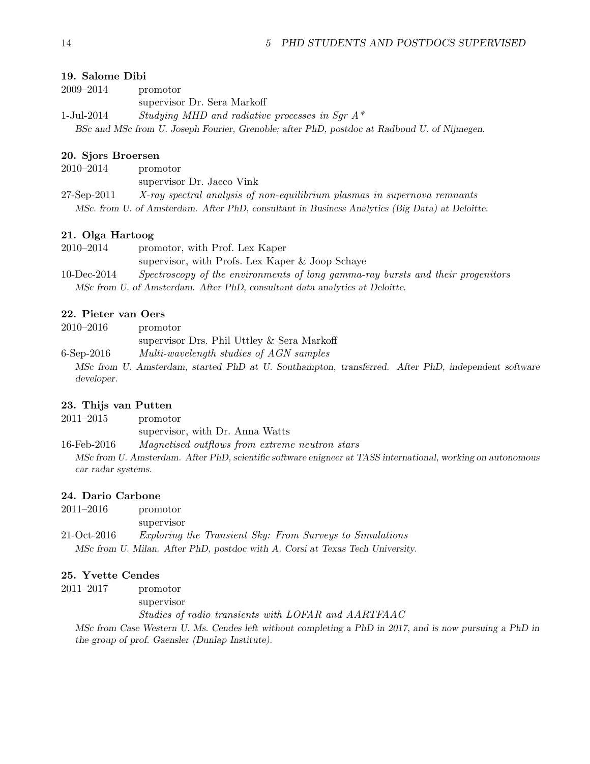#### 19. Salome Dibi

2009–2014 promotor
supervisor Dr. Sera Markoff

1-Jul-2014 *Studying MHD and radiative processes in Sgr A\**

*BSc and MSc from U. Joseph Fourier, Grenoble; after PhD, postdoc at Radboud U. of Nijmegen.*

#### 20. Sjors Broersen

2010–2014 promotor
supervisor Dr. Jacco Vink

27-Sep-2011 *X-ray spectral analysis of non-equilibrium plasmas in supernova remnants*

*MSc. from U. of Amsterdam. After PhD, consultant in Business Analytics (Big Data) at Deloitte.*

#### 21. Olga Hartoog

2010–2014 promotor, with Prof. Lex Kaper
supervisor, with Profs. Lex Kaper & Joop Schaye

10-Dec-2014 *Spectroscopy of the environments of long gamma-ray bursts and their progenitors*

*MSc from U. of Amsterdam. After PhD, consultant data analytics at Deloitte.*

#### 22. Pieter van Oers

2010–2016 promotor
supervisor Drs. Phil Uttley & Sera Markoff

6-Sep-2016 *Multi-wavelength studies of AGN samples*

*MSc from U. Amsterdam, started PhD at U. Southampton, transferred. After PhD, independent software developer.*

#### 23. Thijs van Putten

2011–2015 promotor
supervisor, with Dr. Anna Watts

16-Feb-2016 *Magnetised outflows from extreme neutron stars*

*MSc from U. Amsterdam. After PhD, scientific software enigneer at TASS international, working on autonomous car radar systems.*

#### 24. Dario Carbone

2011–2016 promotor
supervisor

21-Oct-2016 *Exploring the Transient Sky: From Surveys to Simulations*

*MSc from U. Milan. After PhD, postdoc with A. Corsi at Texas Tech University.*

#### 25. Yvette Cendes

2011–2017 promotor
supervisor
*Studies of radio transients with LOFAR and AARTFAAC*

*MSc from Case Western U. Ms. Cendes left without completing a PhD in 2017, and is now pursuing a PhD in the group of prof. Gaensler (Dunlap Institute).*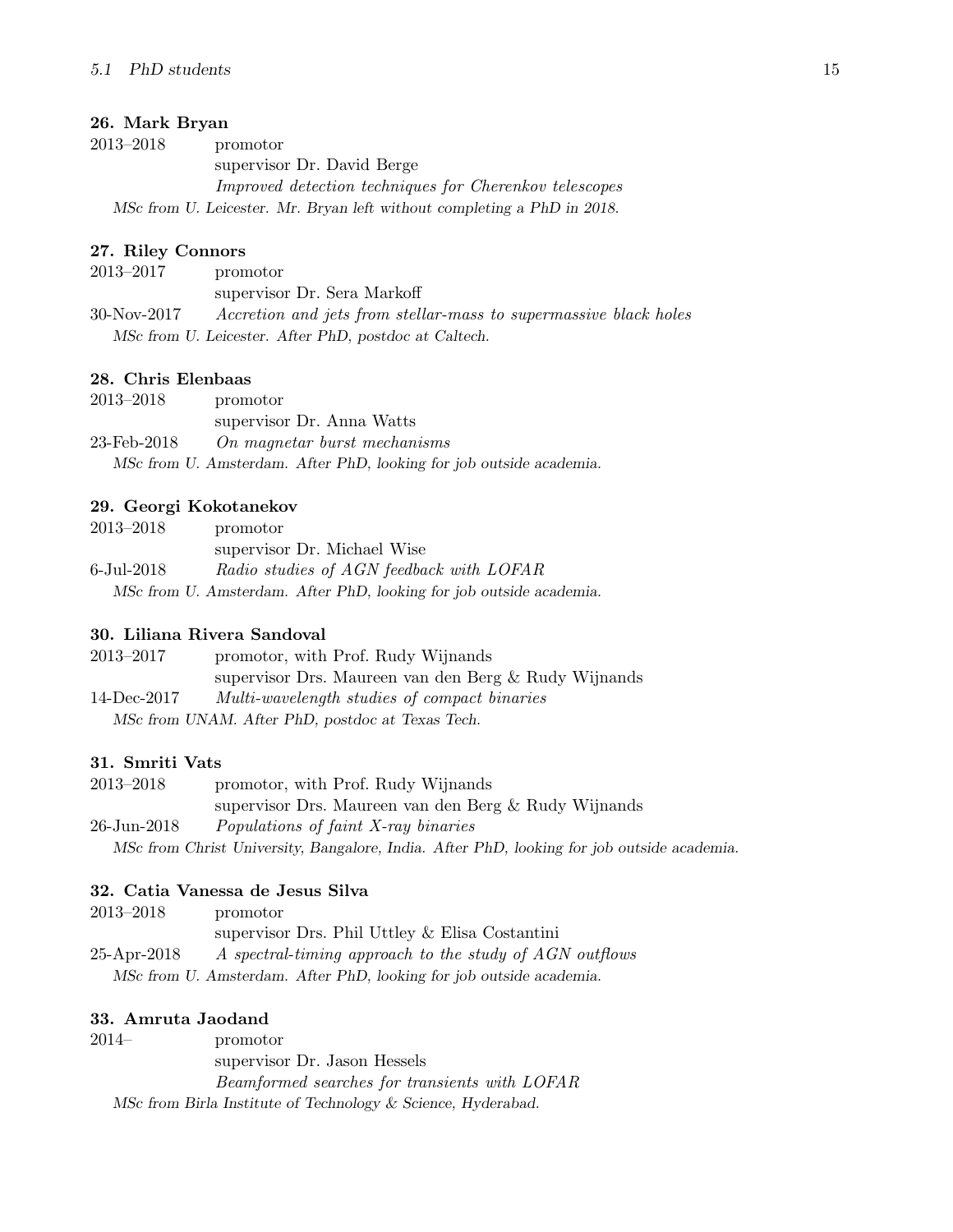### 26. Mark Bryan

2013–2018 promotor
supervisor Dr. David Berge
*Improved detection techniques for Cherenkov telescopes*
*MSc from U. Leicester. Mr. Bryan left without completing a PhD in 2018.*

### 27. Riley Connors

2013–2017 promotor
supervisor Dr. Sera Markoff
30-Nov-2017 *Accretion and jets from stellar-mass to supermassive black holes*
*MSc from U. Leicester. After PhD, postdoc at Caltech.*

### 28. Chris Elenbaas

2013–2018 promotor
supervisor Dr. Anna Watts
23-Feb-2018 *On magnetar burst mechanisms*
*MSc from U. Amsterdam. After PhD, looking for job outside academia.*

### 29. Georgi Kokotanekov

2013–2018 promotor
supervisor Dr. Michael Wise
6-Jul-2018 *Radio studies of AGN feedback with LOFAR*
*MSc from U. Amsterdam. After PhD, looking for job outside academia.*

### 30. Liliana Rivera Sandoval

2013–2017 promotor, with Prof. Rudy Wijnands
supervisor Drs. Maureen van den Berg & Rudy Wijnands
14-Dec-2017 *Multi-wavelength studies of compact binaries*
*MSc from UNAM. After PhD, postdoc at Texas Tech.*

### 31. Smriti Vats

2013–2018 promotor, with Prof. Rudy Wijnands
supervisor Drs. Maureen van den Berg & Rudy Wijnands
26-Jun-2018 *Populations of faint X-ray binaries*
*MSc from Christ University, Bangalore, India. After PhD, looking for job outside academia.*

### 32. Catia Vanessa de Jesus Silva

2013–2018 promotor
supervisor Drs. Phil Uttley & Elisa Costantini
25-Apr-2018 *A spectral-timing approach to the study of AGN outflows*
*MSc from U. Amsterdam. After PhD, looking for job outside academia.*

### 33. Amruta Jaodand

2014– promotor
supervisor Dr. Jason Hessels
*Beamformed searches for transients with LOFAR*
*MSc from Birla Institute of Technology & Science, Hyderabad.*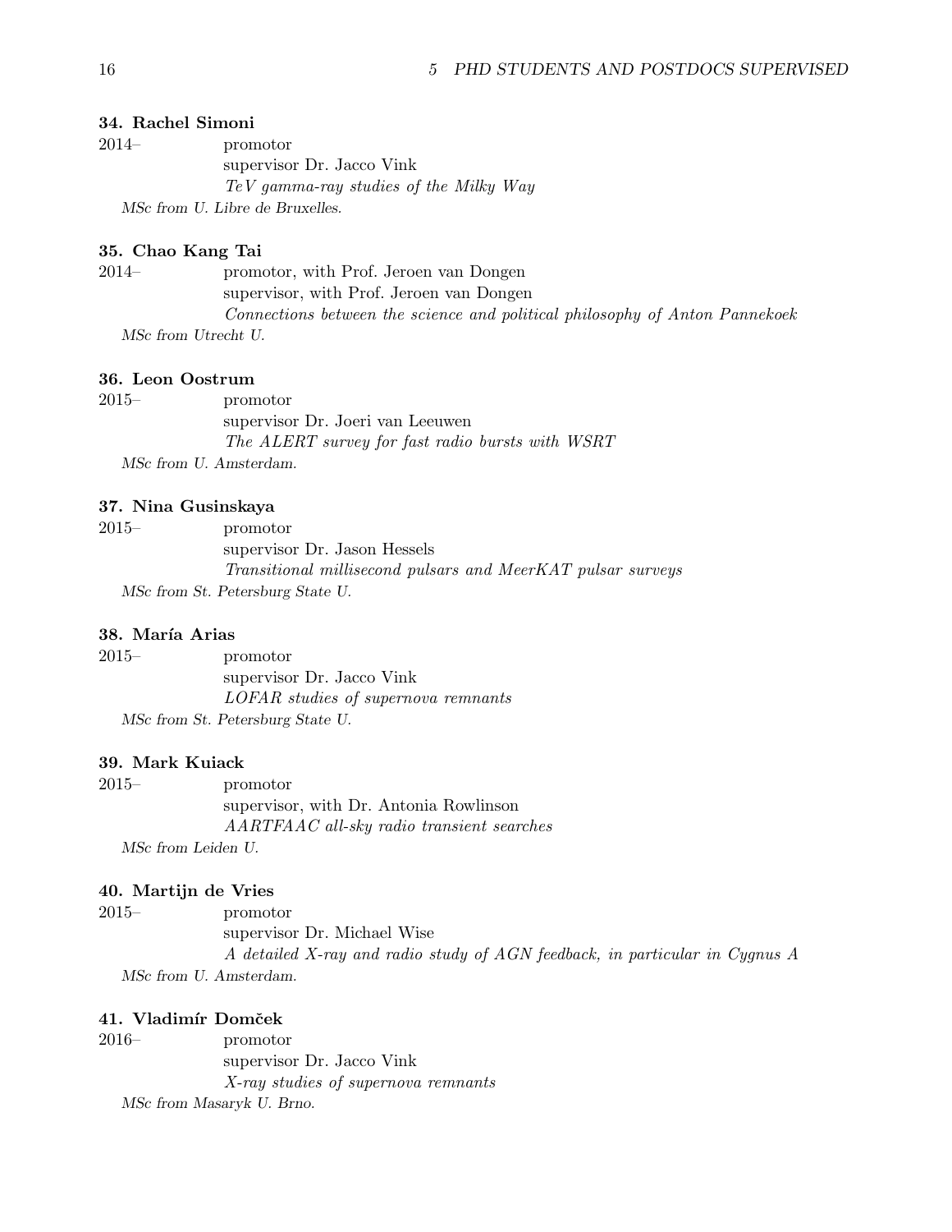**34. Rachel Simoni**

2014– promotor
supervisor Dr. Jacco Vink
*TeV gamma-ray studies of the Milky Way*

*MSc from U. Libre de Bruxelles.*

**35. Chao Kang Tai**

2014– promotor, with Prof. Jeroen van Dongen
supervisor, with Prof. Jeroen van Dongen
*Connections between the science and political philosophy of Anton Pannekoek*

*MSc from Utrecht U.*

**36. Leon Oostrum**

2015– promotor
supervisor Dr. Joeri van Leeuwen
*The ALERT survey for fast radio bursts with WSRT*

*MSc from U. Amsterdam.*

**37. Nina Gusinskaya**

2015– promotor
supervisor Dr. Jason Hessels
*Transitional millisecond pulsars and MeerKAT pulsar surveys*

*MSc from St. Petersburg State U.*

**38. María Arias**

2015– promotor
supervisor Dr. Jacco Vink
*LOFAR studies of supernova remnants*

*MSc from St. Petersburg State U.*

**39. Mark Kuiack**

2015– promotor
supervisor, with Dr. Antonia Rowlinson
*AARTFAAC all-sky radio transient searches*

*MSc from Leiden U.*

**40. Martijn de Vries**

2015– promotor
supervisor Dr. Michael Wise
*A detailed X-ray and radio study of AGN feedback, in particular in Cygnus A*

*MSc from U. Amsterdam.*

**41. Vladimír Domček**

2016– promotor
supervisor Dr. Jacco Vink
*X-ray studies of supernova remnants*

*MSc from Masaryk U. Brno.*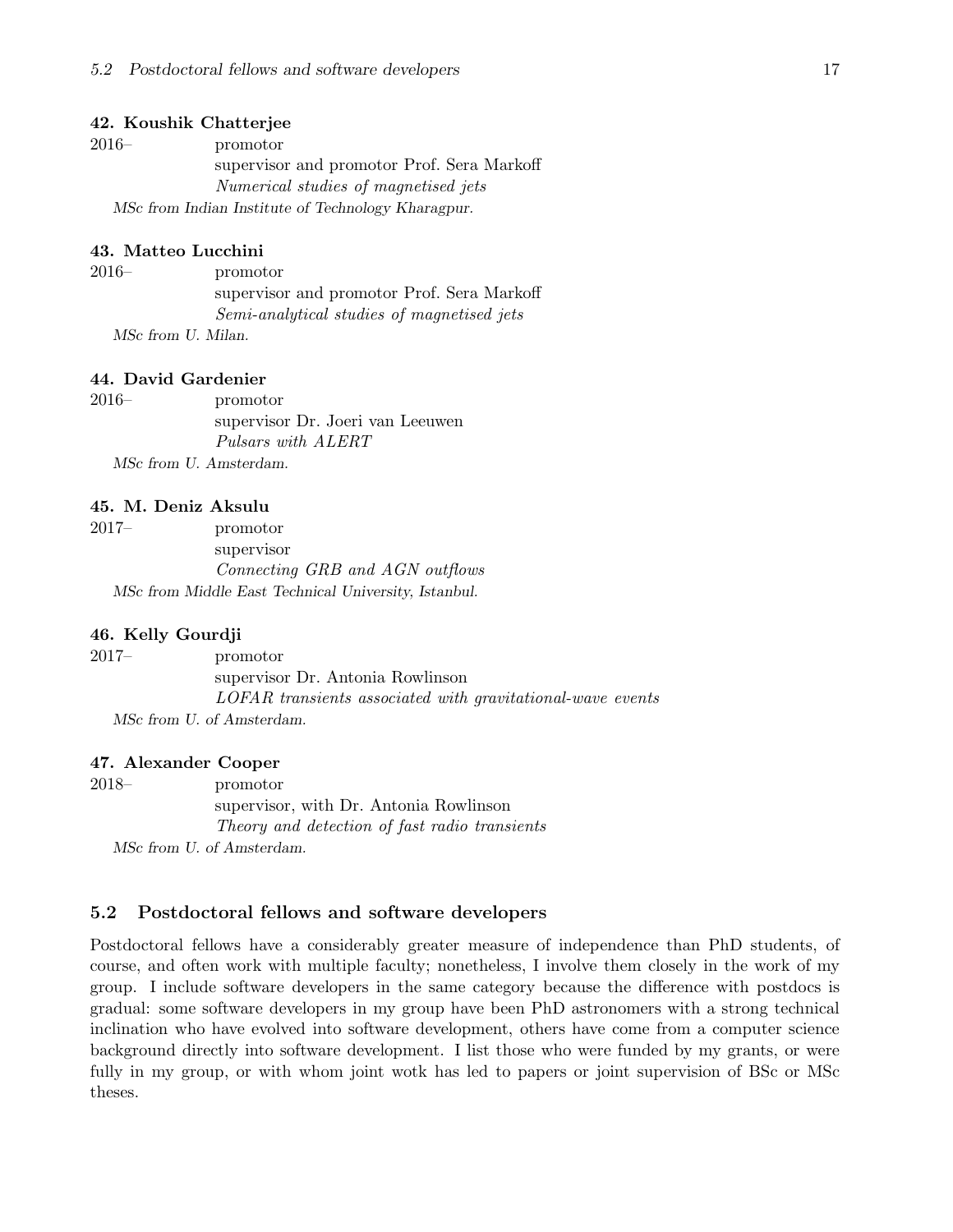**42. Koushik Chatterjee**

2016– promotor
supervisor and promotor Prof. Sera Markoff
*Numerical studies of magnetised jets*
*MSc from Indian Institute of Technology Kharagpur.*

**43. Matteo Lucchini**

2016– promotor
supervisor and promotor Prof. Sera Markoff
*Semi-analytical studies of magnetised jets*
*MSc from U. Milan.*

**44. David Gardenier**

2016– promotor
supervisor Dr. Joeri van Leeuwen
*Pulsars with ALERT*
*MSc from U. Amsterdam.*

**45. M. Deniz Aksulu**

2017– promotor
supervisor
*Connecting GRB and AGN outflows*
*MSc from Middle East Technical University, Istanbul.*

**46. Kelly Gourdji**

2017– promotor
supervisor Dr. Antonia Rowlinson
*LOFAR transients associated with gravitational-wave events*
*MSc from U. of Amsterdam.*

**47. Alexander Cooper**

2018– promotor
supervisor, with Dr. Antonia Rowlinson
*Theory and detection of fast radio transients*
*MSc from U. of Amsterdam.*

## 5.2 Postdoctoral fellows and software developers

Postdoctoral fellows have a considerably greater measure of independence than PhD students, of course, and often work with multiple faculty; nonetheless, I involve them closely in the work of my group. I include software developers in the same category because the difference with postdocs is gradual: some software developers in my group have been PhD astronomers with a strong technical inclination who have evolved into software development, others have come from a computer science background directly into software development. I list those who were funded by my grants, or were fully in my group, or with whom joint wotk has led to papers or joint supervision of BSc or MSc theses.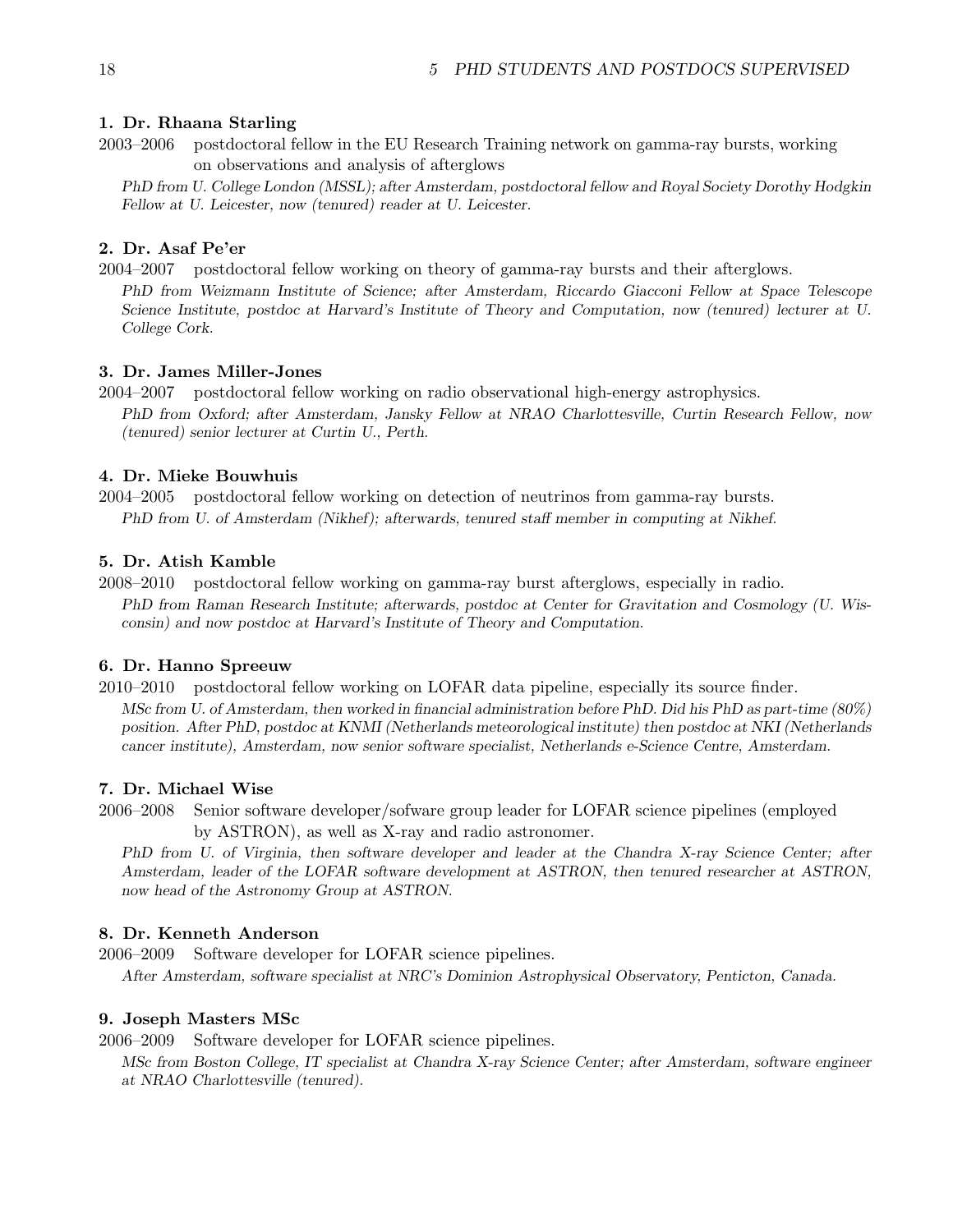**1. Dr. Rhaana Starling**

2003–2006 postdoctoral fellow in the EU Research Training network on gamma-ray bursts, working on observations and analysis of afterglows

*PhD from U. College London (MSSL); after Amsterdam, postdoctoral fellow and Royal Society Dorothy Hodgkin Fellow at U. Leicester, now (tenured) reader at U. Leicester.*

**2. Dr. Asaf Pe'er**

2004–2007 postdoctoral fellow working on theory of gamma-ray bursts and their afterglows.

*PhD from Weizmann Institute of Science; after Amsterdam, Riccardo Giacconi Fellow at Space Telescope Science Institute, postdoc at Harvard's Institute of Theory and Computation, now (tenured) lecturer at U. College Cork.*

**3. Dr. James Miller-Jones**

2004–2007 postdoctoral fellow working on radio observational high-energy astrophysics.

*PhD from Oxford; after Amsterdam, Jansky Fellow at NRAO Charlottesville, Curtin Research Fellow, now (tenured) senior lecturer at Curtin U., Perth.*

**4. Dr. Mieke Bouwhuis**

2004–2005 postdoctoral fellow working on detection of neutrinos from gamma-ray bursts.

*PhD from U. of Amsterdam (Nikhef); afterwards, tenured staff member in computing at Nikhef.*

**5. Dr. Atish Kamble**

2008–2010 postdoctoral fellow working on gamma-ray burst afterglows, especially in radio.

*PhD from Raman Research Institute; afterwards, postdoc at Center for Gravitation and Cosmology (U. Wisconsin) and now postdoc at Harvard's Institute of Theory and Computation.*

**6. Dr. Hanno Spreeuw**

2010–2010 postdoctoral fellow working on LOFAR data pipeline, especially its source finder.

*MSc from U. of Amsterdam, then worked in financial administration before PhD. Did his PhD as part-time (80%) position. After PhD, postdoc at KNMI (Netherlands meteorological institute) then postdoc at NKI (Netherlands cancer institute), Amsterdam, now senior software specialist, Netherlands e-Science Centre, Amsterdam.*

**7. Dr. Michael Wise**

2006–2008 Senior software developer/sofware group leader for LOFAR science pipelines (employed by ASTRON), as well as X-ray and radio astronomer.

*PhD from U. of Virginia, then software developer and leader at the Chandra X-ray Science Center; after Amsterdam, leader of the LOFAR software development at ASTRON, then tenured researcher at ASTRON, now head of the Astronomy Group at ASTRON.*

**8. Dr. Kenneth Anderson**

2006–2009 Software developer for LOFAR science pipelines.

*After Amsterdam, software specialist at NRC's Dominion Astrophysical Observatory, Penticton, Canada.*

**9. Joseph Masters MSc**

2006–2009 Software developer for LOFAR science pipelines.

*MSc from Boston College, IT specialist at Chandra X-ray Science Center; after Amsterdam, software engineer at NRAO Charlottesville (tenured).*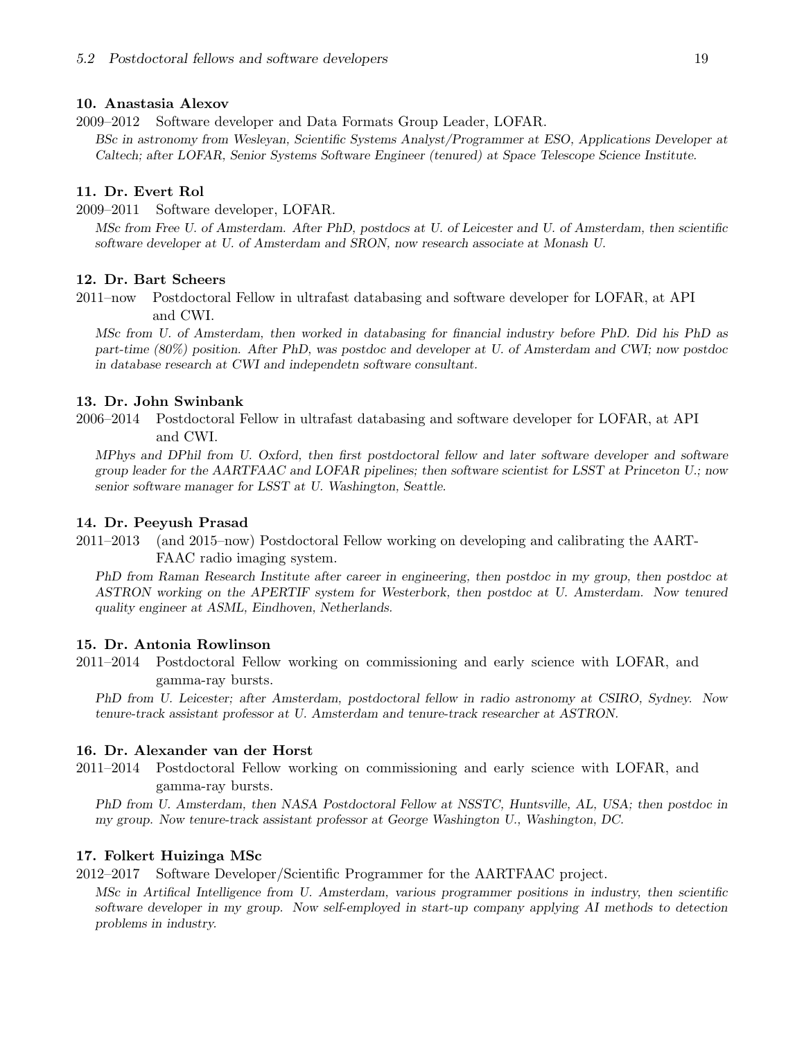**10. Anastasia Alexov**

2009–2012 Software developer and Data Formats Group Leader, LOFAR.

*BSc in astronomy from Wesleyan, Scientific Systems Analyst/Programmer at ESO, Applications Developer at Caltech; after LOFAR, Senior Systems Software Engineer (tenured) at Space Telescope Science Institute.*

**11. Dr. Evert Rol**

2009–2011 Software developer, LOFAR.

*MSc from Free U. of Amsterdam. After PhD, postdocs at U. of Leicester and U. of Amsterdam, then scientific software developer at U. of Amsterdam and SRON, now research associate at Monash U.*

**12. Dr. Bart Scheers**

2011–now Postdoctoral Fellow in ultrafast databasing and software developer for LOFAR, at API and CWI.

*MSc from U. of Amsterdam, then worked in databasing for financial industry before PhD. Did his PhD as part-time (80%) position. After PhD, was postdoc and developer at U. of Amsterdam and CWI; now postdoc in database research at CWI and independetn software consultant.*

**13. Dr. John Swinbank**

2006–2014 Postdoctoral Fellow in ultrafast databasing and software developer for LOFAR, at API and CWI.

*MPhys and DPhil from U. Oxford, then first postdoctoral fellow and later software developer and software group leader for the AARTFAAC and LOFAR pipelines; then software scientist for LSST at Princeton U.; now senior software manager for LSST at U. Washington, Seattle.*

**14. Dr. Peeyush Prasad**

2011–2013 (and 2015–now) Postdoctoral Fellow working on developing and calibrating the AARTFAAC radio imaging system.

*PhD from Raman Research Institute after career in engineering, then postdoc in my group, then postdoc at ASTRON working on the APERTIF system for Westerbork, then postdoc at U. Amsterdam. Now tenured quality engineer at ASML, Eindhoven, Netherlands.*

**15. Dr. Antonia Rowlinson**

2011–2014 Postdoctoral Fellow working on commissioning and early science with LOFAR, and gamma-ray bursts.

*PhD from U. Leicester; after Amsterdam, postdoctoral fellow in radio astronomy at CSIRO, Sydney. Now tenure-track assistant professor at U. Amsterdam and tenure-track researcher at ASTRON.*

**16. Dr. Alexander van der Horst**

2011–2014 Postdoctoral Fellow working on commissioning and early science with LOFAR, and gamma-ray bursts.

*PhD from U. Amsterdam, then NASA Postdoctoral Fellow at NSSTC, Huntsville, AL, USA; then postdoc in my group. Now tenure-track assistant professor at George Washington U., Washington, DC.*

**17. Folkert Huizinga MSc**

2012–2017 Software Developer/Scientific Programmer for the AARTFAAC project.

*MSc in Artifical Intelligence from U. Amsterdam, various programmer positions in industry, then scientific software developer in my group. Now self-employed in start-up company applying AI methods to detection problems in industry.*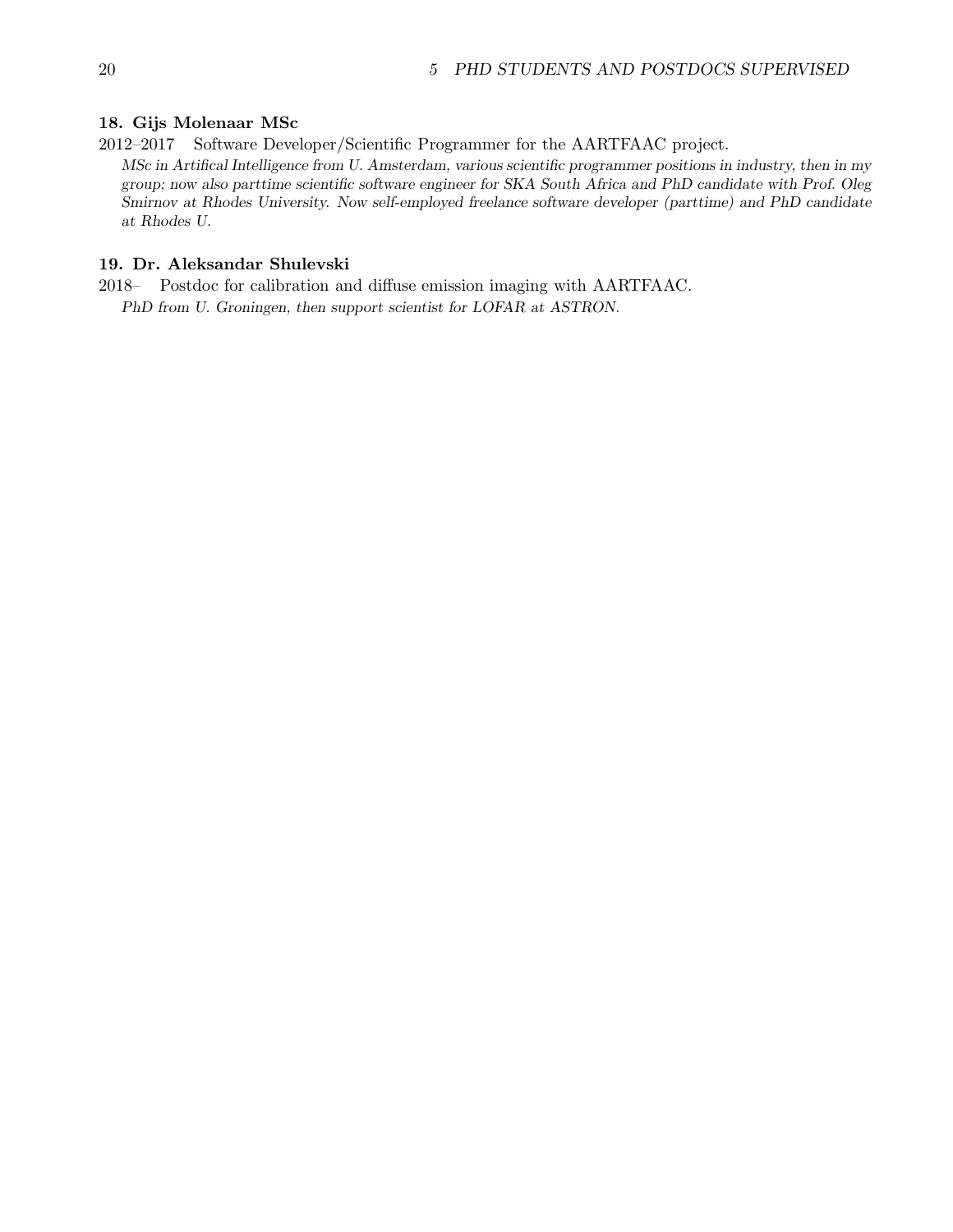**18. Gijs Molenaar MSc**

2012–2017 Software Developer/Scientific Programmer for the AARTFAAC project.

*MSc in Artifical Intelligence from U. Amsterdam, various scientific programmer positions in industry, then in my group; now also parttime scientific software engineer for SKA South Africa and PhD candidate with Prof. Oleg Smirnov at Rhodes University. Now self-employed freelance software developer (parttime) and PhD candidate at Rhodes U.*

**19. Dr. Aleksandar Shulevski**

2018– Postdoc for calibration and diffuse emission imaging with AARTFAAC.

*PhD from U. Groningen, then support scientist for LOFAR at ASTRON.*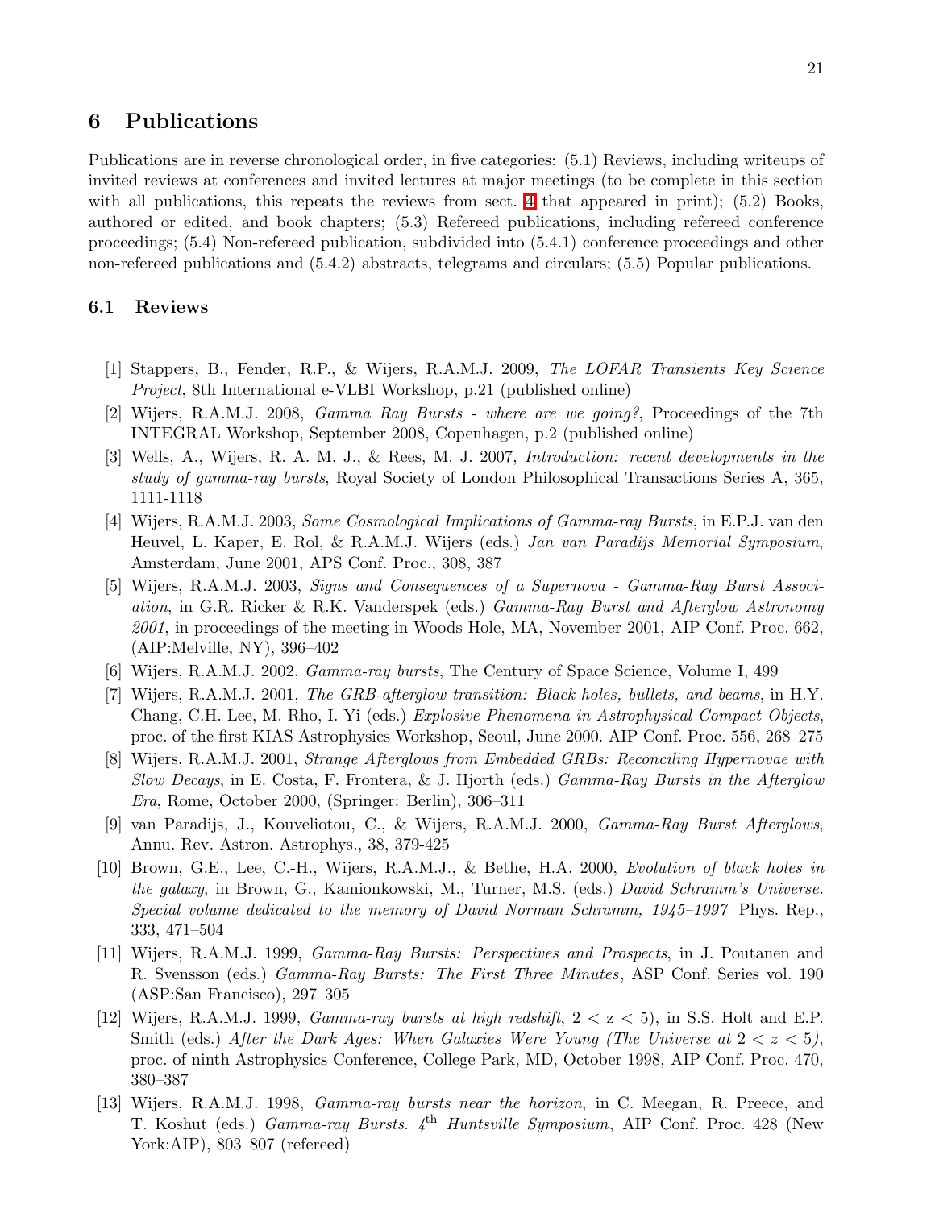# 6 Publications

Publications are in reverse chronological order, in five categories: (5.1) Reviews, including writeups of invited reviews at conferences and invited lectures at major meetings (to be complete in this section with all publications, this repeats the reviews from sect. 4 that appeared in print); (5.2) Books, authored or edited, and book chapters; (5.3) Refereed publications, including refereed conference proceedings; (5.4) Non-refereed publication, subdivided into (5.4.1) conference proceedings and other non-refereed publications and (5.4.2) abstracts, telegrams and circulars; (5.5) Popular publications.

## 6.1 Reviews

[1] Stappers, B., Fender, R.P., & Wijers, R.A.M.J. 2009, *The LOFAR Transients Key Science Project*, 8th International e-VLBI Workshop, p.21 (published online)

[2] Wijers, R.A.M.J. 2008, *Gamma Ray Bursts - where are we going?*, Proceedings of the 7th INTEGRAL Workshop, September 2008, Copenhagen, p.2 (published online)

[3] Wells, A., Wijers, R. A. M. J., & Rees, M. J. 2007, *Introduction: recent developments in the study of gamma-ray bursts*, Royal Society of London Philosophical Transactions Series A, 365, 1111-1118

[4] Wijers, R.A.M.J. 2003, *Some Cosmological Implications of Gamma-ray Bursts*, in E.P.J. van den Heuvel, L. Kaper, E. Rol, & R.A.M.J. Wijers (eds.) *Jan van Paradijs Memorial Symposium*, Amsterdam, June 2001, APS Conf. Proc., 308, 387

[5] Wijers, R.A.M.J. 2003, *Signs and Consequences of a Supernova - Gamma-Ray Burst Association*, in G.R. Ricker & R.K. Vanderspek (eds.) *Gamma-Ray Burst and Afterglow Astronomy 2001*, in proceedings of the meeting in Woods Hole, MA, November 2001, AIP Conf. Proc. 662, (AIP:Melville, NY), 396–402

[6] Wijers, R.A.M.J. 2002, *Gamma-ray bursts*, The Century of Space Science, Volume I, 499

[7] Wijers, R.A.M.J. 2001, *The GRB-afterglow transition: Black holes, bullets, and beams*, in H.Y. Chang, C.H. Lee, M. Rho, I. Yi (eds.) *Explosive Phenomena in Astrophysical Compact Objects*, proc. of the first KIAS Astrophysics Workshop, Seoul, June 2000. AIP Conf. Proc. 556, 268–275

[8] Wijers, R.A.M.J. 2001, *Strange Afterglows from Embedded GRBs: Reconciling Hypernovae with Slow Decays*, in E. Costa, F. Frontera, & J. Hjorth (eds.) *Gamma-Ray Bursts in the Afterglow Era*, Rome, October 2000, (Springer: Berlin), 306–311

[9] van Paradijs, J., Kouveliotou, C., & Wijers, R.A.M.J. 2000, *Gamma-Ray Burst Afterglows*, Annu. Rev. Astron. Astrophys., 38, 379-425

[10] Brown, G.E., Lee, C.-H., Wijers, R.A.M.J., & Bethe, H.A. 2000, *Evolution of black holes in the galaxy*, in Brown, G., Kamionkowski, M., Turner, M.S. (eds.) *David Schramm's Universe. Special volume dedicated to the memory of David Norman Schramm, 1945–1997* Phys. Rep., 333, 471–504

[11] Wijers, R.A.M.J. 1999, *Gamma-Ray Bursts: Perspectives and Prospects*, in J. Poutanen and R. Svensson (eds.) *Gamma-Ray Bursts: The First Three Minutes*, ASP Conf. Series vol. 190 (ASP:San Francisco), 297–305

[12] Wijers, R.A.M.J. 1999, *Gamma-ray bursts at high redshift*, $2 < z < 5$), in S.S. Holt and E.P. Smith (eds.) *After the Dark Ages: When Galaxies Were Young (The Universe at $2 < z < 5$)*, proc. of ninth Astrophysics Conference, College Park, MD, October 1998, AIP Conf. Proc. 470, 380–387

[13] Wijers, R.A.M.J. 1998, *Gamma-ray bursts near the horizon*, in C. Meegan, R. Preece, and T. Koshut (eds.) *Gamma-ray Bursts. 4th Huntsville Symposium*, AIP Conf. Proc. 428 (New York:AIP), 803–807 (refereed)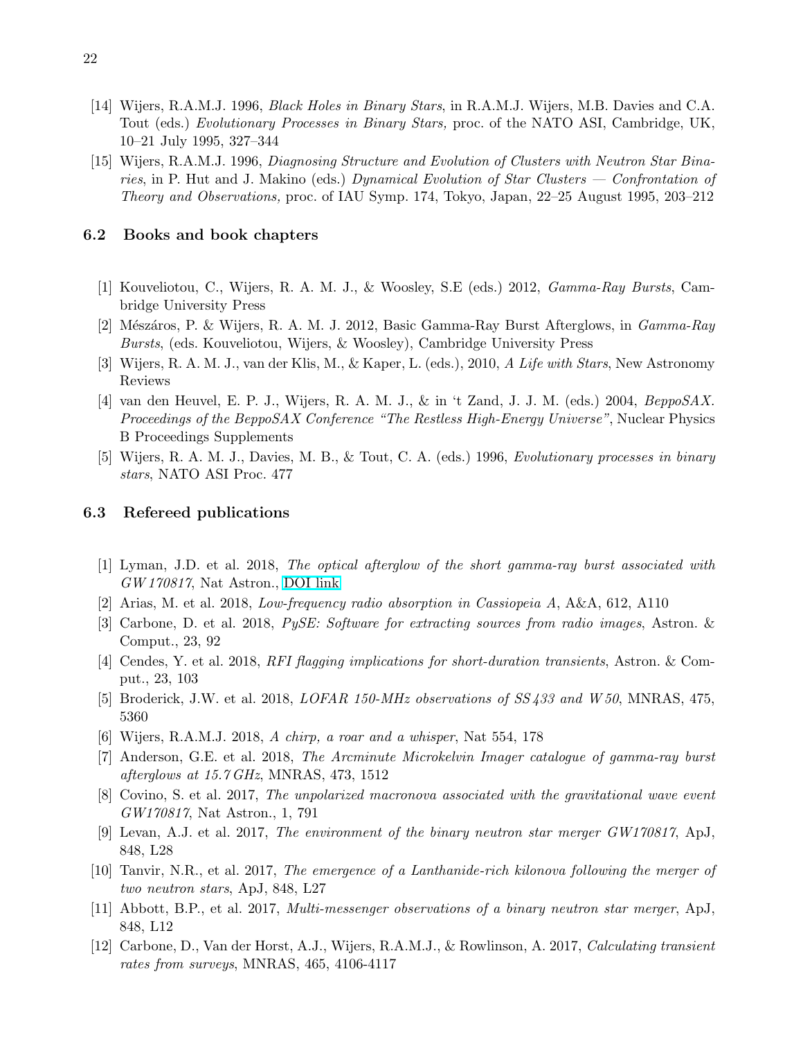[14] Wijers, R.A.M.J. 1996, *Black Holes in Binary Stars*, in R.A.M.J. Wijers, M.B. Davies and C.A. Tout (eds.) *Evolutionary Processes in Binary Stars,* proc. of the NATO ASI, Cambridge, UK, 10–21 July 1995, 327–344

[15] Wijers, R.A.M.J. 1996, *Diagnosing Structure and Evolution of Clusters with Neutron Star Binaries*, in P. Hut and J. Makino (eds.) *Dynamical Evolution of Star Clusters — Confrontation of Theory and Observations,* proc. of IAU Symp. 174, Tokyo, Japan, 22–25 August 1995, 203–212

### 6.2 Books and book chapters

[1] Kouveliotou, C., Wijers, R. A. M. J., & Woosley, S.E (eds.) 2012, *Gamma-Ray Bursts*, Cambridge University Press

[2] Mészáros, P. & Wijers, R. A. M. J. 2012, Basic Gamma-Ray Burst Afterglows, in *Gamma-Ray Bursts*, (eds. Kouveliotou, Wijers, & Woosley), Cambridge University Press

[3] Wijers, R. A. M. J., van der Klis, M., & Kaper, L. (eds.), 2010, *A Life with Stars*, New Astronomy Reviews

[4] van den Heuvel, E. P. J., Wijers, R. A. M. J., & in 't Zand, J. J. M. (eds.) 2004, *BeppoSAX. Proceedings of the BeppoSAX Conference "The Restless High-Energy Universe"*, Nuclear Physics B Proceedings Supplements

[5] Wijers, R. A. M. J., Davies, M. B., & Tout, C. A. (eds.) 1996, *Evolutionary processes in binary stars*, NATO ASI Proc. 477

### 6.3 Refereed publications

[1] Lyman, J.D. et al. 2018, *The optical afterglow of the short gamma-ray burst associated with GW 170817*, Nat Astron., DOI link

[2] Arias, M. et al. 2018, *Low-frequency radio absorption in Cassiopeia A*, A&A, 612, A110

[3] Carbone, D. et al. 2018, *PySE: Software for extracting sources from radio images*, Astron. & Comput., 23, 92

[4] Cendes, Y. et al. 2018, *RFI flagging implications for short-duration transients*, Astron. & Comput., 23, 103

[5] Broderick, J.W. et al. 2018, *LOFAR 150-MHz observations of SS 433 and W 50*, MNRAS, 475, 5360

[6] Wijers, R.A.M.J. 2018, *A chirp, a roar and a whisper*, Nat 554, 178

[7] Anderson, G.E. et al. 2018, *The Arcminute Microkelvin Imager catalogue of gamma-ray burst afterglows at 15.7 GHz*, MNRAS, 473, 1512

[8] Covino, S. et al. 2017, *The unpolarized macronova associated with the gravitational wave event GW170817*, Nat Astron., 1, 791

[9] Levan, A.J. et al. 2017, *The environment of the binary neutron star merger GW170817*, ApJ, 848, L28

[10] Tanvir, N.R., et al. 2017, *The emergence of a Lanthanide-rich kilonova following the merger of two neutron stars*, ApJ, 848, L27

[11] Abbott, B.P., et al. 2017, *Multi-messenger observations of a binary neutron star merger*, ApJ, 848, L12

[12] Carbone, D., Van der Horst, A.J., Wijers, R.A.M.J., & Rowlinson, A. 2017, *Calculating transient rates from surveys*, MNRAS, 465, 4106-4117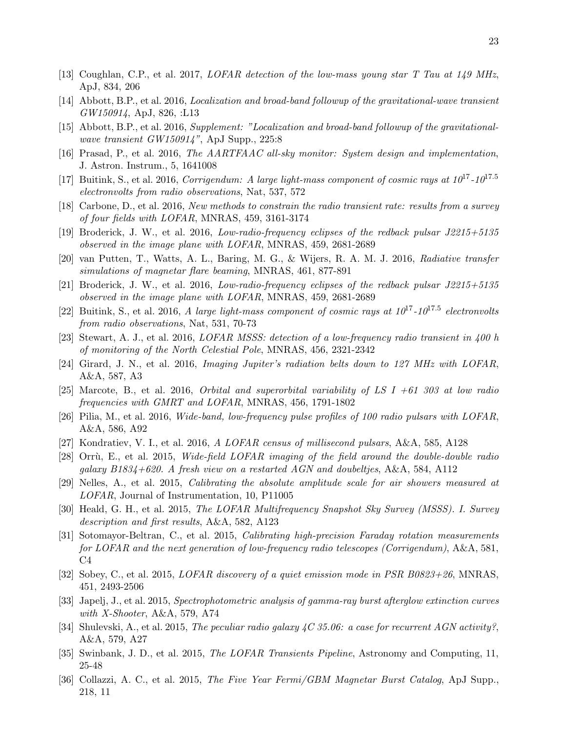[13] Coughlan, C.P., et al. 2017, *LOFAR detection of the low-mass young star T Tau at 149 MHz*, ApJ, 834, 206

[14] Abbott, B.P., et al. 2016, *Localization and broad-band followup of the gravitational-wave transient GW150914*, ApJ, 826, :L13

[15] Abbott, B.P., et al. 2016, *Supplement: "Localization and broad-band followup of the gravitational-wave transient GW150914"*, ApJ Supp., 225:8

[16] Prasad, P., et al. 2016, *The AARTFAAC all-sky monitor: System design and implementation*, J. Astron. Instrum., 5, 1641008

[17] Buitink, S., et al. 2016, *Corrigendum: A large light-mass component of cosmic rays at $10^{17}$-$10^{17.5}$ electronvolts from radio observations*, Nat, 537, 572

[18] Carbone, D., et al. 2016, *New methods to constrain the radio transient rate: results from a survey of four fields with LOFAR*, MNRAS, 459, 3161-3174

[19] Broderick, J. W., et al. 2016, *Low-radio-frequency eclipses of the redback pulsar J2215+5135 observed in the image plane with LOFAR*, MNRAS, 459, 2681-2689

[20] van Putten, T., Watts, A. L., Baring, M. G., & Wijers, R. A. M. J. 2016, *Radiative transfer simulations of magnetar flare beaming*, MNRAS, 461, 877-891

[21] Broderick, J. W., et al. 2016, *Low-radio-frequency eclipses of the redback pulsar J2215+5135 observed in the image plane with LOFAR*, MNRAS, 459, 2681-2689

[22] Buitink, S., et al. 2016, *A large light-mass component of cosmic rays at $10^{17}$-$10^{17.5}$ electronvolts from radio observations*, Nat, 531, 70-73

[23] Stewart, A. J., et al. 2016, *LOFAR MSSS: detection of a low-frequency radio transient in 400 h of monitoring of the North Celestial Pole*, MNRAS, 456, 2321-2342

[24] Girard, J. N., et al. 2016, *Imaging Jupiter's radiation belts down to 127 MHz with LOFAR*, A&A, 587, A3

[25] Marcote, B., et al. 2016, *Orbital and superorbital variability of LS I +61 303 at low radio frequencies with GMRT and LOFAR*, MNRAS, 456, 1791-1802

[26] Pilia, M., et al. 2016, *Wide-band, low-frequency pulse profiles of 100 radio pulsars with LOFAR*, A&A, 586, A92

[27] Kondratiev, V. I., et al. 2016, *A LOFAR census of millisecond pulsars*, A&A, 585, A128

[28] Orrù, E., et al. 2015, *Wide-field LOFAR imaging of the field around the double-double radio galaxy B1834+620. A fresh view on a restarted AGN and doubeltjes*, A&A, 584, A112

[29] Nelles, A., et al. 2015, *Calibrating the absolute amplitude scale for air showers measured at LOFAR*, Journal of Instrumentation, 10, P11005

[30] Heald, G. H., et al. 2015, *The LOFAR Multifrequency Snapshot Sky Survey (MSSS). I. Survey description and first results*, A&A, 582, A123

[31] Sotomayor-Beltran, C., et al. 2015, *Calibrating high-precision Faraday rotation measurements for LOFAR and the next generation of low-frequency radio telescopes (Corrigendum)*, A&A, 581, C4

[32] Sobey, C., et al. 2015, *LOFAR discovery of a quiet emission mode in PSR B0823+26*, MNRAS, 451, 2493-2506

[33] Japelj, J., et al. 2015, *Spectrophotometric analysis of gamma-ray burst afterglow extinction curves with X-Shooter*, A&A, 579, A74

[34] Shulevski, A., et al. 2015, *The peculiar radio galaxy 4C 35.06: a case for recurrent AGN activity?*, A&A, 579, A27

[35] Swinbank, J. D., et al. 2015, *The LOFAR Transients Pipeline*, Astronomy and Computing, 11, 25-48

[36] Collazzi, A. C., et al. 2015, *The Five Year Fermi/GBM Magnetar Burst Catalog*, ApJ Supp., 218, 11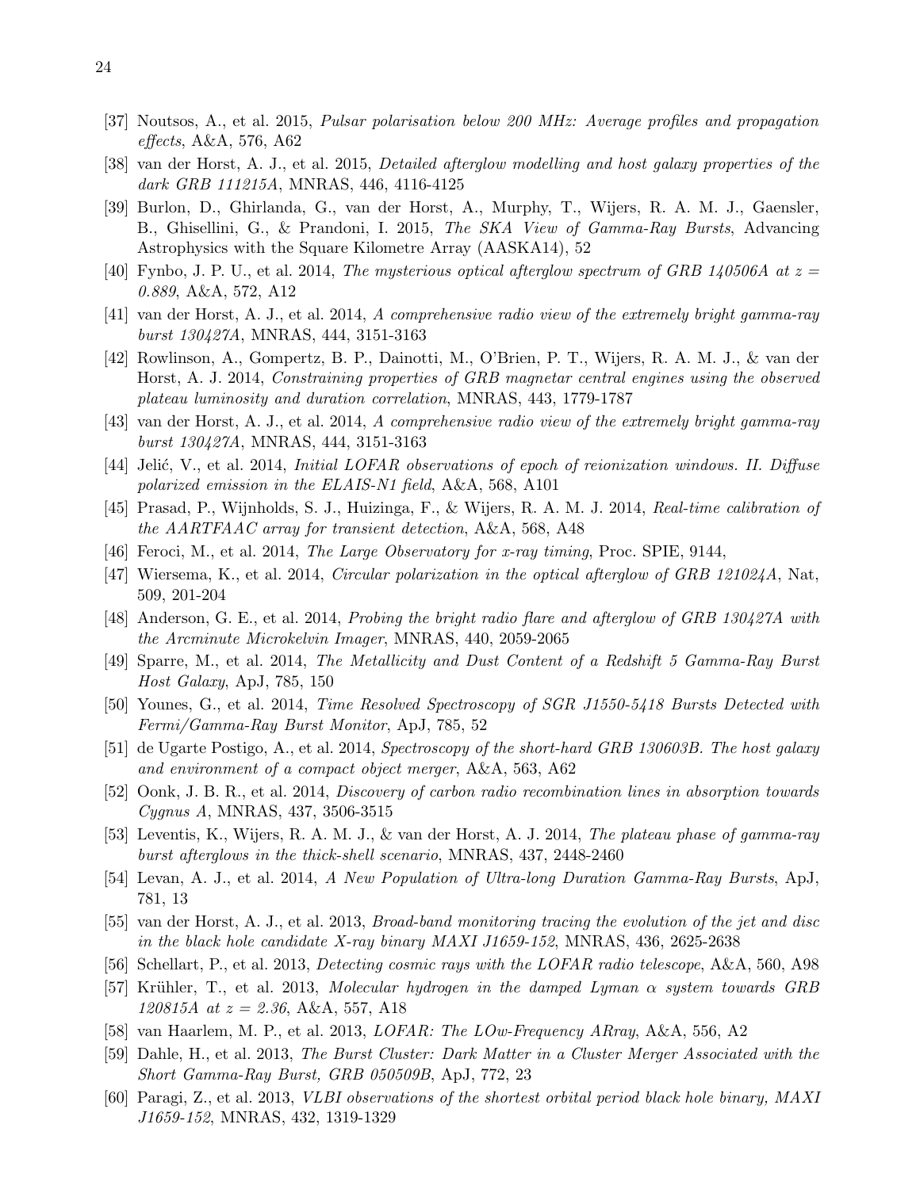[37] Noutsos, A., et al. 2015, *Pulsar polarisation below 200 MHz: Average profiles and propagation effects*, A&A, 576, A62

[38] van der Horst, A. J., et al. 2015, *Detailed afterglow modelling and host galaxy properties of the dark GRB 111215A*, MNRAS, 446, 4116-4125

[39] Burlon, D., Ghirlanda, G., van der Horst, A., Murphy, T., Wijers, R. A. M. J., Gaensler, B., Ghisellini, G., & Prandoni, I. 2015, *The SKA View of Gamma-Ray Bursts*, Advancing Astrophysics with the Square Kilometre Array (AASKA14), 52

[40] Fynbo, J. P. U., et al. 2014, *The mysterious optical afterglow spectrum of GRB 140506A at z = 0.889*, A&A, 572, A12

[41] van der Horst, A. J., et al. 2014, *A comprehensive radio view of the extremely bright gamma-ray burst 130427A*, MNRAS, 444, 3151-3163

[42] Rowlinson, A., Gompertz, B. P., Dainotti, M., O'Brien, P. T., Wijers, R. A. M. J., & van der Horst, A. J. 2014, *Constraining properties of GRB magnetar central engines using the observed plateau luminosity and duration correlation*, MNRAS, 443, 1779-1787

[43] van der Horst, A. J., et al. 2014, *A comprehensive radio view of the extremely bright gamma-ray burst 130427A*, MNRAS, 444, 3151-3163

[44] Jelić, V., et al. 2014, *Initial LOFAR observations of epoch of reionization windows. II. Diffuse polarized emission in the ELAIS-N1 field*, A&A, 568, A101

[45] Prasad, P., Wijnholds, S. J., Huizinga, F., & Wijers, R. A. M. J. 2014, *Real-time calibration of the AARTFAAC array for transient detection*, A&A, 568, A48

[46] Feroci, M., et al. 2014, *The Large Observatory for x-ray timing*, Proc. SPIE, 9144,

[47] Wiersema, K., et al. 2014, *Circular polarization in the optical afterglow of GRB 121024A*, Nat, 509, 201-204

[48] Anderson, G. E., et al. 2014, *Probing the bright radio flare and afterglow of GRB 130427A with the Arcminute Microkelvin Imager*, MNRAS, 440, 2059-2065

[49] Sparre, M., et al. 2014, *The Metallicity and Dust Content of a Redshift 5 Gamma-Ray Burst Host Galaxy*, ApJ, 785, 150

[50] Younes, G., et al. 2014, *Time Resolved Spectroscopy of SGR J1550-5418 Bursts Detected with Fermi/Gamma-Ray Burst Monitor*, ApJ, 785, 52

[51] de Ugarte Postigo, A., et al. 2014, *Spectroscopy of the short-hard GRB 130603B. The host galaxy and environment of a compact object merger*, A&A, 563, A62

[52] Oonk, J. B. R., et al. 2014, *Discovery of carbon radio recombination lines in absorption towards Cygnus A*, MNRAS, 437, 3506-3515

[53] Leventis, K., Wijers, R. A. M. J., & van der Horst, A. J. 2014, *The plateau phase of gamma-ray burst afterglows in the thick-shell scenario*, MNRAS, 437, 2448-2460

[54] Levan, A. J., et al. 2014, *A New Population of Ultra-long Duration Gamma-Ray Bursts*, ApJ, 781, 13

[55] van der Horst, A. J., et al. 2013, *Broad-band monitoring tracing the evolution of the jet and disc in the black hole candidate X-ray binary MAXI J1659-152*, MNRAS, 436, 2625-2638

[56] Schellart, P., et al. 2013, *Detecting cosmic rays with the LOFAR radio telescope*, A&A, 560, A98

[57] Krühler, T., et al. 2013, *Molecular hydrogen in the damped Lyman $\alpha$ system towards GRB 120815A at z = 2.36*, A&A, 557, A18

[58] van Haarlem, M. P., et al. 2013, *LOFAR: The LOw-Frequency ARray*, A&A, 556, A2

[59] Dahle, H., et al. 2013, *The Burst Cluster: Dark Matter in a Cluster Merger Associated with the Short Gamma-Ray Burst, GRB 050509B*, ApJ, 772, 23

[60] Paragi, Z., et al. 2013, *VLBI observations of the shortest orbital period black hole binary, MAXI J1659-152*, MNRAS, 432, 1319-1329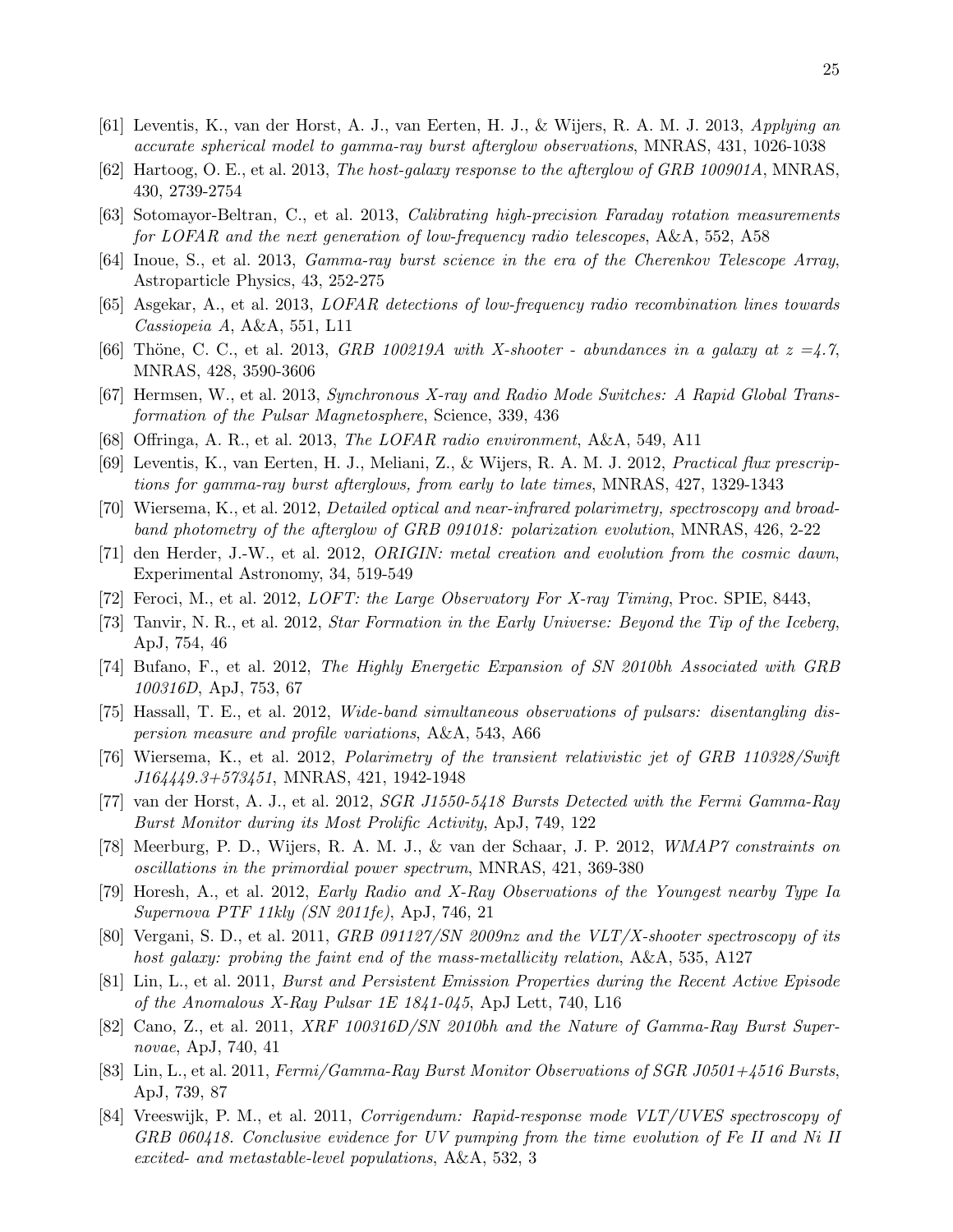[61] Leventis, K., van der Horst, A. J., van Eerten, H. J., & Wijers, R. A. M. J. 2013, *Applying an accurate spherical model to gamma-ray burst afterglow observations*, MNRAS, 431, 1026-1038

[62] Hartoog, O. E., et al. 2013, *The host-galaxy response to the afterglow of GRB 100901A*, MNRAS, 430, 2739-2754

[63] Sotomayor-Beltran, C., et al. 2013, *Calibrating high-precision Faraday rotation measurements for LOFAR and the next generation of low-frequency radio telescopes*, A&A, 552, A58

[64] Inoue, S., et al. 2013, *Gamma-ray burst science in the era of the Cherenkov Telescope Array*, Astroparticle Physics, 43, 252-275

[65] Asgekar, A., et al. 2013, *LOFAR detections of low-frequency radio recombination lines towards Cassiopeia A*, A&A, 551, L11

[66] Thöne, C. C., et al. 2013, *GRB 100219A with X-shooter - abundances in a galaxy at z =4.7*, MNRAS, 428, 3590-3606

[67] Hermsen, W., et al. 2013, *Synchronous X-ray and Radio Mode Switches: A Rapid Global Transformation of the Pulsar Magnetosphere*, Science, 339, 436

[68] Offringa, A. R., et al. 2013, *The LOFAR radio environment*, A&A, 549, A11

[69] Leventis, K., van Eerten, H. J., Meliani, Z., & Wijers, R. A. M. J. 2012, *Practical flux prescriptions for gamma-ray burst afterglows, from early to late times*, MNRAS, 427, 1329-1343

[70] Wiersema, K., et al. 2012, *Detailed optical and near-infrared polarimetry, spectroscopy and broadband photometry of the afterglow of GRB 091018: polarization evolution*, MNRAS, 426, 2-22

[71] den Herder, J.-W., et al. 2012, *ORIGIN: metal creation and evolution from the cosmic dawn*, Experimental Astronomy, 34, 519-549

[72] Feroci, M., et al. 2012, *LOFT: the Large Observatory For X-ray Timing*, Proc. SPIE, 8443,

[73] Tanvir, N. R., et al. 2012, *Star Formation in the Early Universe: Beyond the Tip of the Iceberg*, ApJ, 754, 46

[74] Bufano, F., et al. 2012, *The Highly Energetic Expansion of SN 2010bh Associated with GRB 100316D*, ApJ, 753, 67

[75] Hassall, T. E., et al. 2012, *Wide-band simultaneous observations of pulsars: disentangling dispersion measure and profile variations*, A&A, 543, A66

[76] Wiersema, K., et al. 2012, *Polarimetry of the transient relativistic jet of GRB 110328/Swift J164449.3+573451*, MNRAS, 421, 1942-1948

[77] van der Horst, A. J., et al. 2012, *SGR J1550-5418 Bursts Detected with the Fermi Gamma-Ray Burst Monitor during its Most Prolific Activity*, ApJ, 749, 122

[78] Meerburg, P. D., Wijers, R. A. M. J., & van der Schaar, J. P. 2012, *WMAP7 constraints on oscillations in the primordial power spectrum*, MNRAS, 421, 369-380

[79] Horesh, A., et al. 2012, *Early Radio and X-Ray Observations of the Youngest nearby Type Ia Supernova PTF 11kly (SN 2011fe)*, ApJ, 746, 21

[80] Vergani, S. D., et al. 2011, *GRB 091127/SN 2009nz and the VLT/X-shooter spectroscopy of its host galaxy: probing the faint end of the mass-metallicity relation*, A&A, 535, A127

[81] Lin, L., et al. 2011, *Burst and Persistent Emission Properties during the Recent Active Episode of the Anomalous X-Ray Pulsar 1E 1841-045*, ApJ Lett, 740, L16

[82] Cano, Z., et al. 2011, *XRF 100316D/SN 2010bh and the Nature of Gamma-Ray Burst Supernovae*, ApJ, 740, 41

[83] Lin, L., et al. 2011, *Fermi/Gamma-Ray Burst Monitor Observations of SGR J0501+4516 Bursts*, ApJ, 739, 87

[84] Vreeswijk, P. M., et al. 2011, *Corrigendum: Rapid-response mode VLT/UVES spectroscopy of GRB 060418. Conclusive evidence for UV pumping from the time evolution of Fe II and Ni II excited- and metastable-level populations*, A&A, 532, 3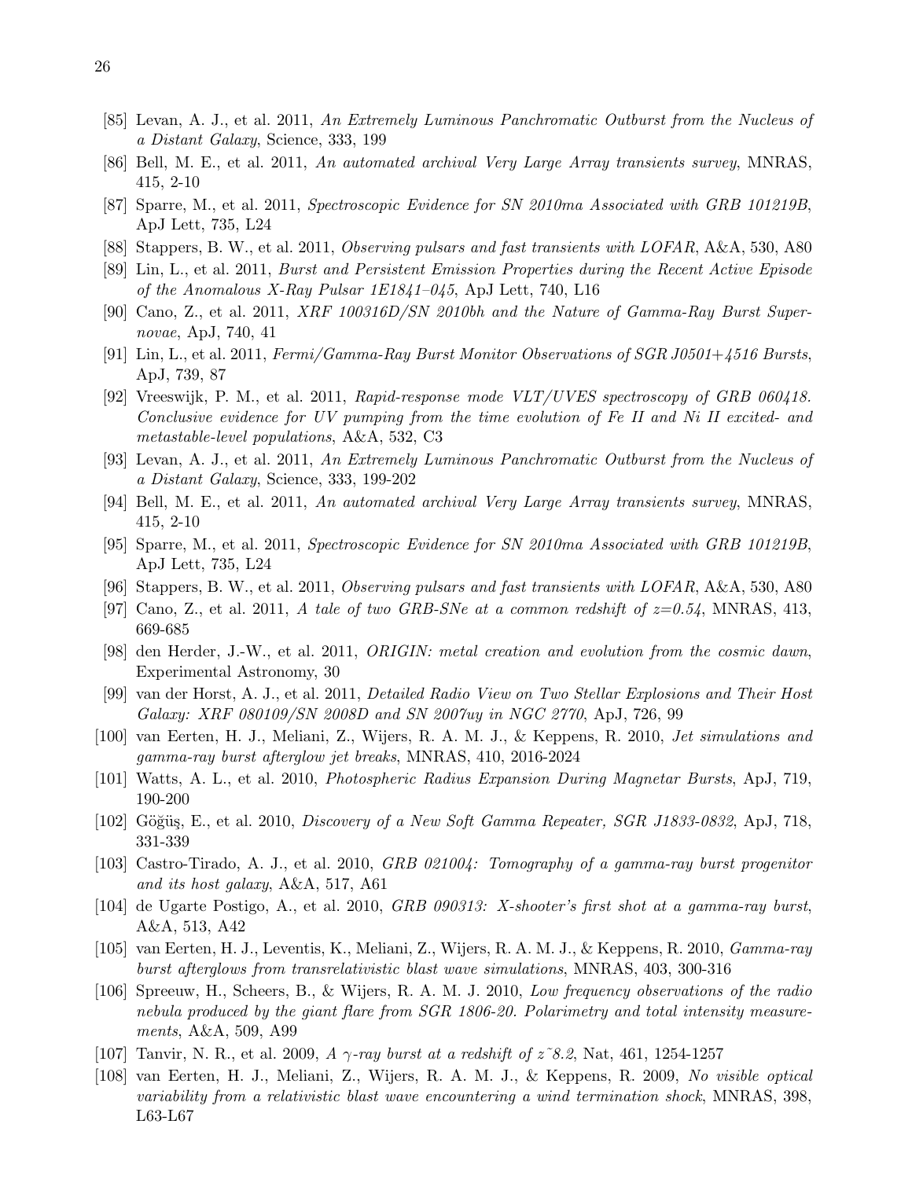[85] Levan, A. J., et al. 2011, *An Extremely Luminous Panchromatic Outburst from the Nucleus of a Distant Galaxy*, Science, 333, 199

[86] Bell, M. E., et al. 2011, *An automated archival Very Large Array transients survey*, MNRAS, 415, 2-10

[87] Sparre, M., et al. 2011, *Spectroscopic Evidence for SN 2010ma Associated with GRB 101219B*, ApJ Lett, 735, L24

[88] Stappers, B. W., et al. 2011, *Observing pulsars and fast transients with LOFAR*, A&A, 530, A80

[89] Lin, L., et al. 2011, *Burst and Persistent Emission Properties during the Recent Active Episode of the Anomalous X-Ray Pulsar 1E1841–045*, ApJ Lett, 740, L16

[90] Cano, Z., et al. 2011, *XRF 100316D/SN 2010bh and the Nature of Gamma-Ray Burst Supernovae*, ApJ, 740, 41

[91] Lin, L., et al. 2011, *Fermi/Gamma-Ray Burst Monitor Observations of SGR J0501+4516 Bursts*, ApJ, 739, 87

[92] Vreeswijk, P. M., et al. 2011, *Rapid-response mode VLT/UVES spectroscopy of GRB 060418. Conclusive evidence for UV pumping from the time evolution of Fe II and Ni II excited- and metastable-level populations*, A&A, 532, C3

[93] Levan, A. J., et al. 2011, *An Extremely Luminous Panchromatic Outburst from the Nucleus of a Distant Galaxy*, Science, 333, 199-202

[94] Bell, M. E., et al. 2011, *An automated archival Very Large Array transients survey*, MNRAS, 415, 2-10

[95] Sparre, M., et al. 2011, *Spectroscopic Evidence for SN 2010ma Associated with GRB 101219B*, ApJ Lett, 735, L24

[96] Stappers, B. W., et al. 2011, *Observing pulsars and fast transients with LOFAR*, A&A, 530, A80

[97] Cano, Z., et al. 2011, *A tale of two GRB-SNe at a common redshift of z=0.54*, MNRAS, 413, 669-685

[98] den Herder, J.-W., et al. 2011, *ORIGIN: metal creation and evolution from the cosmic dawn*, Experimental Astronomy, 30

[99] van der Horst, A. J., et al. 2011, *Detailed Radio View on Two Stellar Explosions and Their Host Galaxy: XRF 080109/SN 2008D and SN 2007uy in NGC 2770*, ApJ, 726, 99

[100] van Eerten, H. J., Meliani, Z., Wijers, R. A. M. J., & Keppens, R. 2010, *Jet simulations and gamma-ray burst afterglow jet breaks*, MNRAS, 410, 2016-2024

[101] Watts, A. L., et al. 2010, *Photospheric Radius Expansion During Magnetar Bursts*, ApJ, 719, 190-200

[102] Göğüş, E., et al. 2010, *Discovery of a New Soft Gamma Repeater, SGR J1833-0832*, ApJ, 718, 331-339

[103] Castro-Tirado, A. J., et al. 2010, *GRB 021004: Tomography of a gamma-ray burst progenitor and its host galaxy*, A&A, 517, A61

[104] de Ugarte Postigo, A., et al. 2010, *GRB 090313: X-shooter's first shot at a gamma-ray burst*, A&A, 513, A42

[105] van Eerten, H. J., Leventis, K., Meliani, Z., Wijers, R. A. M. J., & Keppens, R. 2010, *Gamma-ray burst afterglows from transrelativistic blast wave simulations*, MNRAS, 403, 300-316

[106] Spreeuw, H., Scheers, B., & Wijers, R. A. M. J. 2010, *Low frequency observations of the radio nebula produced by the giant flare from SGR 1806-20. Polarimetry and total intensity measurements*, A&A, 509, A99

[107] Tanvir, N. R., et al. 2009, *A $\gamma$-ray burst at a redshift of z˜8.2*, Nat, 461, 1254-1257

[108] van Eerten, H. J., Meliani, Z., Wijers, R. A. M. J., & Keppens, R. 2009, *No visible optical variability from a relativistic blast wave encountering a wind termination shock*, MNRAS, 398, L63-L67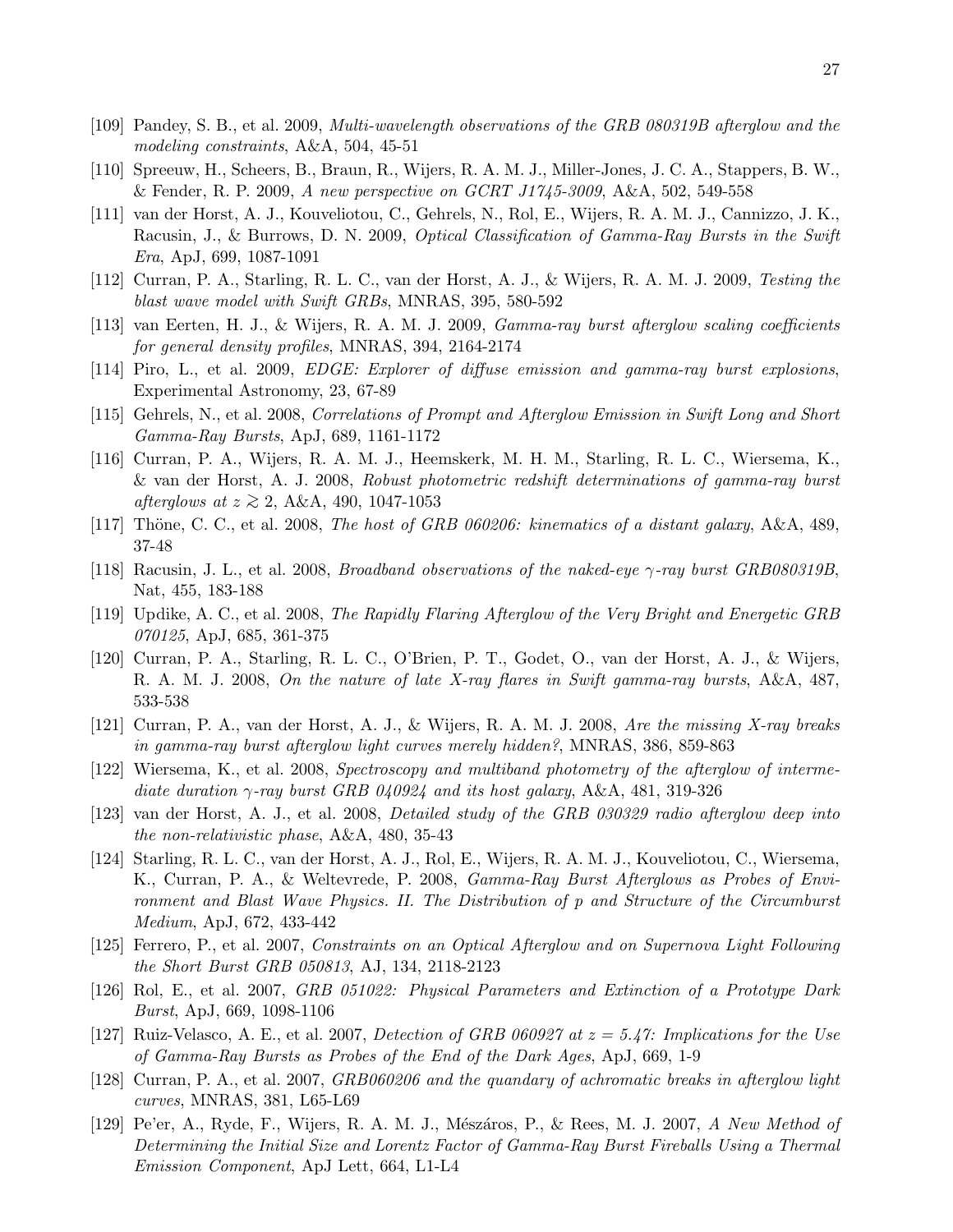[109] Pandey, S. B., et al. 2009, *Multi-wavelength observations of the GRB 080319B afterglow and the modeling constraints*, A&A, 504, 45-51

[110] Spreeuw, H., Scheers, B., Braun, R., Wijers, R. A. M. J., Miller-Jones, J. C. A., Stappers, B. W., & Fender, R. P. 2009, *A new perspective on GCRT J1745-3009*, A&A, 502, 549-558

[111] van der Horst, A. J., Kouveliotou, C., Gehrels, N., Rol, E., Wijers, R. A. M. J., Cannizzo, J. K., Racusin, J., & Burrows, D. N. 2009, *Optical Classification of Gamma-Ray Bursts in the Swift Era*, ApJ, 699, 1087-1091

[112] Curran, P. A., Starling, R. L. C., van der Horst, A. J., & Wijers, R. A. M. J. 2009, *Testing the blast wave model with Swift GRBs*, MNRAS, 395, 580-592

[113] van Eerten, H. J., & Wijers, R. A. M. J. 2009, *Gamma-ray burst afterglow scaling coefficients for general density profiles*, MNRAS, 394, 2164-2174

[114] Piro, L., et al. 2009, *EDGE: Explorer of diffuse emission and gamma-ray burst explosions*, Experimental Astronomy, 23, 67-89

[115] Gehrels, N., et al. 2008, *Correlations of Prompt and Afterglow Emission in Swift Long and Short Gamma-Ray Bursts*, ApJ, 689, 1161-1172

[116] Curran, P. A., Wijers, R. A. M. J., Heemskerk, M. H. M., Starling, R. L. C., Wiersema, K., & van der Horst, A. J. 2008, *Robust photometric redshift determinations of gamma-ray burst afterglows at $z \gtrsim 2$*, A&A, 490, 1047-1053

[117] Thöne, C. C., et al. 2008, *The host of GRB 060206: kinematics of a distant galaxy*, A&A, 489, 37-48

[118] Racusin, J. L., et al. 2008, *Broadband observations of the naked-eye $\gamma$-ray burst GRB080319B*, Nat, 455, 183-188

[119] Updike, A. C., et al. 2008, *The Rapidly Flaring Afterglow of the Very Bright and Energetic GRB 070125*, ApJ, 685, 361-375

[120] Curran, P. A., Starling, R. L. C., O'Brien, P. T., Godet, O., van der Horst, A. J., & Wijers, R. A. M. J. 2008, *On the nature of late X-ray flares in Swift gamma-ray bursts*, A&A, 487, 533-538

[121] Curran, P. A., van der Horst, A. J., & Wijers, R. A. M. J. 2008, *Are the missing X-ray breaks in gamma-ray burst afterglow light curves merely hidden?*, MNRAS, 386, 859-863

[122] Wiersema, K., et al. 2008, *Spectroscopy and multiband photometry of the afterglow of intermediate duration $\gamma$-ray burst GRB 040924 and its host galaxy*, A&A, 481, 319-326

[123] van der Horst, A. J., et al. 2008, *Detailed study of the GRB 030329 radio afterglow deep into the non-relativistic phase*, A&A, 480, 35-43

[124] Starling, R. L. C., van der Horst, A. J., Rol, E., Wijers, R. A. M. J., Kouveliotou, C., Wiersema, K., Curran, P. A., & Weltevrede, P. 2008, *Gamma-Ray Burst Afterglows as Probes of Environment and Blast Wave Physics. II. The Distribution of p and Structure of the Circumburst Medium*, ApJ, 672, 433-442

[125] Ferrero, P., et al. 2007, *Constraints on an Optical Afterglow and on Supernova Light Following the Short Burst GRB 050813*, AJ, 134, 2118-2123

[126] Rol, E., et al. 2007, *GRB 051022: Physical Parameters and Extinction of a Prototype Dark Burst*, ApJ, 669, 1098-1106

[127] Ruiz-Velasco, A. E., et al. 2007, *Detection of GRB 060927 at $z = 5.47$: Implications for the Use of Gamma-Ray Bursts as Probes of the End of the Dark Ages*, ApJ, 669, 1-9

[128] Curran, P. A., et al. 2007, *GRB060206 and the quandary of achromatic breaks in afterglow light curves*, MNRAS, 381, L65-L69

[129] Pe'er, A., Ryde, F., Wijers, R. A. M. J., Mészáros, P., & Rees, M. J. 2007, *A New Method of Determining the Initial Size and Lorentz Factor of Gamma-Ray Burst Fireballs Using a Thermal Emission Component*, ApJ Lett, 664, L1-L4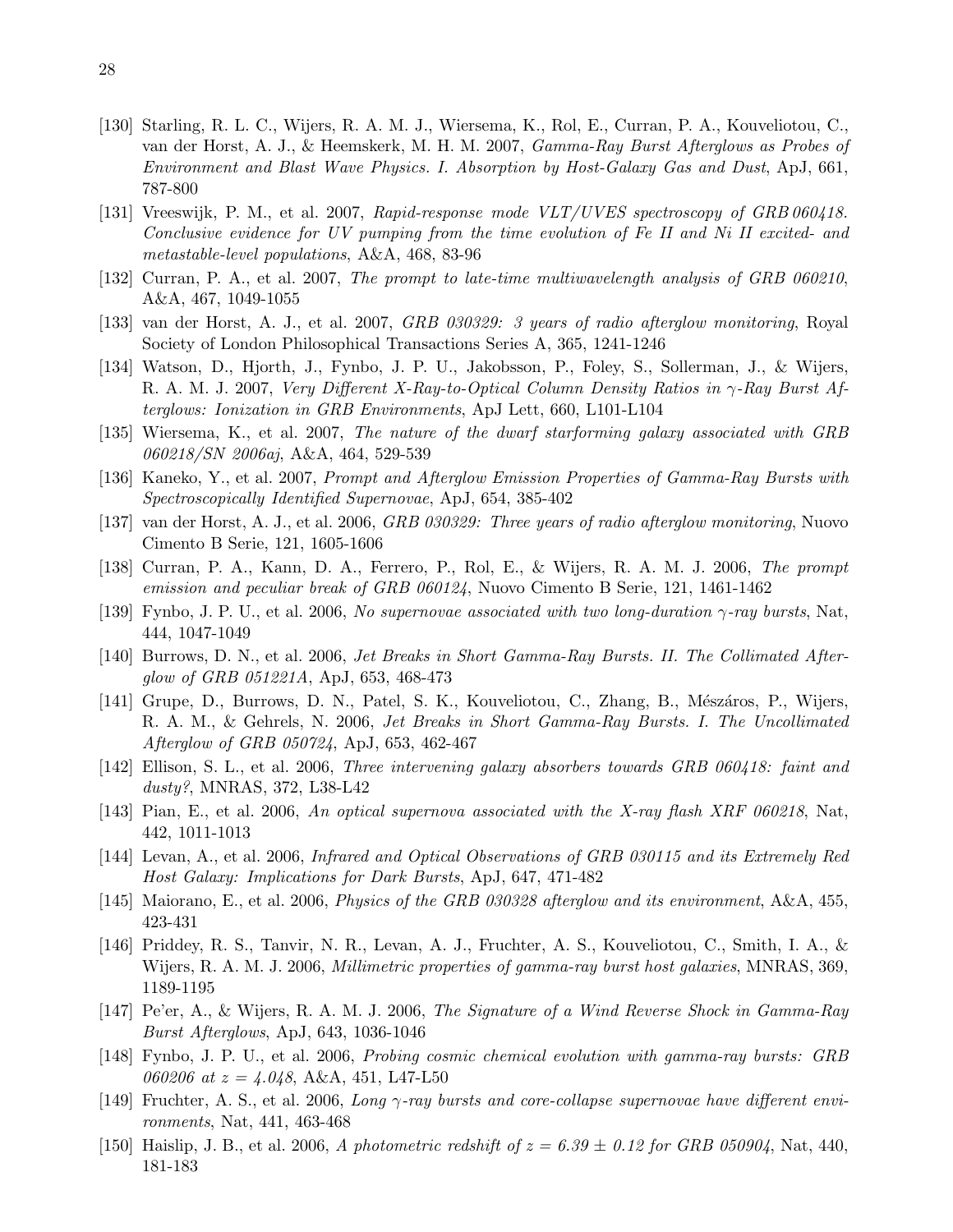[130] Starling, R. L. C., Wijers, R. A. M. J., Wiersema, K., Rol, E., Curran, P. A., Kouveliotou, C., van der Horst, A. J., & Heemskerk, M. H. M. 2007, *Gamma-Ray Burst Afterglows as Probes of Environment and Blast Wave Physics. I. Absorption by Host-Galaxy Gas and Dust*, ApJ, 661, 787-800

[131] Vreeswijk, P. M., et al. 2007, *Rapid-response mode VLT/UVES spectroscopy of GRB 060418. Conclusive evidence for UV pumping from the time evolution of Fe II and Ni II excited- and metastable-level populations*, A&A, 468, 83-96

[132] Curran, P. A., et al. 2007, *The prompt to late-time multiwavelength analysis of GRB 060210*, A&A, 467, 1049-1055

[133] van der Horst, A. J., et al. 2007, *GRB 030329: 3 years of radio afterglow monitoring*, Royal Society of London Philosophical Transactions Series A, 365, 1241-1246

[134] Watson, D., Hjorth, J., Fynbo, J. P. U., Jakobsson, P., Foley, S., Sollerman, J., & Wijers, R. A. M. J. 2007, *Very Different X-Ray-to-Optical Column Density Ratios in $\gamma$-Ray Burst Afterglows: Ionization in GRB Environments*, ApJ Lett, 660, L101-L104

[135] Wiersema, K., et al. 2007, *The nature of the dwarf starforming galaxy associated with GRB 060218/SN 2006aj*, A&A, 464, 529-539

[136] Kaneko, Y., et al. 2007, *Prompt and Afterglow Emission Properties of Gamma-Ray Bursts with Spectroscopically Identified Supernovae*, ApJ, 654, 385-402

[137] van der Horst, A. J., et al. 2006, *GRB 030329: Three years of radio afterglow monitoring*, Nuovo Cimento B Serie, 121, 1605-1606

[138] Curran, P. A., Kann, D. A., Ferrero, P., Rol, E., & Wijers, R. A. M. J. 2006, *The prompt emission and peculiar break of GRB 060124*, Nuovo Cimento B Serie, 121, 1461-1462

[139] Fynbo, J. P. U., et al. 2006, *No supernovae associated with two long-duration $\gamma$-ray bursts*, Nat, 444, 1047-1049

[140] Burrows, D. N., et al. 2006, *Jet Breaks in Short Gamma-Ray Bursts. II. The Collimated Afterglow of GRB 051221A*, ApJ, 653, 468-473

[141] Grupe, D., Burrows, D. N., Patel, S. K., Kouveliotou, C., Zhang, B., Mészáros, P., Wijers, R. A. M., & Gehrels, N. 2006, *Jet Breaks in Short Gamma-Ray Bursts. I. The Uncollimated Afterglow of GRB 050724*, ApJ, 653, 462-467

[142] Ellison, S. L., et al. 2006, *Three intervening galaxy absorbers towards GRB 060418: faint and dusty?*, MNRAS, 372, L38-L42

[143] Pian, E., et al. 2006, *An optical supernova associated with the X-ray flash XRF 060218*, Nat, 442, 1011-1013

[144] Levan, A., et al. 2006, *Infrared and Optical Observations of GRB 030115 and its Extremely Red Host Galaxy: Implications for Dark Bursts*, ApJ, 647, 471-482

[145] Maiorano, E., et al. 2006, *Physics of the GRB 030328 afterglow and its environment*, A&A, 455, 423-431

[146] Priddey, R. S., Tanvir, N. R., Levan, A. J., Fruchter, A. S., Kouveliotou, C., Smith, I. A., & Wijers, R. A. M. J. 2006, *Millimetric properties of gamma-ray burst host galaxies*, MNRAS, 369, 1189-1195

[147] Pe'er, A., & Wijers, R. A. M. J. 2006, *The Signature of a Wind Reverse Shock in Gamma-Ray Burst Afterglows*, ApJ, 643, 1036-1046

[148] Fynbo, J. P. U., et al. 2006, *Probing cosmic chemical evolution with gamma-ray bursts: GRB 060206 at $z = 4.048$*, A&A, 451, L47-L50

[149] Fruchter, A. S., et al. 2006, *Long $\gamma$-ray bursts and core-collapse supernovae have different environments*, Nat, 441, 463-468

[150] Haislip, J. B., et al. 2006, *A photometric redshift of $z = 6.39 \pm 0.12$ for GRB 050904*, Nat, 440, 181-183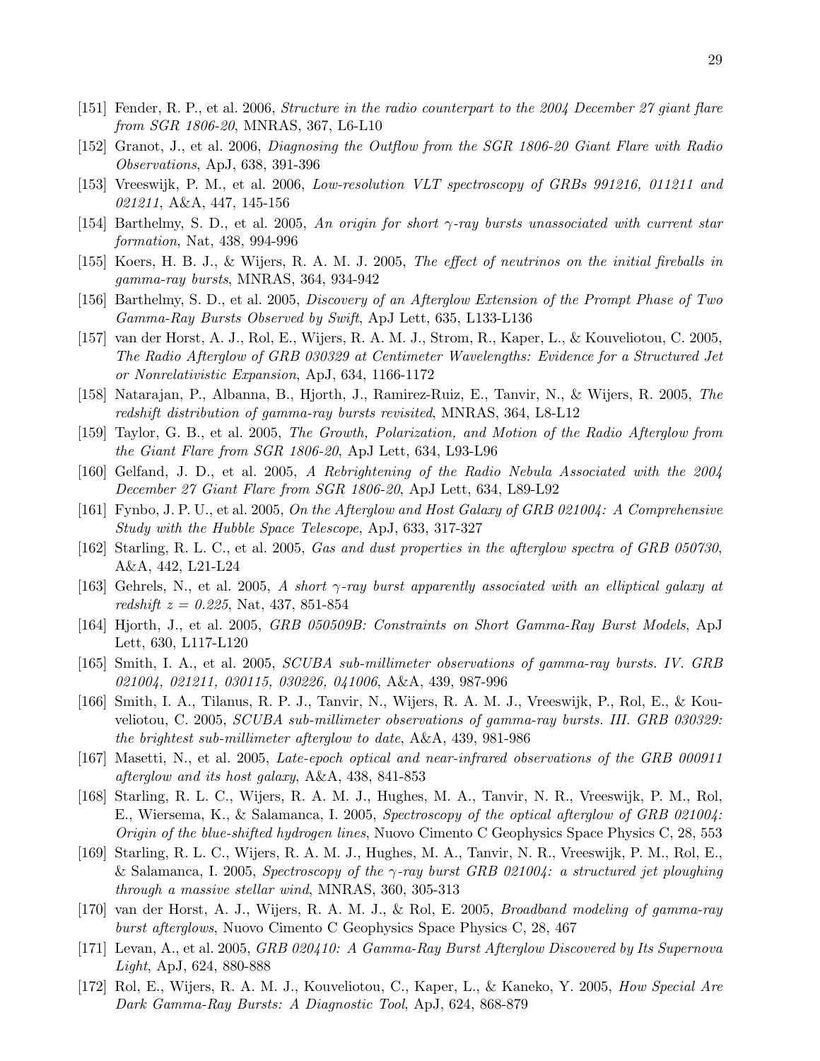[151] Fender, R. P., et al. 2006, *Structure in the radio counterpart to the 2004 December 27 giant flare from SGR 1806-20*, MNRAS, 367, L6-L10

[152] Granot, J., et al. 2006, *Diagnosing the Outflow from the SGR 1806-20 Giant Flare with Radio Observations*, ApJ, 638, 391-396

[153] Vreeswijk, P. M., et al. 2006, *Low-resolution VLT spectroscopy of GRBs 991216, 011211 and 021211*, A&A, 447, 145-156

[154] Barthelmy, S. D., et al. 2005, *An origin for short $\gamma$-ray bursts unassociated with current star formation*, Nat, 438, 994-996

[155] Koers, H. B. J., & Wijers, R. A. M. J. 2005, *The effect of neutrinos on the initial fireballs in gamma-ray bursts*, MNRAS, 364, 934-942

[156] Barthelmy, S. D., et al. 2005, *Discovery of an Afterglow Extension of the Prompt Phase of Two Gamma-Ray Bursts Observed by Swift*, ApJ Lett, 635, L133-L136

[157] van der Horst, A. J., Rol, E., Wijers, R. A. M. J., Strom, R., Kaper, L., & Kouveliotou, C. 2005, *The Radio Afterglow of GRB 030329 at Centimeter Wavelengths: Evidence for a Structured Jet or Nonrelativistic Expansion*, ApJ, 634, 1166-1172

[158] Natarajan, P., Albanna, B., Hjorth, J., Ramirez-Ruiz, E., Tanvir, N., & Wijers, R. 2005, *The redshift distribution of gamma-ray bursts revisited*, MNRAS, 364, L8-L12

[159] Taylor, G. B., et al. 2005, *The Growth, Polarization, and Motion of the Radio Afterglow from the Giant Flare from SGR 1806-20*, ApJ Lett, 634, L93-L96

[160] Gelfand, J. D., et al. 2005, *A Rebrightening of the Radio Nebula Associated with the 2004 December 27 Giant Flare from SGR 1806-20*, ApJ Lett, 634, L89-L92

[161] Fynbo, J. P. U., et al. 2005, *On the Afterglow and Host Galaxy of GRB 021004: A Comprehensive Study with the Hubble Space Telescope*, ApJ, 633, 317-327

[162] Starling, R. L. C., et al. 2005, *Gas and dust properties in the afterglow spectra of GRB 050730*, A&A, 442, L21-L24

[163] Gehrels, N., et al. 2005, *A short $\gamma$-ray burst apparently associated with an elliptical galaxy at redshift $z = 0.225$*, Nat, 437, 851-854

[164] Hjorth, J., et al. 2005, *GRB 050509B: Constraints on Short Gamma-Ray Burst Models*, ApJ Lett, 630, L117-L120

[165] Smith, I. A., et al. 2005, *SCUBA sub-millimeter observations of gamma-ray bursts. IV. GRB 021004, 021211, 030115, 030226, 041006*, A&A, 439, 987-996

[166] Smith, I. A., Tilanus, R. P. J., Tanvir, N., Wijers, R. A. M. J., Vreeswijk, P., Rol, E., & Kouveliotou, C. 2005, *SCUBA sub-millimeter observations of gamma-ray bursts. III. GRB 030329: the brightest sub-millimeter afterglow to date*, A&A, 439, 981-986

[167] Masetti, N., et al. 2005, *Late-epoch optical and near-infrared observations of the GRB 000911 afterglow and its host galaxy*, A&A, 438, 841-853

[168] Starling, R. L. C., Wijers, R. A. M. J., Hughes, M. A., Tanvir, N. R., Vreeswijk, P. M., Rol, E., Wiersema, K., & Salamanca, I. 2005, *Spectroscopy of the optical afterglow of GRB 021004: Origin of the blue-shifted hydrogen lines*, Nuovo Cimento C Geophysics Space Physics C, 28, 553

[169] Starling, R. L. C., Wijers, R. A. M. J., Hughes, M. A., Tanvir, N. R., Vreeswijk, P. M., Rol, E., & Salamanca, I. 2005, *Spectroscopy of the $\gamma$-ray burst GRB 021004: a structured jet ploughing through a massive stellar wind*, MNRAS, 360, 305-313

[170] van der Horst, A. J., Wijers, R. A. M. J., & Rol, E. 2005, *Broadband modeling of gamma-ray burst afterglows*, Nuovo Cimento C Geophysics Space Physics C, 28, 467

[171] Levan, A., et al. 2005, *GRB 020410: A Gamma-Ray Burst Afterglow Discovered by Its Supernova Light*, ApJ, 624, 880-888

[172] Rol, E., Wijers, R. A. M. J., Kouveliotou, C., Kaper, L., & Kaneko, Y. 2005, *How Special Are Dark Gamma-Ray Bursts: A Diagnostic Tool*, ApJ, 624, 868-879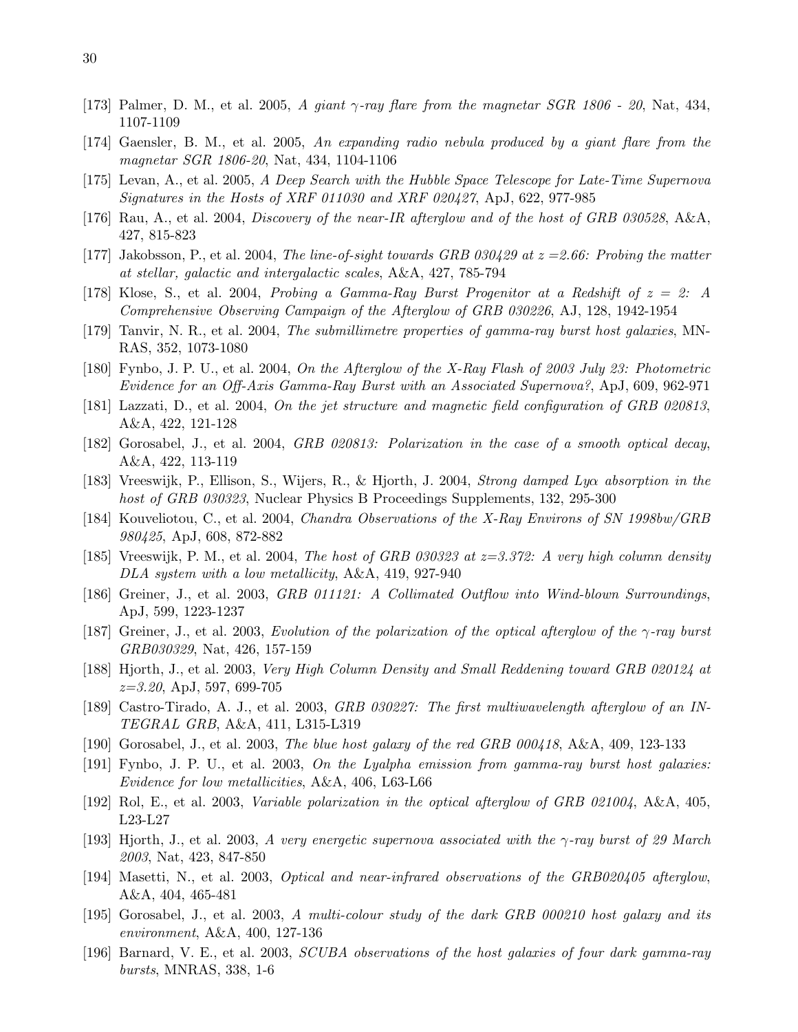[173] Palmer, D. M., et al. 2005, *A giant $\gamma$-ray flare from the magnetar SGR 1806 - 20*, Nat, 434, 1107-1109

[174] Gaensler, B. M., et al. 2005, *An expanding radio nebula produced by a giant flare from the magnetar SGR 1806-20*, Nat, 434, 1104-1106

[175] Levan, A., et al. 2005, *A Deep Search with the Hubble Space Telescope for Late-Time Supernova Signatures in the Hosts of XRF 011030 and XRF 020427*, ApJ, 622, 977-985

[176] Rau, A., et al. 2004, *Discovery of the near-IR afterglow and of the host of GRB 030528*, A&A, 427, 815-823

[177] Jakobsson, P., et al. 2004, *The line-of-sight towards GRB 030429 at z =2.66: Probing the matter at stellar, galactic and intergalactic scales*, A&A, 427, 785-794

[178] Klose, S., et al. 2004, *Probing a Gamma-Ray Burst Progenitor at a Redshift of z = 2: A Comprehensive Observing Campaign of the Afterglow of GRB 030226*, AJ, 128, 1942-1954

[179] Tanvir, N. R., et al. 2004, *The submillimetre properties of gamma-ray burst host galaxies*, MNRAS, 352, 1073-1080

[180] Fynbo, J. P. U., et al. 2004, *On the Afterglow of the X-Ray Flash of 2003 July 23: Photometric Evidence for an Off-Axis Gamma-Ray Burst with an Associated Supernova?*, ApJ, 609, 962-971

[181] Lazzati, D., et al. 2004, *On the jet structure and magnetic field configuration of GRB 020813*, A&A, 422, 121-128

[182] Gorosabel, J., et al. 2004, *GRB 020813: Polarization in the case of a smooth optical decay*, A&A, 422, 113-119

[183] Vreeswijk, P., Ellison, S., Wijers, R., & Hjorth, J. 2004, *Strong damped Ly$\alpha$ absorption in the host of GRB 030323*, Nuclear Physics B Proceedings Supplements, 132, 295-300

[184] Kouveliotou, C., et al. 2004, *Chandra Observations of the X-Ray Environs of SN 1998bw/GRB 980425*, ApJ, 608, 872-882

[185] Vreeswijk, P. M., et al. 2004, *The host of GRB 030323 at z=3.372: A very high column density DLA system with a low metallicity*, A&A, 419, 927-940

[186] Greiner, J., et al. 2003, *GRB 011121: A Collimated Outflow into Wind-blown Surroundings*, ApJ, 599, 1223-1237

[187] Greiner, J., et al. 2003, *Evolution of the polarization of the optical afterglow of the $\gamma$-ray burst GRB030329*, Nat, 426, 157-159

[188] Hjorth, J., et al. 2003, *Very High Column Density and Small Reddening toward GRB 020124 at z=3.20*, ApJ, 597, 699-705

[189] Castro-Tirado, A. J., et al. 2003, *GRB 030227: The first multiwavelength afterglow of an INTEGRAL GRB*, A&A, 411, L315-L319

[190] Gorosabel, J., et al. 2003, *The blue host galaxy of the red GRB 000418*, A&A, 409, 123-133

[191] Fynbo, J. P. U., et al. 2003, *On the Lyalpha emission from gamma-ray burst host galaxies: Evidence for low metallicities*, A&A, 406, L63-L66

[192] Rol, E., et al. 2003, *Variable polarization in the optical afterglow of GRB 021004*, A&A, 405, L23-L27

[193] Hjorth, J., et al. 2003, *A very energetic supernova associated with the $\gamma$-ray burst of 29 March 2003*, Nat, 423, 847-850

[194] Masetti, N., et al. 2003, *Optical and near-infrared observations of the GRB020405 afterglow*, A&A, 404, 465-481

[195] Gorosabel, J., et al. 2003, *A multi-colour study of the dark GRB 000210 host galaxy and its environment*, A&A, 400, 127-136

[196] Barnard, V. E., et al. 2003, *SCUBA observations of the host galaxies of four dark gamma-ray bursts*, MNRAS, 338, 1-6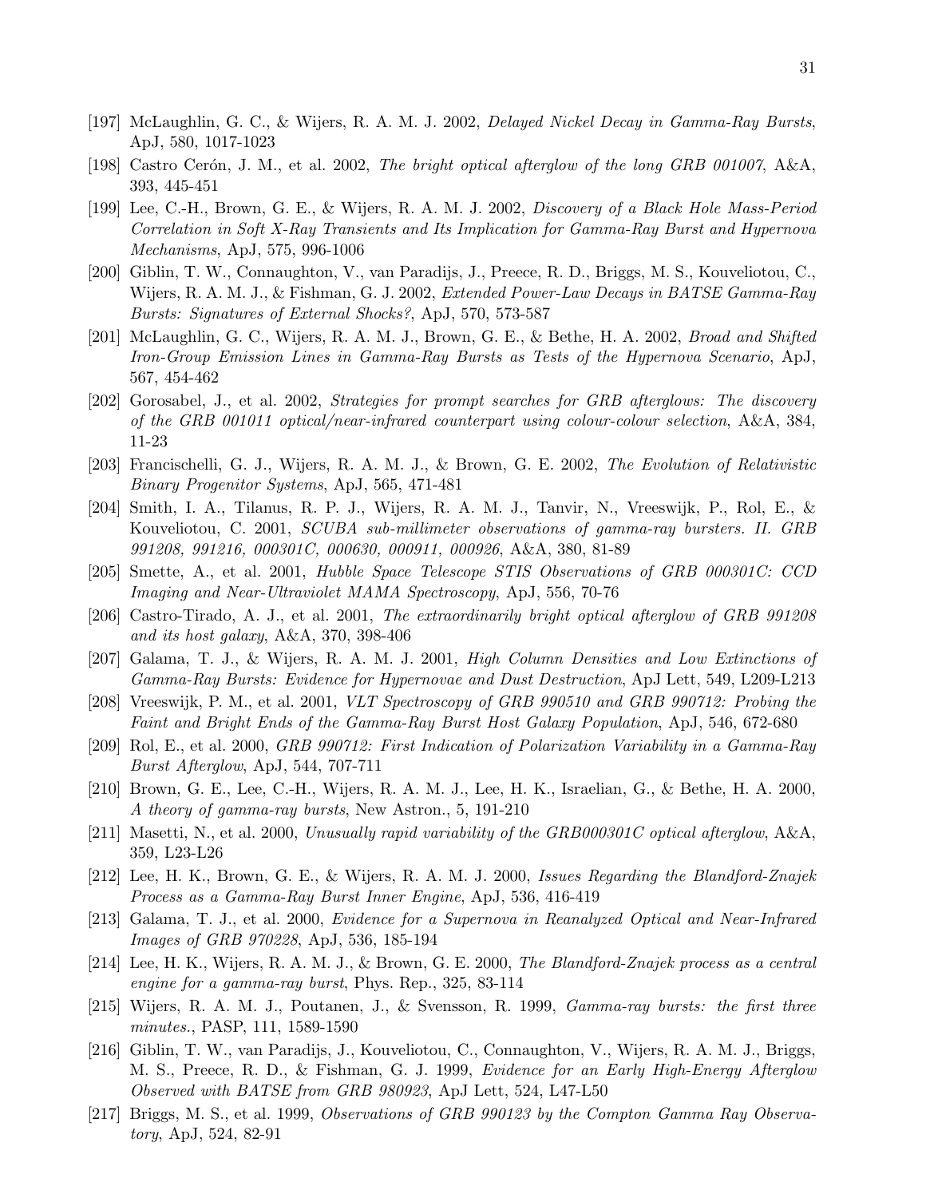[197] McLaughlin, G. C., & Wijers, R. A. M. J. 2002, *Delayed Nickel Decay in Gamma-Ray Bursts*, ApJ, 580, 1017-1023

[198] Castro Cerón, J. M., et al. 2002, *The bright optical afterglow of the long GRB 001007*, A&A, 393, 445-451

[199] Lee, C.-H., Brown, G. E., & Wijers, R. A. M. J. 2002, *Discovery of a Black Hole Mass-Period Correlation in Soft X-Ray Transients and Its Implication for Gamma-Ray Burst and Hypernova Mechanisms*, ApJ, 575, 996-1006

[200] Giblin, T. W., Connaughton, V., van Paradijs, J., Preece, R. D., Briggs, M. S., Kouveliotou, C., Wijers, R. A. M. J., & Fishman, G. J. 2002, *Extended Power-Law Decays in BATSE Gamma-Ray Bursts: Signatures of External Shocks?*, ApJ, 570, 573-587

[201] McLaughlin, G. C., Wijers, R. A. M. J., Brown, G. E., & Bethe, H. A. 2002, *Broad and Shifted Iron-Group Emission Lines in Gamma-Ray Bursts as Tests of the Hypernova Scenario*, ApJ, 567, 454-462

[202] Gorosabel, J., et al. 2002, *Strategies for prompt searches for GRB afterglows: The discovery of the GRB 001011 optical/near-infrared counterpart using colour-colour selection*, A&A, 384, 11-23

[203] Francischelli, G. J., Wijers, R. A. M. J., & Brown, G. E. 2002, *The Evolution of Relativistic Binary Progenitor Systems*, ApJ, 565, 471-481

[204] Smith, I. A., Tilanus, R. P. J., Wijers, R. A. M. J., Tanvir, N., Vreeswijk, P., Rol, E., & Kouveliotou, C. 2001, *SCUBA sub-millimeter observations of gamma-ray bursters. II. GRB 991208, 991216, 000301C, 000630, 000911, 000926*, A&A, 380, 81-89

[205] Smette, A., et al. 2001, *Hubble Space Telescope STIS Observations of GRB 000301C: CCD Imaging and Near-Ultraviolet MAMA Spectroscopy*, ApJ, 556, 70-76

[206] Castro-Tirado, A. J., et al. 2001, *The extraordinarily bright optical afterglow of GRB 991208 and its host galaxy*, A&A, 370, 398-406

[207] Galama, T. J., & Wijers, R. A. M. J. 2001, *High Column Densities and Low Extinctions of Gamma-Ray Bursts: Evidence for Hypernovae and Dust Destruction*, ApJ Lett, 549, L209-L213

[208] Vreeswijk, P. M., et al. 2001, *VLT Spectroscopy of GRB 990510 and GRB 990712: Probing the Faint and Bright Ends of the Gamma-Ray Burst Host Galaxy Population*, ApJ, 546, 672-680

[209] Rol, E., et al. 2000, *GRB 990712: First Indication of Polarization Variability in a Gamma-Ray Burst Afterglow*, ApJ, 544, 707-711

[210] Brown, G. E., Lee, C.-H., Wijers, R. A. M. J., Lee, H. K., Israelian, G., & Bethe, H. A. 2000, *A theory of gamma-ray bursts*, New Astron., 5, 191-210

[211] Masetti, N., et al. 2000, *Unusually rapid variability of the GRB000301C optical afterglow*, A&A, 359, L23-L26

[212] Lee, H. K., Brown, G. E., & Wijers, R. A. M. J. 2000, *Issues Regarding the Blandford-Znajek Process as a Gamma-Ray Burst Inner Engine*, ApJ, 536, 416-419

[213] Galama, T. J., et al. 2000, *Evidence for a Supernova in Reanalyzed Optical and Near-Infrared Images of GRB 970228*, ApJ, 536, 185-194

[214] Lee, H. K., Wijers, R. A. M. J., & Brown, G. E. 2000, *The Blandford-Znajek process as a central engine for a gamma-ray burst*, Phys. Rep., 325, 83-114

[215] Wijers, R. A. M. J., Poutanen, J., & Svensson, R. 1999, *Gamma-ray bursts: the first three minutes.*, PASP, 111, 1589-1590

[216] Giblin, T. W., van Paradijs, J., Kouveliotou, C., Connaughton, V., Wijers, R. A. M. J., Briggs, M. S., Preece, R. D., & Fishman, G. J. 1999, *Evidence for an Early High-Energy Afterglow Observed with BATSE from GRB 980923*, ApJ Lett, 524, L47-L50

[217] Briggs, M. S., et al. 1999, *Observations of GRB 990123 by the Compton Gamma Ray Observatory*, ApJ, 524, 82-91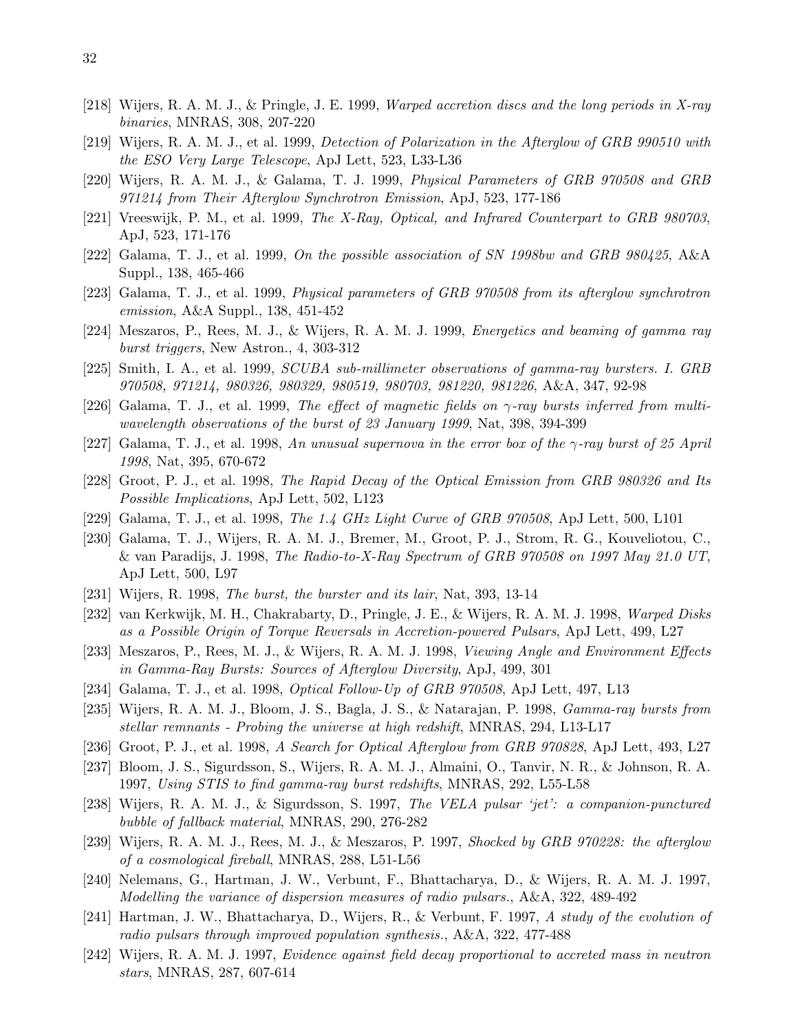[218] Wijers, R. A. M. J., & Pringle, J. E. 1999, *Warped accretion discs and the long periods in X-ray binaries*, MNRAS, 308, 207-220

[219] Wijers, R. A. M. J., et al. 1999, *Detection of Polarization in the Afterglow of GRB 990510 with the ESO Very Large Telescope*, ApJ Lett, 523, L33-L36

[220] Wijers, R. A. M. J., & Galama, T. J. 1999, *Physical Parameters of GRB 970508 and GRB 971214 from Their Afterglow Synchrotron Emission*, ApJ, 523, 177-186

[221] Vreeswijk, P. M., et al. 1999, *The X-Ray, Optical, and Infrared Counterpart to GRB 980703*, ApJ, 523, 171-176

[222] Galama, T. J., et al. 1999, *On the possible association of SN 1998bw and GRB 980425*, A&A Suppl., 138, 465-466

[223] Galama, T. J., et al. 1999, *Physical parameters of GRB 970508 from its afterglow synchrotron emission*, A&A Suppl., 138, 451-452

[224] Meszaros, P., Rees, M. J., & Wijers, R. A. M. J. 1999, *Energetics and beaming of gamma ray burst triggers*, New Astron., 4, 303-312

[225] Smith, I. A., et al. 1999, *SCUBA sub-millimeter observations of gamma-ray bursters. I. GRB 970508, 971214, 980326, 980329, 980519, 980703, 981220, 981226*, A&A, 347, 92-98

[226] Galama, T. J., et al. 1999, *The effect of magnetic fields on $\gamma$-ray bursts inferred from multi-wavelength observations of the burst of 23 January 1999*, Nat, 398, 394-399

[227] Galama, T. J., et al. 1998, *An unusual supernova in the error box of the $\gamma$-ray burst of 25 April 1998*, Nat, 395, 670-672

[228] Groot, P. J., et al. 1998, *The Rapid Decay of the Optical Emission from GRB 980326 and Its Possible Implications*, ApJ Lett, 502, L123

[229] Galama, T. J., et al. 1998, *The 1.4 GHz Light Curve of GRB 970508*, ApJ Lett, 500, L101

[230] Galama, T. J., Wijers, R. A. M. J., Bremer, M., Groot, P. J., Strom, R. G., Kouveliotou, C., & van Paradijs, J. 1998, *The Radio-to-X-Ray Spectrum of GRB 970508 on 1997 May 21.0 UT*, ApJ Lett, 500, L97

[231] Wijers, R. 1998, *The burst, the burster and its lair*, Nat, 393, 13-14

[232] van Kerkwijk, M. H., Chakrabarty, D., Pringle, J. E., & Wijers, R. A. M. J. 1998, *Warped Disks as a Possible Origin of Torque Reversals in Accretion-powered Pulsars*, ApJ Lett, 499, L27

[233] Meszaros, P., Rees, M. J., & Wijers, R. A. M. J. 1998, *Viewing Angle and Environment Effects in Gamma-Ray Bursts: Sources of Afterglow Diversity*, ApJ, 499, 301

[234] Galama, T. J., et al. 1998, *Optical Follow-Up of GRB 970508*, ApJ Lett, 497, L13

[235] Wijers, R. A. M. J., Bloom, J. S., Bagla, J. S., & Natarajan, P. 1998, *Gamma-ray bursts from stellar remnants - Probing the universe at high redshift*, MNRAS, 294, L13-L17

[236] Groot, P. J., et al. 1998, *A Search for Optical Afterglow from GRB 970828*, ApJ Lett, 493, L27

[237] Bloom, J. S., Sigurdsson, S., Wijers, R. A. M. J., Almaini, O., Tanvir, N. R., & Johnson, R. A. 1997, *Using STIS to find gamma-ray burst redshifts*, MNRAS, 292, L55-L58

[238] Wijers, R. A. M. J., & Sigurdsson, S. 1997, *The VELA pulsar 'jet': a companion-punctured bubble of fallback material*, MNRAS, 290, 276-282

[239] Wijers, R. A. M. J., Rees, M. J., & Meszaros, P. 1997, *Shocked by GRB 970228: the afterglow of a cosmological fireball*, MNRAS, 288, L51-L56

[240] Nelemans, G., Hartman, J. W., Verbunt, F., Bhattacharya, D., & Wijers, R. A. M. J. 1997, *Modelling the variance of dispersion measures of radio pulsars.*, A&A, 322, 489-492

[241] Hartman, J. W., Bhattacharya, D., Wijers, R., & Verbunt, F. 1997, *A study of the evolution of radio pulsars through improved population synthesis.*, A&A, 322, 477-488

[242] Wijers, R. A. M. J. 1997, *Evidence against field decay proportional to accreted mass in neutron stars*, MNRAS, 287, 607-614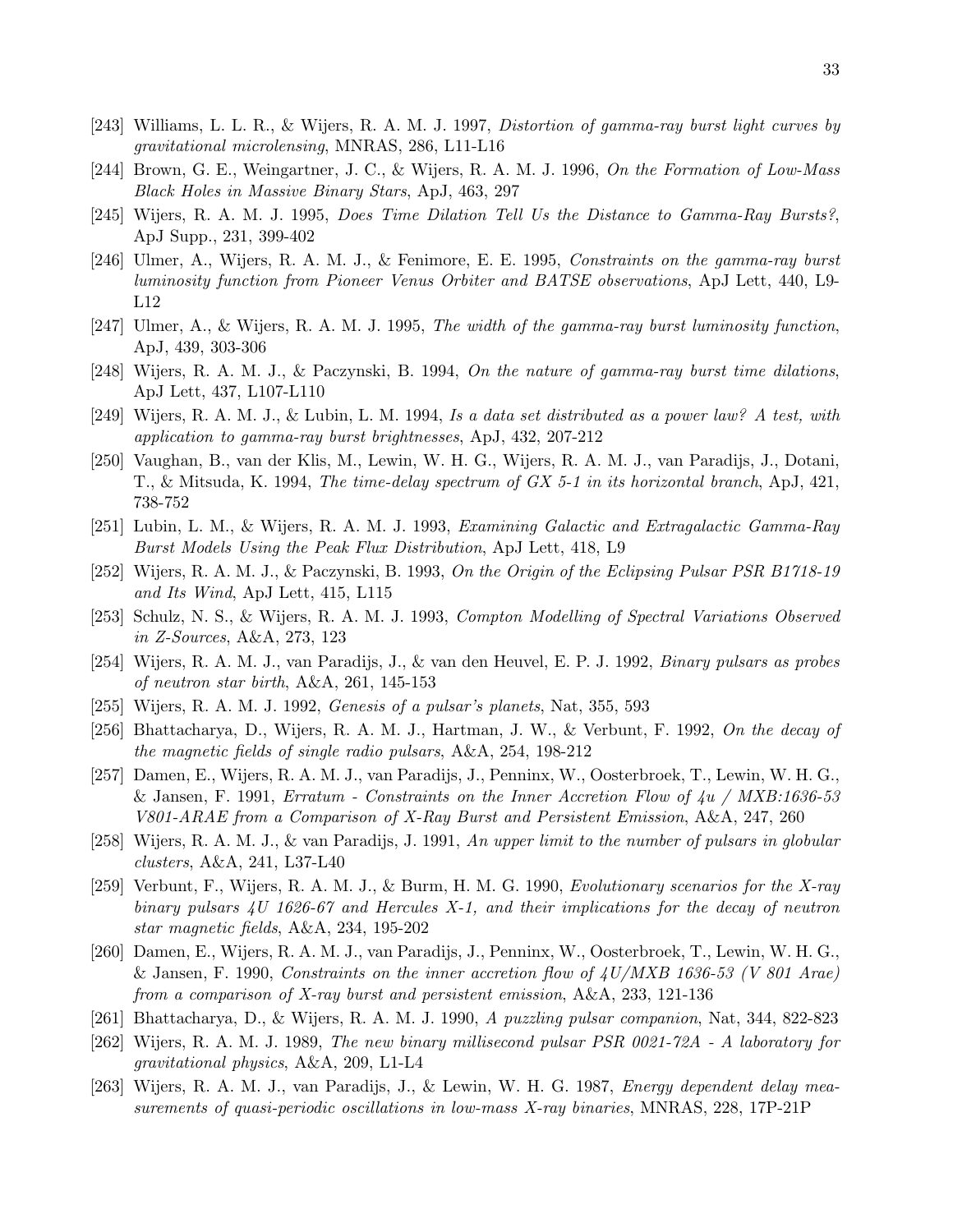[243] Williams, L. L. R., & Wijers, R. A. M. J. 1997, *Distortion of gamma-ray burst light curves by gravitational microlensing*, MNRAS, 286, L11-L16

[244] Brown, G. E., Weingartner, J. C., & Wijers, R. A. M. J. 1996, *On the Formation of Low-Mass Black Holes in Massive Binary Stars*, ApJ, 463, 297

[245] Wijers, R. A. M. J. 1995, *Does Time Dilation Tell Us the Distance to Gamma-Ray Bursts?*, ApJ Supp., 231, 399-402

[246] Ulmer, A., Wijers, R. A. M. J., & Fenimore, E. E. 1995, *Constraints on the gamma-ray burst luminosity function from Pioneer Venus Orbiter and BATSE observations*, ApJ Lett, 440, L9-L12

[247] Ulmer, A., & Wijers, R. A. M. J. 1995, *The width of the gamma-ray burst luminosity function*, ApJ, 439, 303-306

[248] Wijers, R. A. M. J., & Paczynski, B. 1994, *On the nature of gamma-ray burst time dilations*, ApJ Lett, 437, L107-L110

[249] Wijers, R. A. M. J., & Lubin, L. M. 1994, *Is a data set distributed as a power law? A test, with application to gamma-ray burst brightnesses*, ApJ, 432, 207-212

[250] Vaughan, B., van der Klis, M., Lewin, W. H. G., Wijers, R. A. M. J., van Paradijs, J., Dotani, T., & Mitsuda, K. 1994, *The time-delay spectrum of GX 5-1 in its horizontal branch*, ApJ, 421, 738-752

[251] Lubin, L. M., & Wijers, R. A. M. J. 1993, *Examining Galactic and Extragalactic Gamma-Ray Burst Models Using the Peak Flux Distribution*, ApJ Lett, 418, L9

[252] Wijers, R. A. M. J., & Paczynski, B. 1993, *On the Origin of the Eclipsing Pulsar PSR B1718-19 and Its Wind*, ApJ Lett, 415, L115

[253] Schulz, N. S., & Wijers, R. A. M. J. 1993, *Compton Modelling of Spectral Variations Observed in Z-Sources*, A&A, 273, 123

[254] Wijers, R. A. M. J., van Paradijs, J., & van den Heuvel, E. P. J. 1992, *Binary pulsars as probes of neutron star birth*, A&A, 261, 145-153

[255] Wijers, R. A. M. J. 1992, *Genesis of a pulsar's planets*, Nat, 355, 593

[256] Bhattacharya, D., Wijers, R. A. M. J., Hartman, J. W., & Verbunt, F. 1992, *On the decay of the magnetic fields of single radio pulsars*, A&A, 254, 198-212

[257] Damen, E., Wijers, R. A. M. J., van Paradijs, J., Penninx, W., Oosterbroek, T., Lewin, W. H. G., & Jansen, F. 1991, *Erratum - Constraints on the Inner Accretion Flow of 4u / MXB:1636-53 V801-ARAE from a Comparison of X-Ray Burst and Persistent Emission*, A&A, 247, 260

[258] Wijers, R. A. M. J., & van Paradijs, J. 1991, *An upper limit to the number of pulsars in globular clusters*, A&A, 241, L37-L40

[259] Verbunt, F., Wijers, R. A. M. J., & Burm, H. M. G. 1990, *Evolutionary scenarios for the X-ray binary pulsars 4U 1626-67 and Hercules X-1, and their implications for the decay of neutron star magnetic fields*, A&A, 234, 195-202

[260] Damen, E., Wijers, R. A. M. J., van Paradijs, J., Penninx, W., Oosterbroek, T., Lewin, W. H. G., & Jansen, F. 1990, *Constraints on the inner accretion flow of 4U/MXB 1636-53 (V 801 Arae) from a comparison of X-ray burst and persistent emission*, A&A, 233, 121-136

[261] Bhattacharya, D., & Wijers, R. A. M. J. 1990, *A puzzling pulsar companion*, Nat, 344, 822-823

[262] Wijers, R. A. M. J. 1989, *The new binary millisecond pulsar PSR 0021-72A - A laboratory for gravitational physics*, A&A, 209, L1-L4

[263] Wijers, R. A. M. J., van Paradijs, J., & Lewin, W. H. G. 1987, *Energy dependent delay measurements of quasi-periodic oscillations in low-mass X-ray binaries*, MNRAS, 228, 17P-21P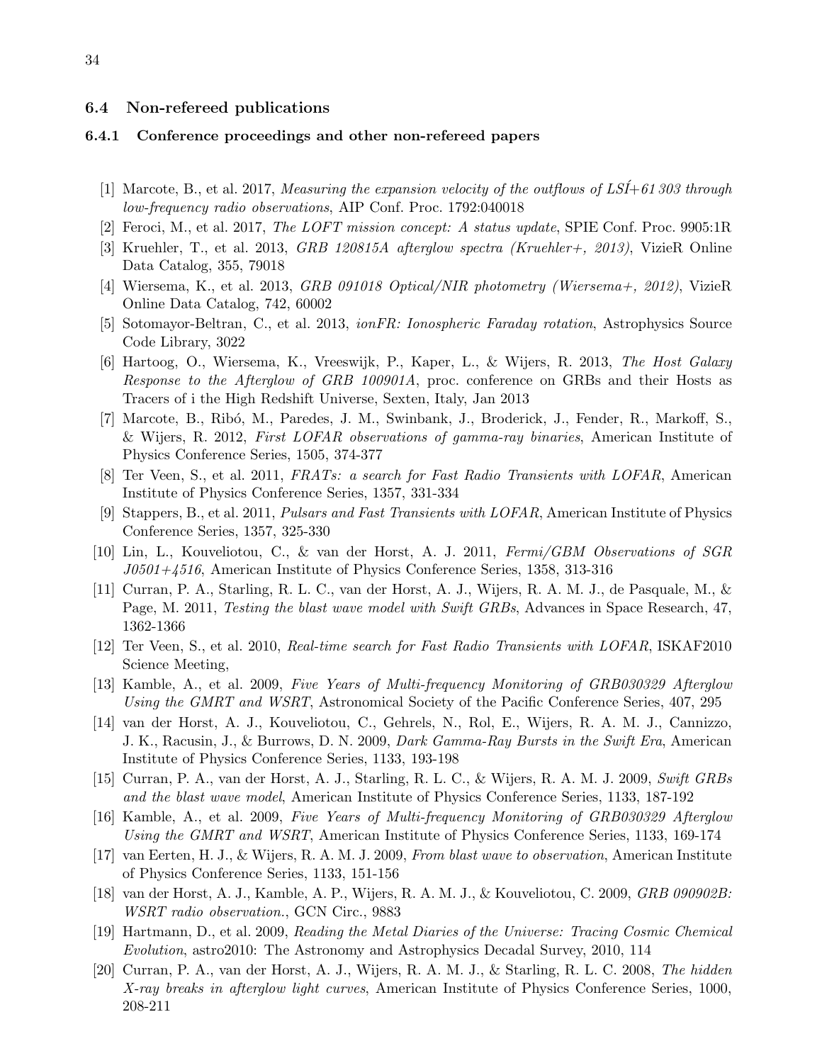### 6.4 Non-refereed publications

#### 6.4.1 Conference proceedings and other non-refereed papers

[1] Marcote, B., et al. 2017, *Measuring the expansion velocity of the outflows of LSÍ+61 303 through low-frequency radio observations*, AIP Conf. Proc. 1792:040018

[2] Feroci, M., et al. 2017, *The LOFT mission concept: A status update*, SPIE Conf. Proc. 9905:1R

[3] Kruehler, T., et al. 2013, *GRB 120815A afterglow spectra (Kruehler+, 2013)*, VizieR Online Data Catalog, 355, 79018

[4] Wiersema, K., et al. 2013, *GRB 091018 Optical/NIR photometry (Wiersema+, 2012)*, VizieR Online Data Catalog, 742, 60002

[5] Sotomayor-Beltran, C., et al. 2013, *ionFR: Ionospheric Faraday rotation*, Astrophysics Source Code Library, 3022

[6] Hartoog, O., Wiersema, K., Vreeswijk, P., Kaper, L., & Wijers, R. 2013, *The Host Galaxy Response to the Afterglow of GRB 100901A*, proc. conference on GRBs and their Hosts as Tracers of i the High Redshift Universe, Sexten, Italy, Jan 2013

[7] Marcote, B., Ribó, M., Paredes, J. M., Swinbank, J., Broderick, J., Fender, R., Markoff, S., & Wijers, R. 2012, *First LOFAR observations of gamma-ray binaries*, American Institute of Physics Conference Series, 1505, 374-377

[8] Ter Veen, S., et al. 2011, *FRATs: a search for Fast Radio Transients with LOFAR*, American Institute of Physics Conference Series, 1357, 331-334

[9] Stappers, B., et al. 2011, *Pulsars and Fast Transients with LOFAR*, American Institute of Physics Conference Series, 1357, 325-330

[10] Lin, L., Kouveliotou, C., & van der Horst, A. J. 2011, *Fermi/GBM Observations of SGR J0501+4516*, American Institute of Physics Conference Series, 1358, 313-316

[11] Curran, P. A., Starling, R. L. C., van der Horst, A. J., Wijers, R. A. M. J., de Pasquale, M., & Page, M. 2011, *Testing the blast wave model with Swift GRBs*, Advances in Space Research, 47, 1362-1366

[12] Ter Veen, S., et al. 2010, *Real-time search for Fast Radio Transients with LOFAR*, ISKAF2010 Science Meeting,

[13] Kamble, A., et al. 2009, *Five Years of Multi-frequency Monitoring of GRB030329 Afterglow Using the GMRT and WSRT*, Astronomical Society of the Pacific Conference Series, 407, 295

[14] van der Horst, A. J., Kouveliotou, C., Gehrels, N., Rol, E., Wijers, R. A. M. J., Cannizzo, J. K., Racusin, J., & Burrows, D. N. 2009, *Dark Gamma-Ray Bursts in the Swift Era*, American Institute of Physics Conference Series, 1133, 193-198

[15] Curran, P. A., van der Horst, A. J., Starling, R. L. C., & Wijers, R. A. M. J. 2009, *Swift GRBs and the blast wave model*, American Institute of Physics Conference Series, 1133, 187-192

[16] Kamble, A., et al. 2009, *Five Years of Multi-frequency Monitoring of GRB030329 Afterglow Using the GMRT and WSRT*, American Institute of Physics Conference Series, 1133, 169-174

[17] van Eerten, H. J., & Wijers, R. A. M. J. 2009, *From blast wave to observation*, American Institute of Physics Conference Series, 1133, 151-156

[18] van der Horst, A. J., Kamble, A. P., Wijers, R. A. M. J., & Kouveliotou, C. 2009, *GRB 090902B: WSRT radio observation.*, GCN Circ., 9883

[19] Hartmann, D., et al. 2009, *Reading the Metal Diaries of the Universe: Tracing Cosmic Chemical Evolution*, astro2010: The Astronomy and Astrophysics Decadal Survey, 2010, 114

[20] Curran, P. A., van der Horst, A. J., Wijers, R. A. M. J., & Starling, R. L. C. 2008, *The hidden X-ray breaks in afterglow light curves*, American Institute of Physics Conference Series, 1000, 208-211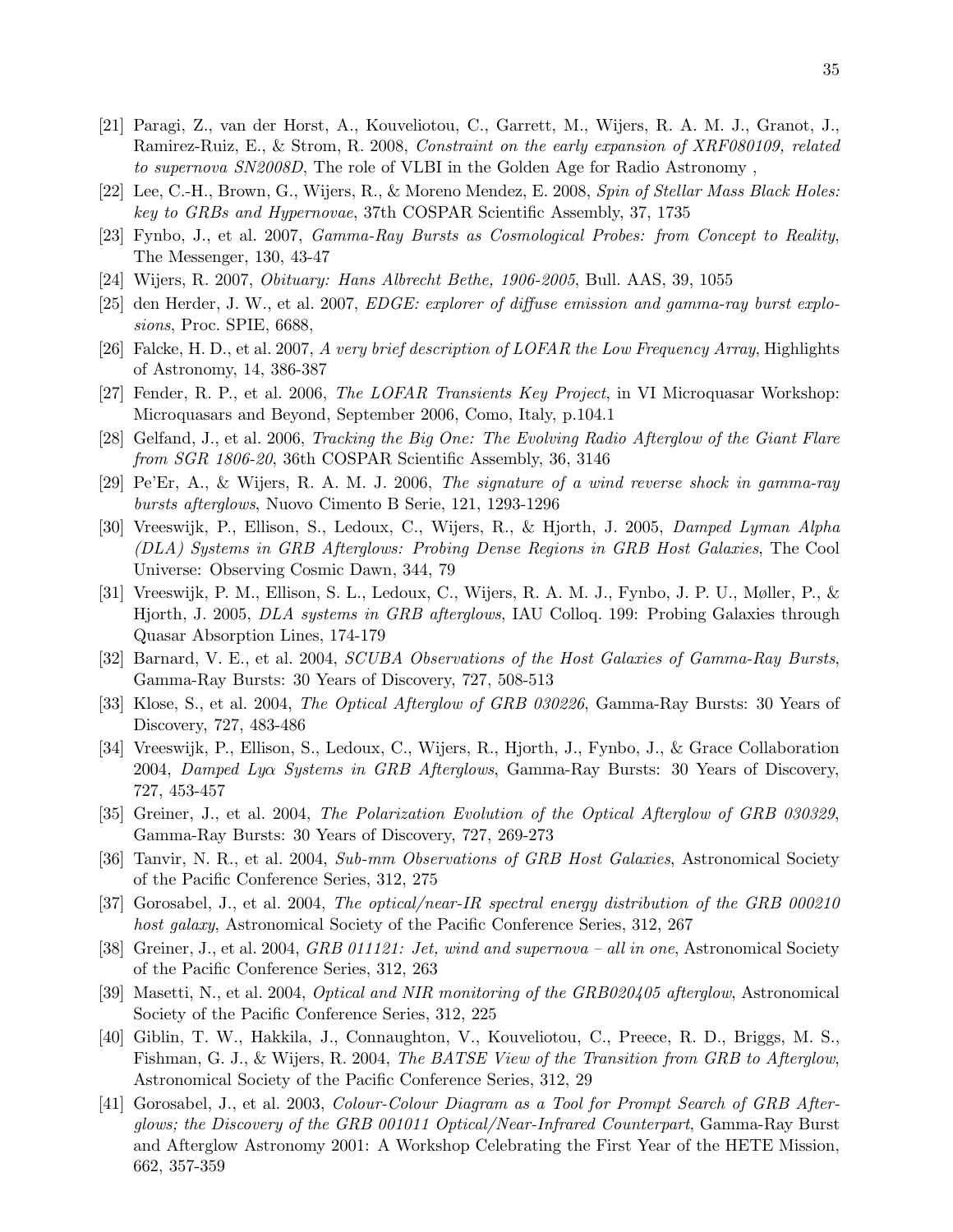[21] Paragi, Z., van der Horst, A., Kouveliotou, C., Garrett, M., Wijers, R. A. M. J., Granot, J., Ramirez-Ruiz, E., & Strom, R. 2008, *Constraint on the early expansion of XRF080109, related to supernova SN2008D*, The role of VLBI in the Golden Age for Radio Astronomy ,

[22] Lee, C.-H., Brown, G., Wijers, R., & Moreno Mendez, E. 2008, *Spin of Stellar Mass Black Holes: key to GRBs and Hypernovae*, 37th COSPAR Scientific Assembly, 37, 1735

[23] Fynbo, J., et al. 2007, *Gamma-Ray Bursts as Cosmological Probes: from Concept to Reality*, The Messenger, 130, 43-47

[24] Wijers, R. 2007, *Obituary: Hans Albrecht Bethe, 1906-2005*, Bull. AAS, 39, 1055

[25] den Herder, J. W., et al. 2007, *EDGE: explorer of diffuse emission and gamma-ray burst explosions*, Proc. SPIE, 6688,

[26] Falcke, H. D., et al. 2007, *A very brief description of LOFAR the Low Frequency Array*, Highlights of Astronomy, 14, 386-387

[27] Fender, R. P., et al. 2006, *The LOFAR Transients Key Project*, in VI Microquasar Workshop: Microquasars and Beyond, September 2006, Como, Italy, p.104.1

[28] Gelfand, J., et al. 2006, *Tracking the Big One: The Evolving Radio Afterglow of the Giant Flare from SGR 1806-20*, 36th COSPAR Scientific Assembly, 36, 3146

[29] Pe'Er, A., & Wijers, R. A. M. J. 2006, *The signature of a wind reverse shock in gamma-ray bursts afterglows*, Nuovo Cimento B Serie, 121, 1293-1296

[30] Vreeswijk, P., Ellison, S., Ledoux, C., Wijers, R., & Hjorth, J. 2005, *Damped Lyman Alpha (DLA) Systems in GRB Afterglows: Probing Dense Regions in GRB Host Galaxies*, The Cool Universe: Observing Cosmic Dawn, 344, 79

[31] Vreeswijk, P. M., Ellison, S. L., Ledoux, C., Wijers, R. A. M. J., Fynbo, J. P. U., Møller, P., & Hjorth, J. 2005, *DLA systems in GRB afterglows*, IAU Colloq. 199: Probing Galaxies through Quasar Absorption Lines, 174-179

[32] Barnard, V. E., et al. 2004, *SCUBA Observations of the Host Galaxies of Gamma-Ray Bursts*, Gamma-Ray Bursts: 30 Years of Discovery, 727, 508-513

[33] Klose, S., et al. 2004, *The Optical Afterglow of GRB 030226*, Gamma-Ray Bursts: 30 Years of Discovery, 727, 483-486

[34] Vreeswijk, P., Ellison, S., Ledoux, C., Wijers, R., Hjorth, J., Fynbo, J., & Grace Collaboration 2004, *Damped Ly$\alpha$ Systems in GRB Afterglows*, Gamma-Ray Bursts: 30 Years of Discovery, 727, 453-457

[35] Greiner, J., et al. 2004, *The Polarization Evolution of the Optical Afterglow of GRB 030329*, Gamma-Ray Bursts: 30 Years of Discovery, 727, 269-273

[36] Tanvir, N. R., et al. 2004, *Sub-mm Observations of GRB Host Galaxies*, Astronomical Society of the Pacific Conference Series, 312, 275

[37] Gorosabel, J., et al. 2004, *The optical/near-IR spectral energy distribution of the GRB 000210 host galaxy*, Astronomical Society of the Pacific Conference Series, 312, 267

[38] Greiner, J., et al. 2004, *GRB 011121: Jet, wind and supernova – all in one*, Astronomical Society of the Pacific Conference Series, 312, 263

[39] Masetti, N., et al. 2004, *Optical and NIR monitoring of the GRB020405 afterglow*, Astronomical Society of the Pacific Conference Series, 312, 225

[40] Giblin, T. W., Hakkila, J., Connaughton, V., Kouveliotou, C., Preece, R. D., Briggs, M. S., Fishman, G. J., & Wijers, R. 2004, *The BATSE View of the Transition from GRB to Afterglow*, Astronomical Society of the Pacific Conference Series, 312, 29

[41] Gorosabel, J., et al. 2003, *Colour-Colour Diagram as a Tool for Prompt Search of GRB Afterglows; the Discovery of the GRB 001011 Optical/Near-Infrared Counterpart*, Gamma-Ray Burst and Afterglow Astronomy 2001: A Workshop Celebrating the First Year of the HETE Mission, 662, 357-359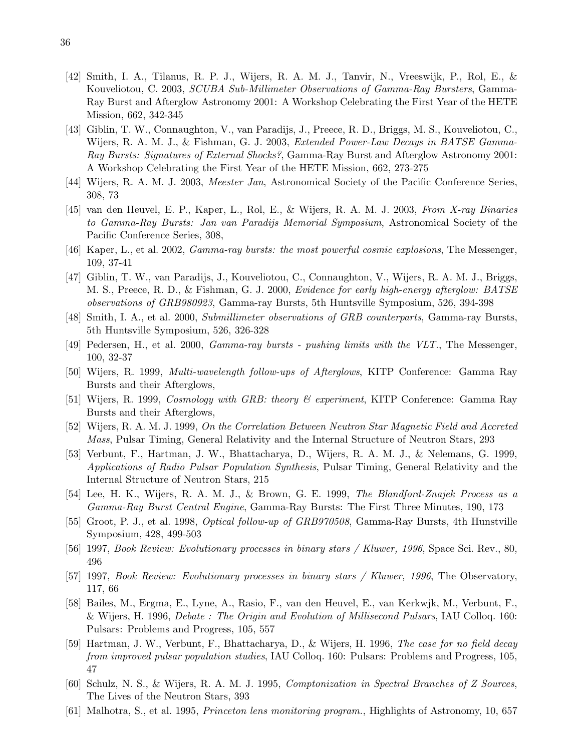[42] Smith, I. A., Tilanus, R. P. J., Wijers, R. A. M. J., Tanvir, N., Vreeswijk, P., Rol, E., & Kouveliotou, C. 2003, *SCUBA Sub-Millimeter Observations of Gamma-Ray Bursters*, Gamma-Ray Burst and Afterglow Astronomy 2001: A Workshop Celebrating the First Year of the HETE Mission, 662, 342-345

[43] Giblin, T. W., Connaughton, V., van Paradijs, J., Preece, R. D., Briggs, M. S., Kouveliotou, C., Wijers, R. A. M. J., & Fishman, G. J. 2003, *Extended Power-Law Decays in BATSE Gamma-Ray Bursts: Signatures of External Shocks?*, Gamma-Ray Burst and Afterglow Astronomy 2001: A Workshop Celebrating the First Year of the HETE Mission, 662, 273-275

[44] Wijers, R. A. M. J. 2003, *Meester Jan*, Astronomical Society of the Pacific Conference Series, 308, 73

[45] van den Heuvel, E. P., Kaper, L., Rol, E., & Wijers, R. A. M. J. 2003, *From X-ray Binaries to Gamma-Ray Bursts: Jan van Paradijs Memorial Symposium*, Astronomical Society of the Pacific Conference Series, 308,

[46] Kaper, L., et al. 2002, *Gamma-ray bursts: the most powerful cosmic explosions*, The Messenger, 109, 37-41

[47] Giblin, T. W., van Paradijs, J., Kouveliotou, C., Connaughton, V., Wijers, R. A. M. J., Briggs, M. S., Preece, R. D., & Fishman, G. J. 2000, *Evidence for early high-energy afterglow: BATSE observations of GRB980923*, Gamma-ray Bursts, 5th Huntsville Symposium, 526, 394-398

[48] Smith, I. A., et al. 2000, *Submillimeter observations of GRB counterparts*, Gamma-ray Bursts, 5th Huntsville Symposium, 526, 326-328

[49] Pedersen, H., et al. 2000, *Gamma-ray bursts - pushing limits with the VLT.*, The Messenger, 100, 32-37

[50] Wijers, R. 1999, *Multi-wavelength follow-ups of Afterglows*, KITP Conference: Gamma Ray Bursts and their Afterglows,

[51] Wijers, R. 1999, *Cosmology with GRB: theory & experiment*, KITP Conference: Gamma Ray Bursts and their Afterglows,

[52] Wijers, R. A. M. J. 1999, *On the Correlation Between Neutron Star Magnetic Field and Accreted Mass*, Pulsar Timing, General Relativity and the Internal Structure of Neutron Stars, 293

[53] Verbunt, F., Hartman, J. W., Bhattacharya, D., Wijers, R. A. M. J., & Nelemans, G. 1999, *Applications of Radio Pulsar Population Synthesis*, Pulsar Timing, General Relativity and the Internal Structure of Neutron Stars, 215

[54] Lee, H. K., Wijers, R. A. M. J., & Brown, G. E. 1999, *The Blandford-Znajek Process as a Gamma-Ray Burst Central Engine*, Gamma-Ray Bursts: The First Three Minutes, 190, 173

[55] Groot, P. J., et al. 1998, *Optical follow-up of GRB970508*, Gamma-Ray Bursts, 4th Hunstville Symposium, 428, 499-503

[56] 1997, *Book Review: Evolutionary processes in binary stars / Kluwer, 1996*, Space Sci. Rev., 80, 496

[57] 1997, *Book Review: Evolutionary processes in binary stars / Kluwer, 1996*, The Observatory, 117, 66

[58] Bailes, M., Ergma, E., Lyne, A., Rasio, F., van den Heuvel, E., van Kerkwjk, M., Verbunt, F., & Wijers, H. 1996, *Debate : The Origin and Evolution of Millisecond Pulsars*, IAU Colloq. 160: Pulsars: Problems and Progress, 105, 557

[59] Hartman, J. W., Verbunt, F., Bhattacharya, D., & Wijers, H. 1996, *The case for no field decay from improved pulsar population studies*, IAU Colloq. 160: Pulsars: Problems and Progress, 105, 47

[60] Schulz, N. S., & Wijers, R. A. M. J. 1995, *Comptonization in Spectral Branches of Z Sources*, The Lives of the Neutron Stars, 393

[61] Malhotra, S., et al. 1995, *Princeton lens monitoring program.*, Highlights of Astronomy, 10, 657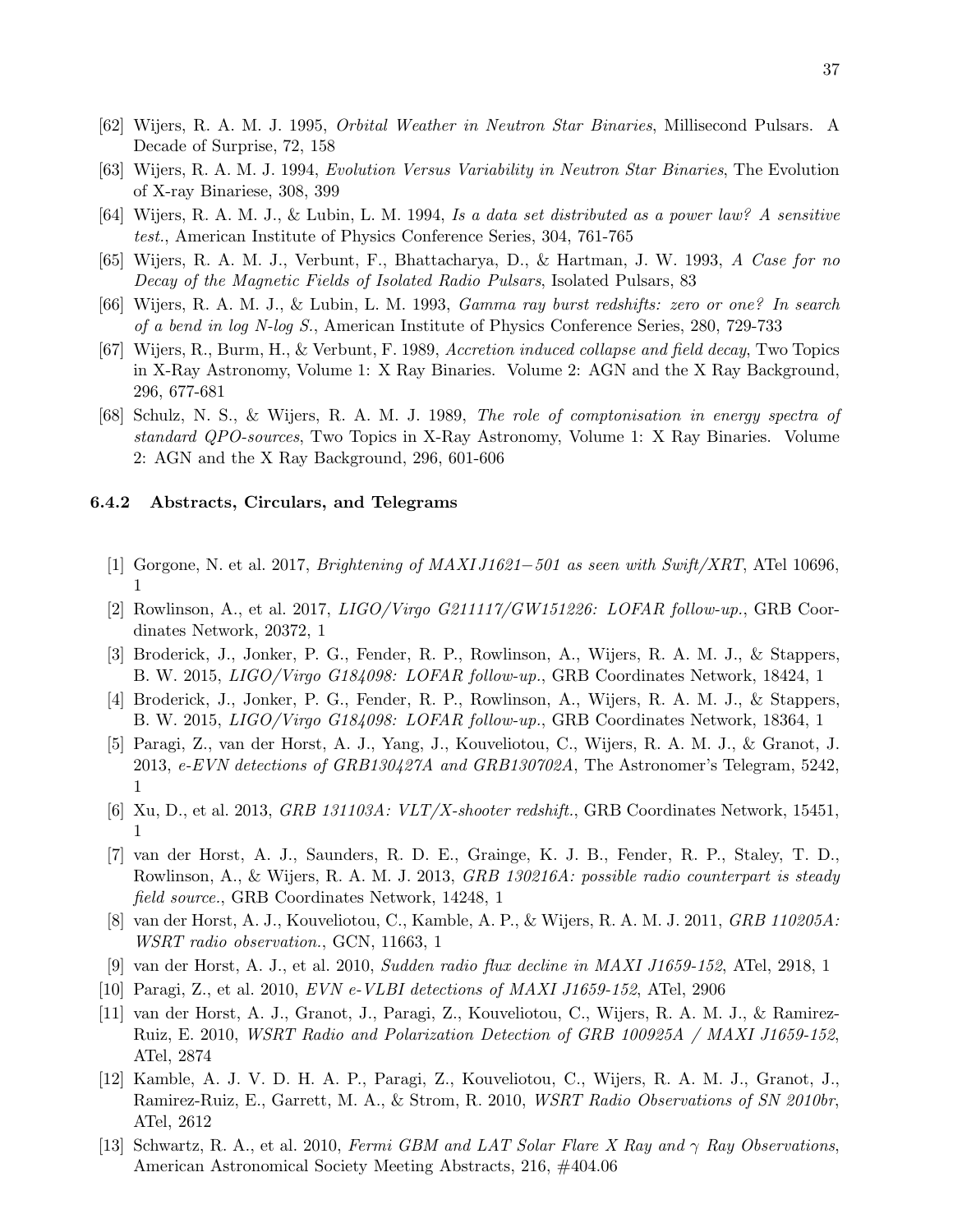[62] Wijers, R. A. M. J. 1995, *Orbital Weather in Neutron Star Binaries*, Millisecond Pulsars. A Decade of Surprise, 72, 158

[63] Wijers, R. A. M. J. 1994, *Evolution Versus Variability in Neutron Star Binaries*, The Evolution of X-ray Binariese, 308, 399

[64] Wijers, R. A. M. J., & Lubin, L. M. 1994, *Is a data set distributed as a power law? A sensitive test.*, American Institute of Physics Conference Series, 304, 761-765

[65] Wijers, R. A. M. J., Verbunt, F., Bhattacharya, D., & Hartman, J. W. 1993, *A Case for no Decay of the Magnetic Fields of Isolated Radio Pulsars*, Isolated Pulsars, 83

[66] Wijers, R. A. M. J., & Lubin, L. M. 1993, *Gamma ray burst redshifts: zero or one? In search of a bend in log N-log S.*, American Institute of Physics Conference Series, 280, 729-733

[67] Wijers, R., Burm, H., & Verbunt, F. 1989, *Accretion induced collapse and field decay*, Two Topics in X-Ray Astronomy, Volume 1: X Ray Binaries. Volume 2: AGN and the X Ray Background, 296, 677-681

[68] Schulz, N. S., & Wijers, R. A. M. J. 1989, *The role of comptonisation in energy spectra of standard QPO-sources*, Two Topics in X-Ray Astronomy, Volume 1: X Ray Binaries. Volume 2: AGN and the X Ray Background, 296, 601-606

### 6.4.2 Abstracts, Circulars, and Telegrams

[1] Gorgone, N. et al. 2017, *Brightening of MAXI J1621−501 as seen with Swift/XRT*, ATel 10696, 1

[2] Rowlinson, A., et al. 2017, *LIGO/Virgo G211117/GW151226: LOFAR follow-up.*, GRB Coordinates Network, 20372, 1

[3] Broderick, J., Jonker, P. G., Fender, R. P., Rowlinson, A., Wijers, R. A. M. J., & Stappers, B. W. 2015, *LIGO/Virgo G184098: LOFAR follow-up.*, GRB Coordinates Network, 18424, 1

[4] Broderick, J., Jonker, P. G., Fender, R. P., Rowlinson, A., Wijers, R. A. M. J., & Stappers, B. W. 2015, *LIGO/Virgo G184098: LOFAR follow-up.*, GRB Coordinates Network, 18364, 1

[5] Paragi, Z., van der Horst, A. J., Yang, J., Kouveliotou, C., Wijers, R. A. M. J., & Granot, J. 2013, *e-EVN detections of GRB130427A and GRB130702A*, The Astronomer's Telegram, 5242, 1

[6] Xu, D., et al. 2013, *GRB 131103A: VLT/X-shooter redshift.*, GRB Coordinates Network, 15451, 1

[7] van der Horst, A. J., Saunders, R. D. E., Grainge, K. J. B., Fender, R. P., Staley, T. D., Rowlinson, A., & Wijers, R. A. M. J. 2013, *GRB 130216A: possible radio counterpart is steady field source.*, GRB Coordinates Network, 14248, 1

[8] van der Horst, A. J., Kouveliotou, C., Kamble, A. P., & Wijers, R. A. M. J. 2011, *GRB 110205A: WSRT radio observation.*, GCN, 11663, 1

[9] van der Horst, A. J., et al. 2010, *Sudden radio flux decline in MAXI J1659-152*, ATel, 2918, 1

[10] Paragi, Z., et al. 2010, *EVN e-VLBI detections of MAXI J1659-152*, ATel, 2906

[11] van der Horst, A. J., Granot, J., Paragi, Z., Kouveliotou, C., Wijers, R. A. M. J., & Ramirez-Ruiz, E. 2010, *WSRT Radio and Polarization Detection of GRB 100925A / MAXI J1659-152*, ATel, 2874

[12] Kamble, A. J. V. D. H. A. P., Paragi, Z., Kouveliotou, C., Wijers, R. A. M. J., Granot, J., Ramirez-Ruiz, E., Garrett, M. A., & Strom, R. 2010, *WSRT Radio Observations of SN 2010br*, ATel, 2612

[13] Schwartz, R. A., et al. 2010, *Fermi GBM and LAT Solar Flare X Ray and $\gamma$ Ray Observations*, American Astronomical Society Meeting Abstracts, 216, #404.06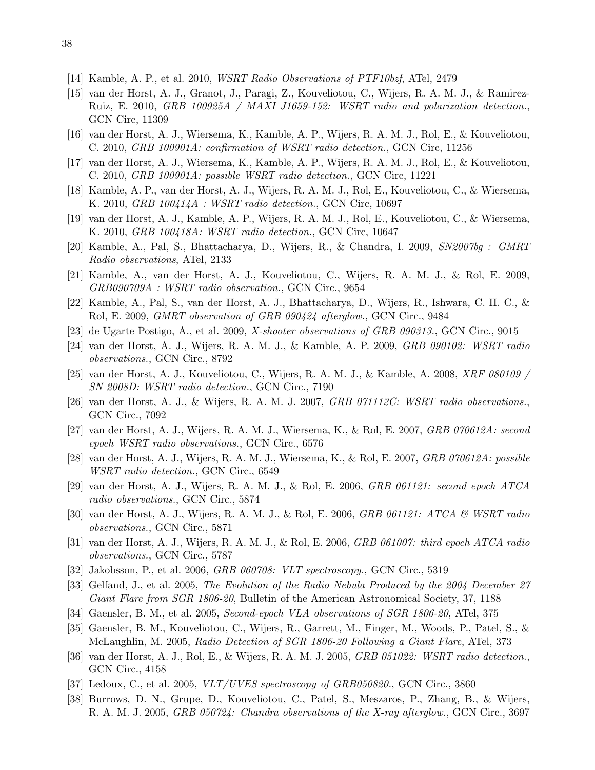[14] Kamble, A. P., et al. 2010, *WSRT Radio Observations of PTF10bzf*, ATel, 2479

[15] van der Horst, A. J., Granot, J., Paragi, Z., Kouveliotou, C., Wijers, R. A. M. J., & Ramirez-Ruiz, E. 2010, *GRB 100925A / MAXI J1659-152: WSRT radio and polarization detection.*, GCN Circ, 11309

[16] van der Horst, A. J., Wiersema, K., Kamble, A. P., Wijers, R. A. M. J., Rol, E., & Kouveliotou, C. 2010, *GRB 100901A: confirmation of WSRT radio detection.*, GCN Circ, 11256

[17] van der Horst, A. J., Wiersema, K., Kamble, A. P., Wijers, R. A. M. J., Rol, E., & Kouveliotou, C. 2010, *GRB 100901A: possible WSRT radio detection.*, GCN Circ, 11221

[18] Kamble, A. P., van der Horst, A. J., Wijers, R. A. M. J., Rol, E., Kouveliotou, C., & Wiersema, K. 2010, *GRB 100414A : WSRT radio detection.*, GCN Circ, 10697

[19] van der Horst, A. J., Kamble, A. P., Wijers, R. A. M. J., Rol, E., Kouveliotou, C., & Wiersema, K. 2010, *GRB 100418A: WSRT radio detection.*, GCN Circ, 10647

[20] Kamble, A., Pal, S., Bhattacharya, D., Wijers, R., & Chandra, I. 2009, *SN2007bg : GMRT Radio observations*, ATel, 2133

[21] Kamble, A., van der Horst, A. J., Kouveliotou, C., Wijers, R. A. M. J., & Rol, E. 2009, *GRB090709A : WSRT radio observation.*, GCN Circ., 9654

[22] Kamble, A., Pal, S., van der Horst, A. J., Bhattacharya, D., Wijers, R., Ishwara, C. H. C., & Rol, E. 2009, *GMRT observation of GRB 090424 afterglow.*, GCN Circ., 9484

[23] de Ugarte Postigo, A., et al. 2009, *X-shooter observations of GRB 090313.*, GCN Circ., 9015

[24] van der Horst, A. J., Wijers, R. A. M. J., & Kamble, A. P. 2009, *GRB 090102: WSRT radio observations.*, GCN Circ., 8792

[25] van der Horst, A. J., Kouveliotou, C., Wijers, R. A. M. J., & Kamble, A. 2008, *XRF 080109 / SN 2008D: WSRT radio detection.*, GCN Circ., 7190

[26] van der Horst, A. J., & Wijers, R. A. M. J. 2007, *GRB 071112C: WSRT radio observations.*, GCN Circ., 7092

[27] van der Horst, A. J., Wijers, R. A. M. J., Wiersema, K., & Rol, E. 2007, *GRB 070612A: second epoch WSRT radio observations.*, GCN Circ., 6576

[28] van der Horst, A. J., Wijers, R. A. M. J., Wiersema, K., & Rol, E. 2007, *GRB 070612A: possible WSRT radio detection.*, GCN Circ., 6549

[29] van der Horst, A. J., Wijers, R. A. M. J., & Rol, E. 2006, *GRB 061121: second epoch ATCA radio observations.*, GCN Circ., 5874

[30] van der Horst, A. J., Wijers, R. A. M. J., & Rol, E. 2006, *GRB 061121: ATCA & WSRT radio observations.*, GCN Circ., 5871

[31] van der Horst, A. J., Wijers, R. A. M. J., & Rol, E. 2006, *GRB 061007: third epoch ATCA radio observations.*, GCN Circ., 5787

[32] Jakobsson, P., et al. 2006, *GRB 060708: VLT spectroscopy.*, GCN Circ., 5319

[33] Gelfand, J., et al. 2005, *The Evolution of the Radio Nebula Produced by the 2004 December 27 Giant Flare from SGR 1806-20*, Bulletin of the American Astronomical Society, 37, 1188

[34] Gaensler, B. M., et al. 2005, *Second-epoch VLA observations of SGR 1806-20*, ATel, 375

[35] Gaensler, B. M., Kouveliotou, C., Wijers, R., Garrett, M., Finger, M., Woods, P., Patel, S., & McLaughlin, M. 2005, *Radio Detection of SGR 1806-20 Following a Giant Flare*, ATel, 373

[36] van der Horst, A. J., Rol, E., & Wijers, R. A. M. J. 2005, *GRB 051022: WSRT radio detection.*, GCN Circ., 4158

[37] Ledoux, C., et al. 2005, *VLT/UVES spectroscopy of GRB050820.*, GCN Circ., 3860

[38] Burrows, D. N., Grupe, D., Kouveliotou, C., Patel, S., Meszaros, P., Zhang, B., & Wijers, R. A. M. J. 2005, *GRB 050724: Chandra observations of the X-ray afterglow.*, GCN Circ., 3697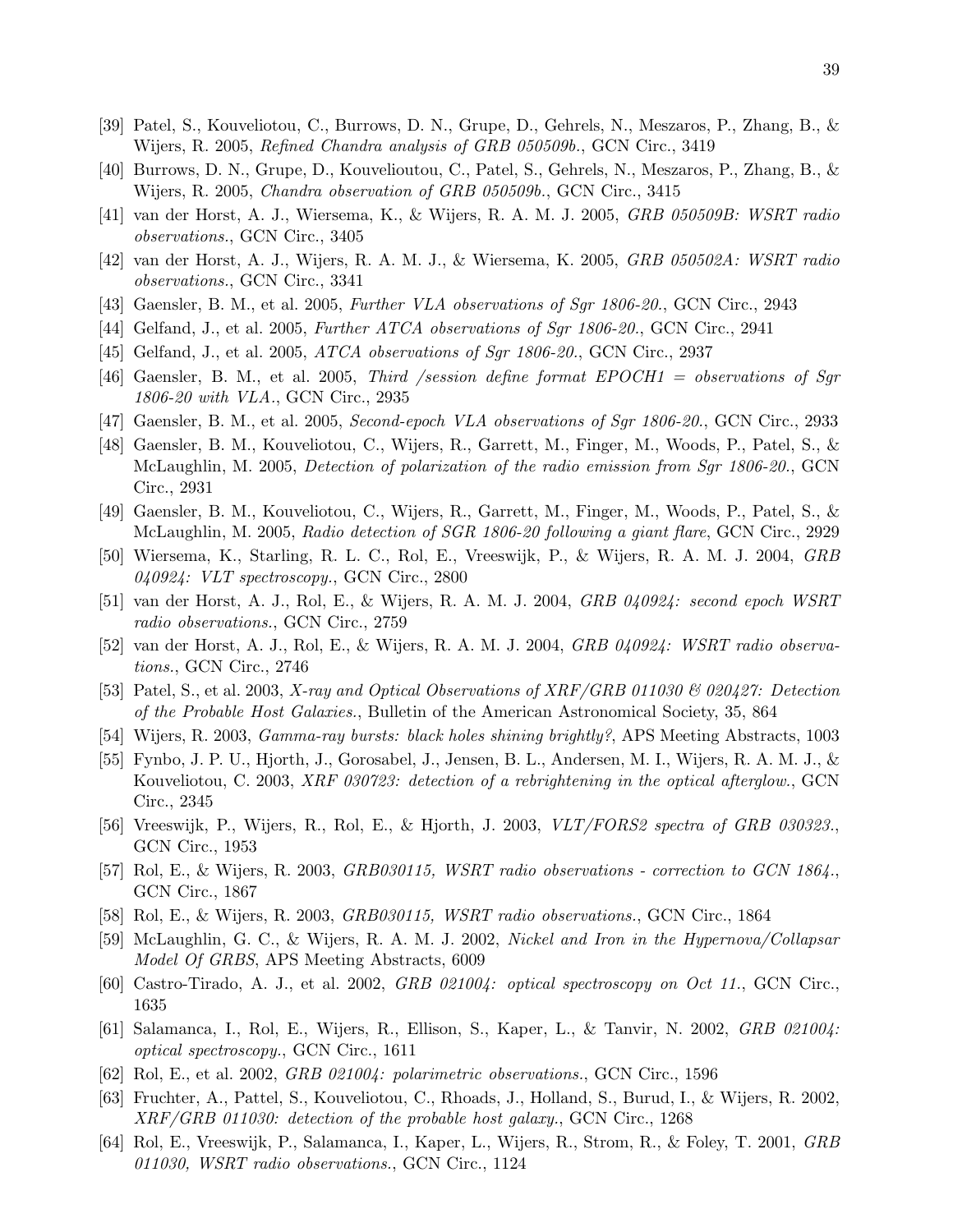[39] Patel, S., Kouveliotou, C., Burrows, D. N., Grupe, D., Gehrels, N., Meszaros, P., Zhang, B., & Wijers, R. 2005, *Refined Chandra analysis of GRB 050509b.*, GCN Circ., 3419

[40] Burrows, D. N., Grupe, D., Kouveliotou, C., Patel, S., Gehrels, N., Meszaros, P., Zhang, B., & Wijers, R. 2005, *Chandra observation of GRB 050509b.*, GCN Circ., 3415

[41] van der Horst, A. J., Wiersema, K., & Wijers, R. A. M. J. 2005, *GRB 050509B: WSRT radio observations.*, GCN Circ., 3405

[42] van der Horst, A. J., Wijers, R. A. M. J., & Wiersema, K. 2005, *GRB 050502A: WSRT radio observations.*, GCN Circ., 3341

[43] Gaensler, B. M., et al. 2005, *Further VLA observations of Sgr 1806-20.*, GCN Circ., 2943

[44] Gelfand, J., et al. 2005, *Further ATCA observations of Sgr 1806-20.*, GCN Circ., 2941

[45] Gelfand, J., et al. 2005, *ATCA observations of Sgr 1806-20.*, GCN Circ., 2937

[46] Gaensler, B. M., et al. 2005, *Third /session define format EPOCH1 = observations of Sgr 1806-20 with VLA.*, GCN Circ., 2935

[47] Gaensler, B. M., et al. 2005, *Second-epoch VLA observations of Sgr 1806-20.*, GCN Circ., 2933

[48] Gaensler, B. M., Kouveliotou, C., Wijers, R., Garrett, M., Finger, M., Woods, P., Patel, S., & McLaughlin, M. 2005, *Detection of polarization of the radio emission from Sgr 1806-20.*, GCN Circ., 2931

[49] Gaensler, B. M., Kouveliotou, C., Wijers, R., Garrett, M., Finger, M., Woods, P., Patel, S., & McLaughlin, M. 2005, *Radio detection of SGR 1806-20 following a giant flare*, GCN Circ., 2929

[50] Wiersema, K., Starling, R. L. C., Rol, E., Vreeswijk, P., & Wijers, R. A. M. J. 2004, *GRB 040924: VLT spectroscopy.*, GCN Circ., 2800

[51] van der Horst, A. J., Rol, E., & Wijers, R. A. M. J. 2004, *GRB 040924: second epoch WSRT radio observations.*, GCN Circ., 2759

[52] van der Horst, A. J., Rol, E., & Wijers, R. A. M. J. 2004, *GRB 040924: WSRT radio observations.*, GCN Circ., 2746

[53] Patel, S., et al. 2003, *X-ray and Optical Observations of XRF/GRB 011030 & 020427: Detection of the Probable Host Galaxies.*, Bulletin of the American Astronomical Society, 35, 864

[54] Wijers, R. 2003, *Gamma-ray bursts: black holes shining brightly?*, APS Meeting Abstracts, 1003

[55] Fynbo, J. P. U., Hjorth, J., Gorosabel, J., Jensen, B. L., Andersen, M. I., Wijers, R. A. M. J., & Kouveliotou, C. 2003, *XRF 030723: detection of a rebrightening in the optical afterglow.*, GCN Circ., 2345

[56] Vreeswijk, P., Wijers, R., Rol, E., & Hjorth, J. 2003, *VLT/FORS2 spectra of GRB 030323.*, GCN Circ., 1953

[57] Rol, E., & Wijers, R. 2003, *GRB030115, WSRT radio observations - correction to GCN 1864.*, GCN Circ., 1867

[58] Rol, E., & Wijers, R. 2003, *GRB030115, WSRT radio observations.*, GCN Circ., 1864

[59] McLaughlin, G. C., & Wijers, R. A. M. J. 2002, *Nickel and Iron in the Hypernova/Collapsar Model Of GRBS*, APS Meeting Abstracts, 6009

[60] Castro-Tirado, A. J., et al. 2002, *GRB 021004: optical spectroscopy on Oct 11.*, GCN Circ., 1635

[61] Salamanca, I., Rol, E., Wijers, R., Ellison, S., Kaper, L., & Tanvir, N. 2002, *GRB 021004: optical spectroscopy.*, GCN Circ., 1611

[62] Rol, E., et al. 2002, *GRB 021004: polarimetric observations.*, GCN Circ., 1596

[63] Fruchter, A., Pattel, S., Kouveliotou, C., Rhoads, J., Holland, S., Burud, I., & Wijers, R. 2002, *XRF/GRB 011030: detection of the probable host galaxy.*, GCN Circ., 1268

[64] Rol, E., Vreeswijk, P., Salamanca, I., Kaper, L., Wijers, R., Strom, R., & Foley, T. 2001, *GRB 011030, WSRT radio observations.*, GCN Circ., 1124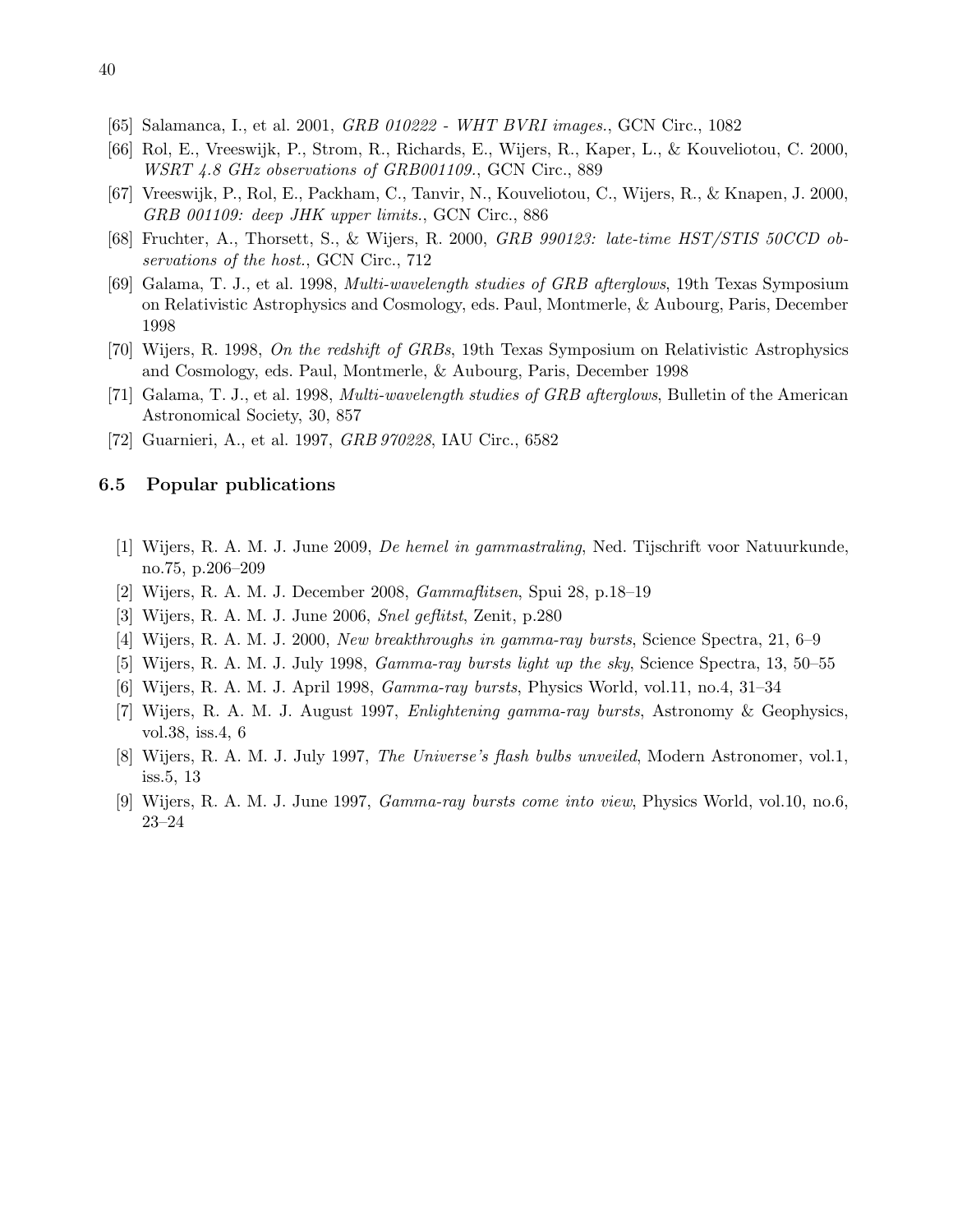[65] Salamanca, I., et al. 2001, *GRB 010222 - WHT BVRI images.*, GCN Circ., 1082

[66] Rol, E., Vreeswijk, P., Strom, R., Richards, E., Wijers, R., Kaper, L., & Kouveliotou, C. 2000, *WSRT 4.8 GHz observations of GRB001109.*, GCN Circ., 889

[67] Vreeswijk, P., Rol, E., Packham, C., Tanvir, N., Kouveliotou, C., Wijers, R., & Knapen, J. 2000, *GRB 001109: deep JHK upper limits.*, GCN Circ., 886

[68] Fruchter, A., Thorsett, S., & Wijers, R. 2000, *GRB 990123: late-time HST/STIS 50CCD observations of the host.*, GCN Circ., 712

[69] Galama, T. J., et al. 1998, *Multi-wavelength studies of GRB afterglows*, 19th Texas Symposium on Relativistic Astrophysics and Cosmology, eds. Paul, Montmerle, & Aubourg, Paris, December 1998

[70] Wijers, R. 1998, *On the redshift of GRBs*, 19th Texas Symposium on Relativistic Astrophysics and Cosmology, eds. Paul, Montmerle, & Aubourg, Paris, December 1998

[71] Galama, T. J., et al. 1998, *Multi-wavelength studies of GRB afterglows*, Bulletin of the American Astronomical Society, 30, 857

[72] Guarnieri, A., et al. 1997, *GRB 970228*, IAU Circ., 6582

### 6.5 Popular publications

[1] Wijers, R. A. M. J. June 2009, *De hemel in gammastraling*, Ned. Tijschrift voor Natuurkunde, no.75, p.206–209

[2] Wijers, R. A. M. J. December 2008, *Gammaflitsen*, Spui 28, p.18–19

[3] Wijers, R. A. M. J. June 2006, *Snel geflitst*, Zenit, p.280

[4] Wijers, R. A. M. J. 2000, *New breakthroughs in gamma-ray bursts*, Science Spectra, 21, 6–9

[5] Wijers, R. A. M. J. July 1998, *Gamma-ray bursts light up the sky*, Science Spectra, 13, 50–55

[6] Wijers, R. A. M. J. April 1998, *Gamma-ray bursts*, Physics World, vol.11, no.4, 31–34

[7] Wijers, R. A. M. J. August 1997, *Enlightening gamma-ray bursts*, Astronomy & Geophysics, vol.38, iss.4, 6

[8] Wijers, R. A. M. J. July 1997, *The Universe's flash bulbs unveiled*, Modern Astronomer, vol.1, iss.5, 13

[9] Wijers, R. A. M. J. June 1997, *Gamma-ray bursts come into view*, Physics World, vol.10, no.6, 23–24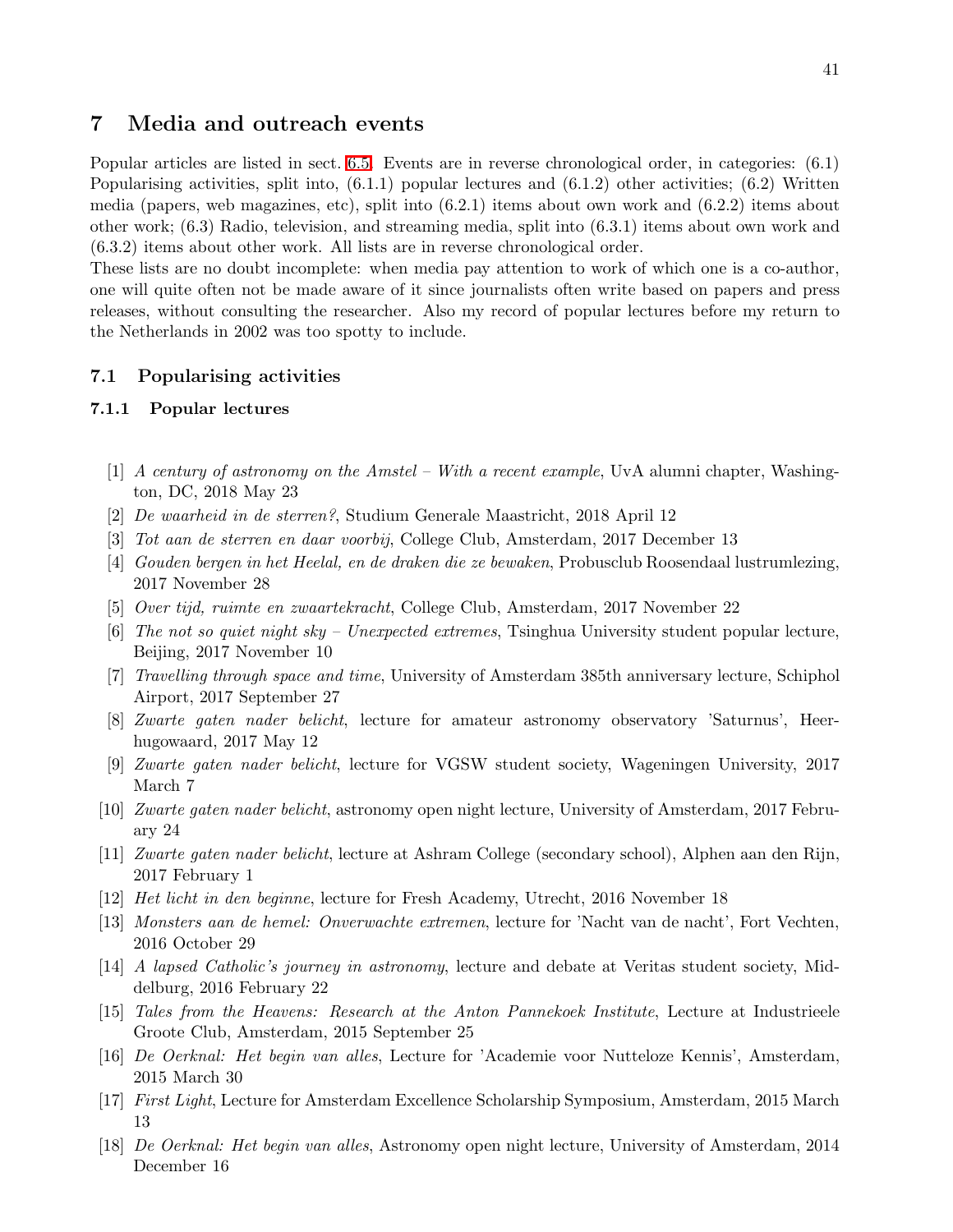## 7 Media and outreach events

Popular articles are listed in sect. 6.5. Events are in reverse chronological order, in categories: (6.1) Popularising activities, split into, (6.1.1) popular lectures and (6.1.2) other activities; (6.2) Written media (papers, web magazines, etc), split into (6.2.1) items about own work and (6.2.2) items about other work; (6.3) Radio, television, and streaming media, split into (6.3.1) items about own work and (6.3.2) items about other work. All lists are in reverse chronological order.

These lists are no doubt incomplete: when media pay attention to work of which one is a co-author, one will quite often not be made aware of it since journalists often write based on papers and press releases, without consulting the researcher. Also my record of popular lectures before my return to the Netherlands in 2002 was too spotty to include.

### 7.1 Popularising activities

#### 7.1.1 Popular lectures

[1] *A century of astronomy on the Amstel – With a recent example*, UvA alumni chapter, Washington, DC, 2018 May 23

[2] *De waarheid in de sterren?*, Studium Generale Maastricht, 2018 April 12

[3] *Tot aan de sterren en daar voorbij*, College Club, Amsterdam, 2017 December 13

[4] *Gouden bergen in het Heelal, en de draken die ze bewaken*, Probusclub Roosendaal lustrumlezing, 2017 November 28

[5] *Over tijd, ruimte en zwaartekracht*, College Club, Amsterdam, 2017 November 22

[6] *The not so quiet night sky – Unexpected extremes*, Tsinghua University student popular lecture, Beijing, 2017 November 10

[7] *Travelling through space and time*, University of Amsterdam 385th anniversary lecture, Schiphol Airport, 2017 September 27

[8] *Zwarte gaten nader belicht*, lecture for amateur astronomy observatory 'Saturnus', Heerhugowaard, 2017 May 12

[9] *Zwarte gaten nader belicht*, lecture for VGSW student society, Wageningen University, 2017 March 7

[10] *Zwarte gaten nader belicht*, astronomy open night lecture, University of Amsterdam, 2017 February 24

[11] *Zwarte gaten nader belicht*, lecture at Ashram College (secondary school), Alphen aan den Rijn, 2017 February 1

[12] *Het licht in den beginne*, lecture for Fresh Academy, Utrecht, 2016 November 18

[13] *Monsters aan de hemel: Onverwachte extremen*, lecture for 'Nacht van de nacht', Fort Vechten, 2016 October 29

[14] *A lapsed Catholic's journey in astronomy*, lecture and debate at Veritas student society, Middelburg, 2016 February 22

[15] *Tales from the Heavens: Research at the Anton Pannekoek Institute*, Lecture at Industrieele Groote Club, Amsterdam, 2015 September 25

[16] *De Oerknal: Het begin van alles*, Lecture for 'Academie voor Nutteloze Kennis', Amsterdam, 2015 March 30

[17] *First Light*, Lecture for Amsterdam Excellence Scholarship Symposium, Amsterdam, 2015 March 13

[18] *De Oerknal: Het begin van alles*, Astronomy open night lecture, University of Amsterdam, 2014 December 16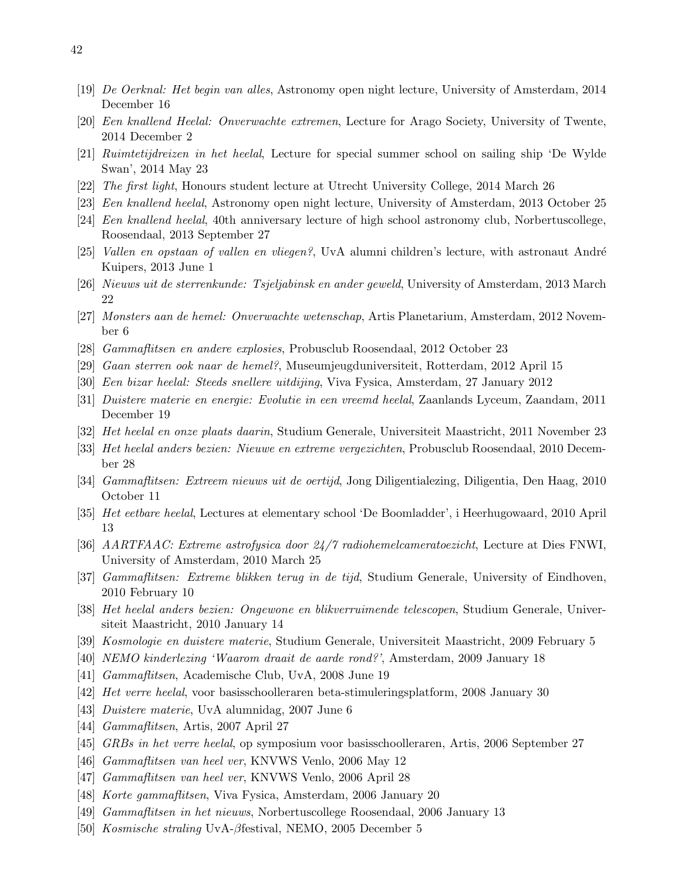[19] *De Oerknal: Het begin van alles*, Astronomy open night lecture, University of Amsterdam, 2014 December 16

[20] *Een knallend Heelal: Onverwachte extremen*, Lecture for Arago Society, University of Twente, 2014 December 2

[21] *Ruimtetijdreizen in het heelal*, Lecture for special summer school on sailing ship 'De Wylde Swan', 2014 May 23

[22] *The first light*, Honours student lecture at Utrecht University College, 2014 March 26

[23] *Een knallend heelal*, Astronomy open night lecture, University of Amsterdam, 2013 October 25

[24] *Een knallend heelal*, 40th anniversary lecture of high school astronomy club, Norbertuscollege, Roosendaal, 2013 September 27

[25] *Vallen en opstaan of vallen en vliegen?*, UvA alumni children's lecture, with astronaut André Kuipers, 2013 June 1

[26] *Nieuws uit de sterrenkunde: Tsjeljabinsk en ander geweld*, University of Amsterdam, 2013 March 22

[27] *Monsters aan de hemel: Onverwachte wetenschap*, Artis Planetarium, Amsterdam, 2012 November 6

[28] *Gammaflitsen en andere explosies*, Probusclub Roosendaal, 2012 October 23

[29] *Gaan sterren ook naar de hemel?*, Museumjeugduniversiteit, Rotterdam, 2012 April 15

[30] *Een bizar heelal: Steeds snellere uitdijing*, Viva Fysica, Amsterdam, 27 January 2012

[31] *Duistere materie en energie: Evolutie in een vreemd heelal*, Zaanlands Lyceum, Zaandam, 2011 December 19

[32] *Het heelal en onze plaats daarin*, Studium Generale, Universiteit Maastricht, 2011 November 23

[33] *Het heelal anders bezien: Nieuwe en extreme vergezichten*, Probusclub Roosendaal, 2010 December 28

[34] *Gammaflitsen: Extreem nieuws uit de oertijd*, Jong Diligentialezing, Diligentia, Den Haag, 2010 October 11

[35] *Het eetbare heelal*, Lectures at elementary school 'De Boomladder', i Heerhugowaard, 2010 April 13

[36] *AARTFAAC: Extreme astrofysica door 24/7 radiohemelcameratoezicht*, Lecture at Dies FNWI, University of Amsterdam, 2010 March 25

[37] *Gammaflitsen: Extreme blikken terug in de tijd*, Studium Generale, University of Eindhoven, 2010 February 10

[38] *Het heelal anders bezien: Ongewone en blikverruimende telescopen*, Studium Generale, Universiteit Maastricht, 2010 January 14

[39] *Kosmologie en duistere materie*, Studium Generale, Universiteit Maastricht, 2009 February 5

[40] *NEMO kinderlezing 'Waarom draait de aarde rond?'*, Amsterdam, 2009 January 18

[41] *Gammaflitsen*, Academische Club, UvA, 2008 June 19

[42] *Het verre heelal*, voor basisschoolleraren beta-stimuleringsplatform, 2008 January 30

[43] *Duistere materie*, UvA alumnidag, 2007 June 6

[44] *Gammaflitsen*, Artis, 2007 April 27

[45] *GRBs in het verre heelal*, op symposium voor basisschoolleraren, Artis, 2006 September 27

[46] *Gammaflitsen van heel ver*, KNVWS Venlo, 2006 May 12

[47] *Gammaflitsen van heel ver*, KNVWS Venlo, 2006 April 28

[48] *Korte gammaflitsen*, Viva Fysica, Amsterdam, 2006 January 20

[49] *Gammaflitsen in het nieuws*, Norbertuscollege Roosendaal, 2006 January 13

[50] *Kosmische straling* UvA-$\beta$festival, NEMO, 2005 December 5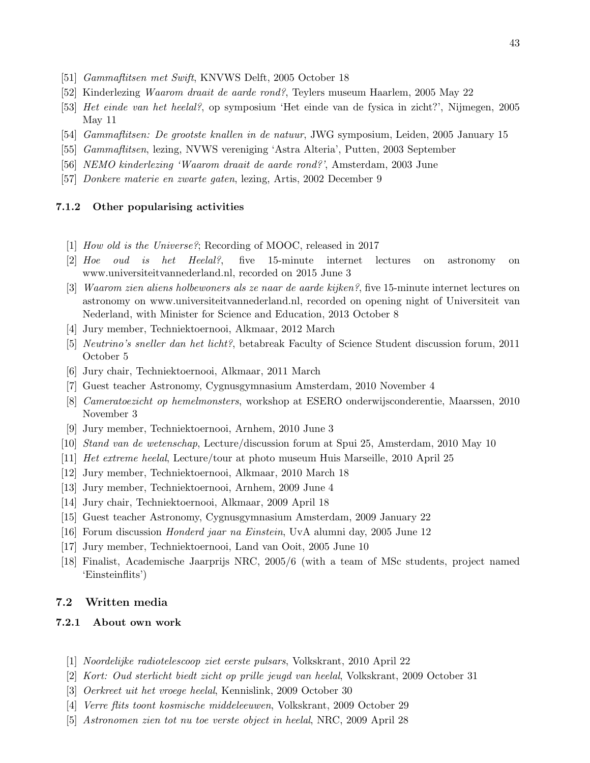[51] *Gammaflitsen met Swift*, KNVWS Delft, 2005 October 18

[52] Kinderlezing *Waarom draait de aarde rond?*, Teylers museum Haarlem, 2005 May 22

[53] *Het einde van het heelal?*, op symposium 'Het einde van de fysica in zicht?', Nijmegen, 2005 May 11

[54] *Gammaflitsen: De grootste knallen in de natuur*, JWG symposium, Leiden, 2005 January 15

[55] *Gammaflitsen*, lezing, NVWS vereniging 'Astra Alteria', Putten, 2003 September

[56] *NEMO kinderlezing 'Waarom draait de aarde rond?'*, Amsterdam, 2003 June

[57] *Donkere materie en zwarte gaten*, lezing, Artis, 2002 December 9

### 7.1.2 Other popularising activities

[1] *How old is the Universe?*; Recording of MOOC, released in 2017

[2] *Hoe oud is het Heelal?*, five 15-minute internet lectures on astronomy on www.universiteitvannederland.nl, recorded on 2015 June 3

[3] *Waarom zien aliens holbewoners als ze naar de aarde kijken?*, five 15-minute internet lectures on astronomy on www.universiteitvannederland.nl, recorded on opening night of Universiteit van Nederland, with Minister for Science and Education, 2013 October 8

[4] Jury member, Techniektoernooi, Alkmaar, 2012 March

[5] *Neutrino's sneller dan het licht?*, betabreak Faculty of Science Student discussion forum, 2011 October 5

[6] Jury chair, Techniektoernooi, Alkmaar, 2011 March

[7] Guest teacher Astronomy, Cygnusgymnasium Amsterdam, 2010 November 4

[8] *Cameratoezicht op hemelmonsters*, workshop at ESERO onderwijsconderentie, Maarssen, 2010 November 3

[9] Jury member, Techniektoernooi, Arnhem, 2010 June 3

[10] *Stand van de wetenschap*, Lecture/discussion forum at Spui 25, Amsterdam, 2010 May 10

[11] *Het extreme heelal*, Lecture/tour at photo museum Huis Marseille, 2010 April 25

[12] Jury member, Techniektoernooi, Alkmaar, 2010 March 18

[13] Jury member, Techniektoernooi, Arnhem, 2009 June 4

[14] Jury chair, Techniektoernooi, Alkmaar, 2009 April 18

[15] Guest teacher Astronomy, Cygnusgymnasium Amsterdam, 2009 January 22

[16] Forum discussion *Honderd jaar na Einstein*, UvA alumni day, 2005 June 12

[17] Jury member, Techniektoernooi, Land van Ooit, 2005 June 10

[18] Finalist, Academische Jaarprijs NRC, 2005/6 (with a team of MSc students, project named 'Einsteinflits')

## 7.2 Written media

### 7.2.1 About own work

[1] *Noordelijke radiotelescoop ziet eerste pulsars*, Volkskrant, 2010 April 22

[2] *Kort: Oud sterlicht biedt zicht op prille jeugd van heelal*, Volkskrant, 2009 October 31

[3] *Oerkreet uit het vroege heelal*, Kennislink, 2009 October 30

[4] *Verre flits toont kosmische middeleeuwen*, Volkskrant, 2009 October 29

[5] *Astronomen zien tot nu toe verste object in heelal*, NRC, 2009 April 28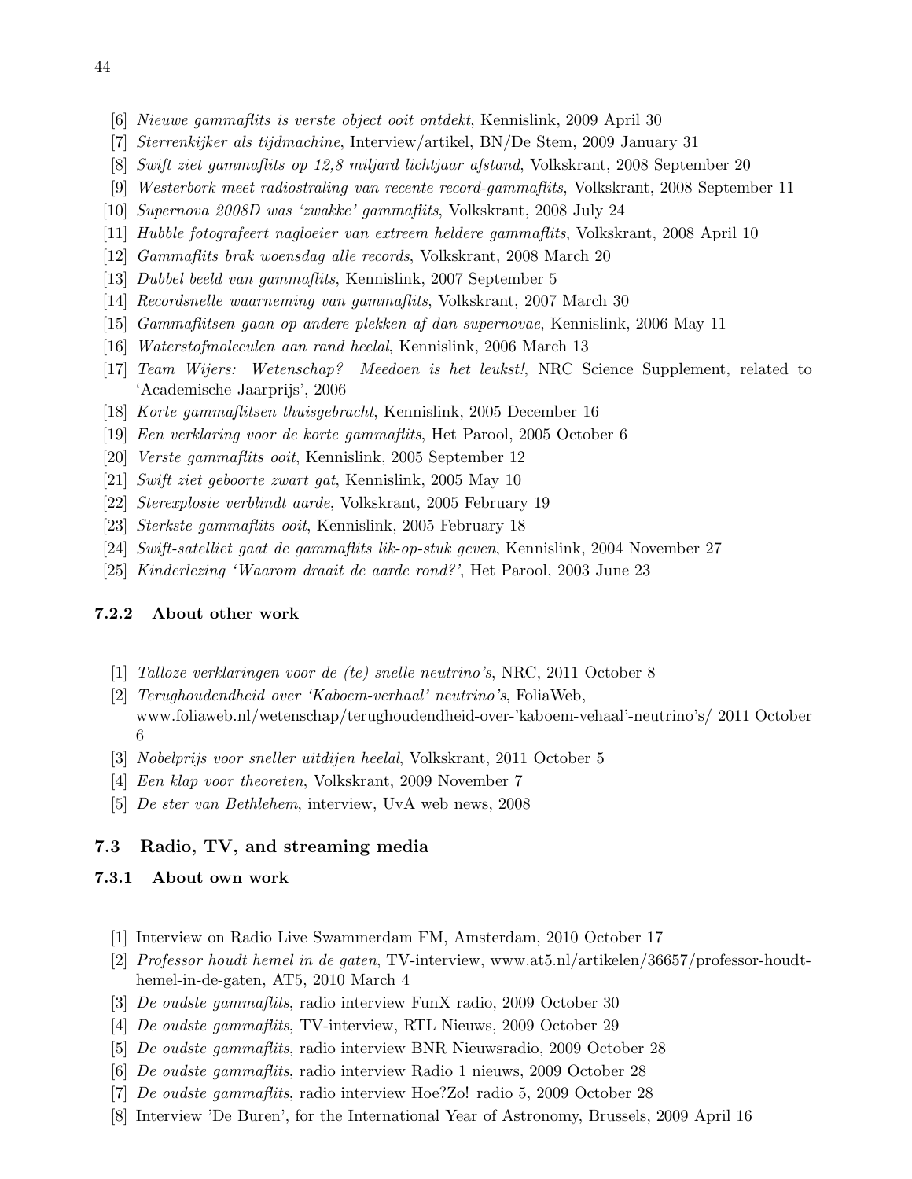[6] *Nieuwe gammaflits is verste object ooit ontdekt*, Kennislink, 2009 April 30

[7] *Sterrenkijker als tijdmachine*, Interview/artikel, BN/De Stem, 2009 January 31

[8] *Swift ziet gammaflits op 12,8 miljard lichtjaar afstand*, Volkskrant, 2008 September 20

[9] *Westerbork meet radiostraling van recente record-gammaflits*, Volkskrant, 2008 September 11

[10] *Supernova 2008D was 'zwakke' gammaflits*, Volkskrant, 2008 July 24

[11] *Hubble fotografeert nagloeier van extreem heldere gammaflits*, Volkskrant, 2008 April 10

[12] *Gammaflits brak woensdag alle records*, Volkskrant, 2008 March 20

[13] *Dubbel beeld van gammaflits*, Kennislink, 2007 September 5

[14] *Recordsnelle waarneming van gammaflits*, Volkskrant, 2007 March 30

[15] *Gammaflitsen gaan op andere plekken af dan supernovae*, Kennislink, 2006 May 11

[16] *Waterstofmoleculen aan rand heelal*, Kennislink, 2006 March 13

[17] *Team Wijers: Wetenschap? Meedoen is het leukst!*, NRC Science Supplement, related to 'Academische Jaarprijs', 2006

[18] *Korte gammaflitsen thuisgebracht*, Kennislink, 2005 December 16

[19] *Een verklaring voor de korte gammaflits*, Het Parool, 2005 October 6

[20] *Verste gammaflits ooit*, Kennislink, 2005 September 12

[21] *Swift ziet geboorte zwart gat*, Kennislink, 2005 May 10

[22] *Sterexplosie verblindt aarde*, Volkskrant, 2005 February 19

[23] *Sterkste gammaflits ooit*, Kennislink, 2005 February 18

[24] *Swift-satelliet gaat de gammaflits lik-op-stuk geven*, Kennislink, 2004 November 27

[25] *Kinderlezing 'Waarom draait de aarde rond?'*, Het Parool, 2003 June 23

#### 7.2.2 About other work

[1] *Talloze verklaringen voor de (te) snelle neutrino's*, NRC, 2011 October 8

[2] *Terughoudendheid over 'Kaboem-verhaal' neutrino's*, FoliaWeb, www.foliaweb.nl/wetenschap/terughoudendheid-over-'kaboem-vehaal'-neutrino's/ 2011 October 6

[3] *Nobelprijs voor sneller uitdijen heelal*, Volkskrant, 2011 October 5

[4] *Een klap voor theoreten*, Volkskrant, 2009 November 7

[5] *De ster van Bethlehem*, interview, UvA web news, 2008

### 7.3 Radio, TV, and streaming media

#### 7.3.1 About own work

[1] Interview on Radio Live Swammerdam FM, Amsterdam, 2010 October 17

[2] *Professor houdt hemel in de gaten*, TV-interview, www.at5.nl/artikelen/36657/professor-houdt-hemel-in-de-gaten, AT5, 2010 March 4

[3] *De oudste gammaflits*, radio interview FunX radio, 2009 October 30

[4] *De oudste gammaflits*, TV-interview, RTL Nieuws, 2009 October 29

[5] *De oudste gammaflits*, radio interview BNR Nieuwsradio, 2009 October 28

[6] *De oudste gammaflits*, radio interview Radio 1 nieuws, 2009 October 28

[7] *De oudste gammaflits*, radio interview Hoe?Zo! radio 5, 2009 October 28

[8] Interview 'De Buren', for the International Year of Astronomy, Brussels, 2009 April 16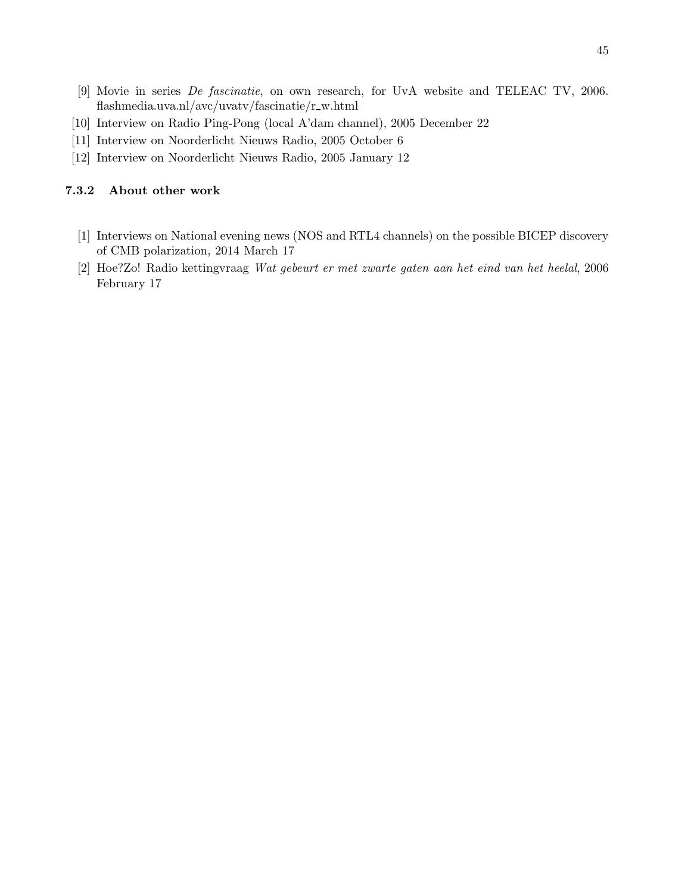[9] Movie in series *De fascinatie*, on own research, for UvA website and TELEAC TV, 2006. flashmedia.uva.nl/avc/uvatv/fascinatie/r_w.html

[10] Interview on Radio Ping-Pong (local A'dam channel), 2005 December 22

[11] Interview on Noorderlicht Nieuws Radio, 2005 October 6

[12] Interview on Noorderlicht Nieuws Radio, 2005 January 12

### 7.3.2 About other work

[1] Interviews on National evening news (NOS and RTL4 channels) on the possible BICEP discovery of CMB polarization, 2014 March 17

[2] Hoe?Zo! Radio kettingvraag *Wat gebeurt er met zwarte gaten aan het eind van het heelal*, 2006 February 17